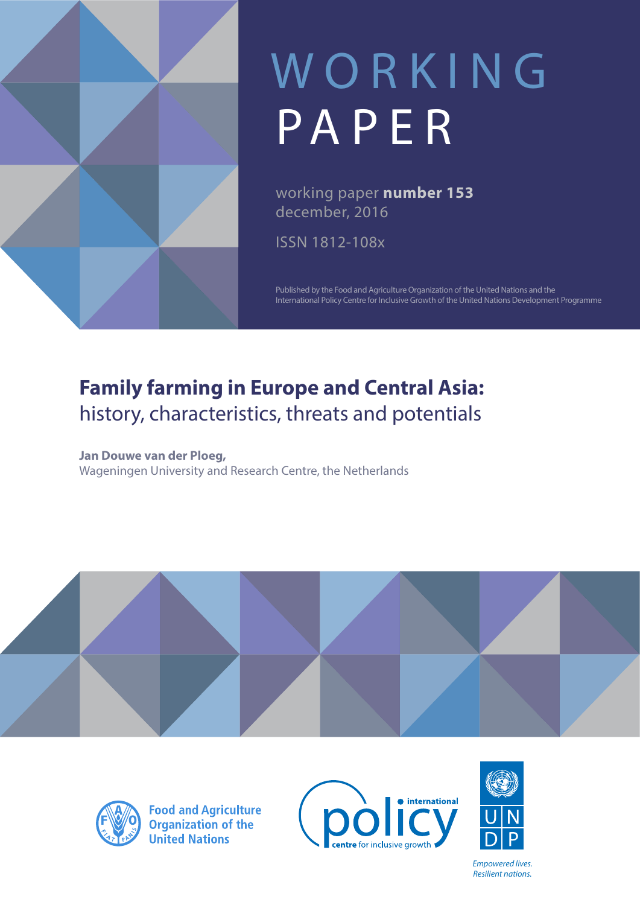# WORKING PAPER

working paper **number 153**
december, 2016

ISSN 1812-108x

Published by the Food and Agriculture Organization of the United Nations and the International Policy Centre for Inclusive Growth of the United Nations Development Programme

## Family farming in Europe and Central Asia: history, characteristics, threats and potentials

**Jan Douwe van der Ploeg,**
Wageningen University and Research Centre, the Netherlands

Food and Agriculture Organization of the United Nations

international policy centre for inclusive growth

UNDP

*Empowered lives. Resilient nations.*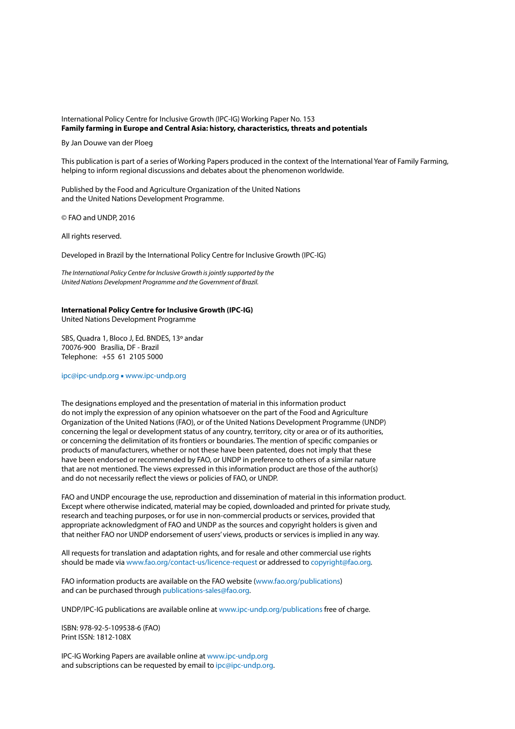International Policy Centre for Inclusive Growth (IPC-IG) Working Paper No. 153
**Family farming in Europe and Central Asia: history, characteristics, threats and potentials**

By Jan Douwe van der Ploeg

This publication is part of a series of Working Papers produced in the context of the International Year of Family Farming, helping to inform regional discussions and debates about the phenomenon worldwide.

Published by the Food and Agriculture Organization of the United Nations
and the United Nations Development Programme.

© FAO and UNDP, 2016

All rights reserved.

Developed in Brazil by the International Policy Centre for Inclusive Growth (IPC-IG)

*The International Policy Centre for Inclusive Growth is jointly supported by the United Nations Development Programme and the Government of Brazil.*

**International Policy Centre for Inclusive Growth (IPC-IG)**
United Nations Development Programme

SBS, Quadra 1, Bloco J, Ed. BNDES, 13º andar
70076-900 Brasília, DF - Brazil
Telephone: +55 61 2105 5000

ipc@ipc-undp.org ▪ www.ipc-undp.org

The designations employed and the presentation of material in this information product do not imply the expression of any opinion whatsoever on the part of the Food and Agriculture Organization of the United Nations (FAO), or of the United Nations Development Programme (UNDP) concerning the legal or development status of any country, territory, city or area or of its authorities, or concerning the delimitation of its frontiers or boundaries. The mention of specific companies or products of manufacturers, whether or not these have been patented, does not imply that these have been endorsed or recommended by FAO, or UNDP in preference to others of a similar nature that are not mentioned. The views expressed in this information product are those of the author(s) and do not necessarily reflect the views or policies of FAO, or UNDP.

FAO and UNDP encourage the use, reproduction and dissemination of material in this information product. Except where otherwise indicated, material may be copied, downloaded and printed for private study, research and teaching purposes, or for use in non-commercial products or services, provided that appropriate acknowledgment of FAO and UNDP as the sources and copyright holders is given and that neither FAO nor UNDP endorsement of users' views, products or services is implied in any way.

All requests for translation and adaptation rights, and for resale and other commercial use rights should be made via www.fao.org/contact-us/licence-request or addressed to copyright@fao.org.

FAO information products are available on the FAO website (www.fao.org/publications) and can be purchased through publications-sales@fao.org.

UNDP/IPC-IG publications are available online at www.ipc-undp.org/publications free of charge.

ISBN: 978-92-5-109538-6 (FAO)
Print ISSN: 1812-108X

IPC-IG Working Papers are available online at www.ipc-undp.org
and subscriptions can be requested by email to ipc@ipc-undp.org.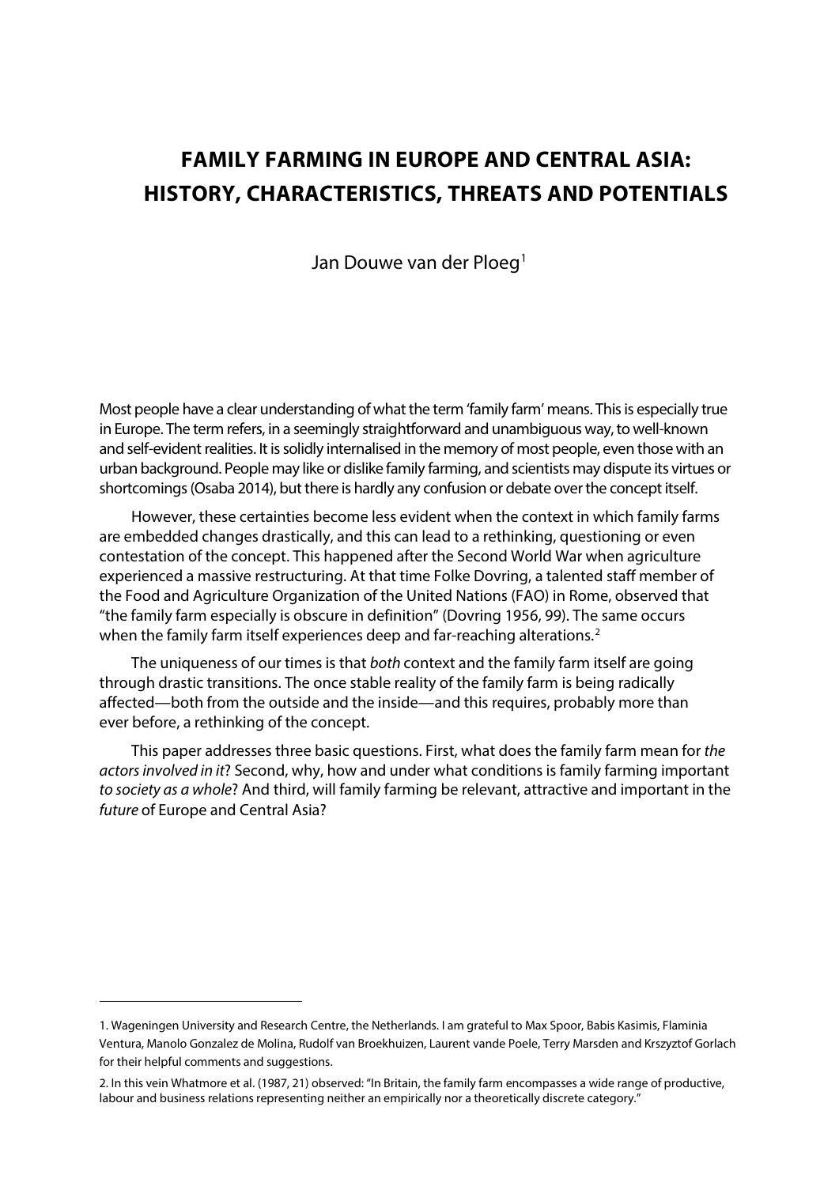# FAMILY FARMING IN EUROPE AND CENTRAL ASIA: HISTORY, CHARACTERISTICS, THREATS AND POTENTIALS

Jan Douwe van der Ploeg[1]

Most people have a clear understanding of what the term 'family farm' means. This is especially true in Europe. The term refers, in a seemingly straightforward and unambiguous way, to well-known and self-evident realities. It is solidly internalised in the memory of most people, even those with an urban background. People may like or dislike family farming, and scientists may dispute its virtues or shortcomings (Osaba 2014), but there is hardly any confusion or debate over the concept itself.

However, these certainties become less evident when the context in which family farms are embedded changes drastically, and this can lead to a rethinking, questioning or even contestation of the concept. This happened after the Second World War when agriculture experienced a massive restructuring. At that time Folke Dovring, a talented staff member of the Food and Agriculture Organization of the United Nations (FAO) in Rome, observed that "the family farm especially is obscure in definition" (Dovring 1956, 99). The same occurs when the family farm itself experiences deep and far-reaching alterations.[2]

The uniqueness of our times is that *both* context and the family farm itself are going through drastic transitions. The once stable reality of the family farm is being radically affected—both from the outside and the inside—and this requires, probably more than ever before, a rethinking of the concept.

This paper addresses three basic questions. First, what does the family farm mean for *the actors involved in it*? Second, why, how and under what conditions is family farming important *to society as a whole*? And third, will family farming be relevant, attractive and important in the *future* of Europe and Central Asia?

---

1. Wageningen University and Research Centre, the Netherlands. I am grateful to Max Spoor, Babis Kasimis, Flaminia Ventura, Manolo Gonzalez de Molina, Rudolf van Broekhuizen, Laurent vande Poele, Terry Marsden and Krszyztof Gorlach for their helpful comments and suggestions.

2. In this vein Whatmore et al. (1987, 21) observed: "In Britain, the family farm encompasses a wide range of productive, labour and business relations representing neither an empirically nor a theoretically discrete category."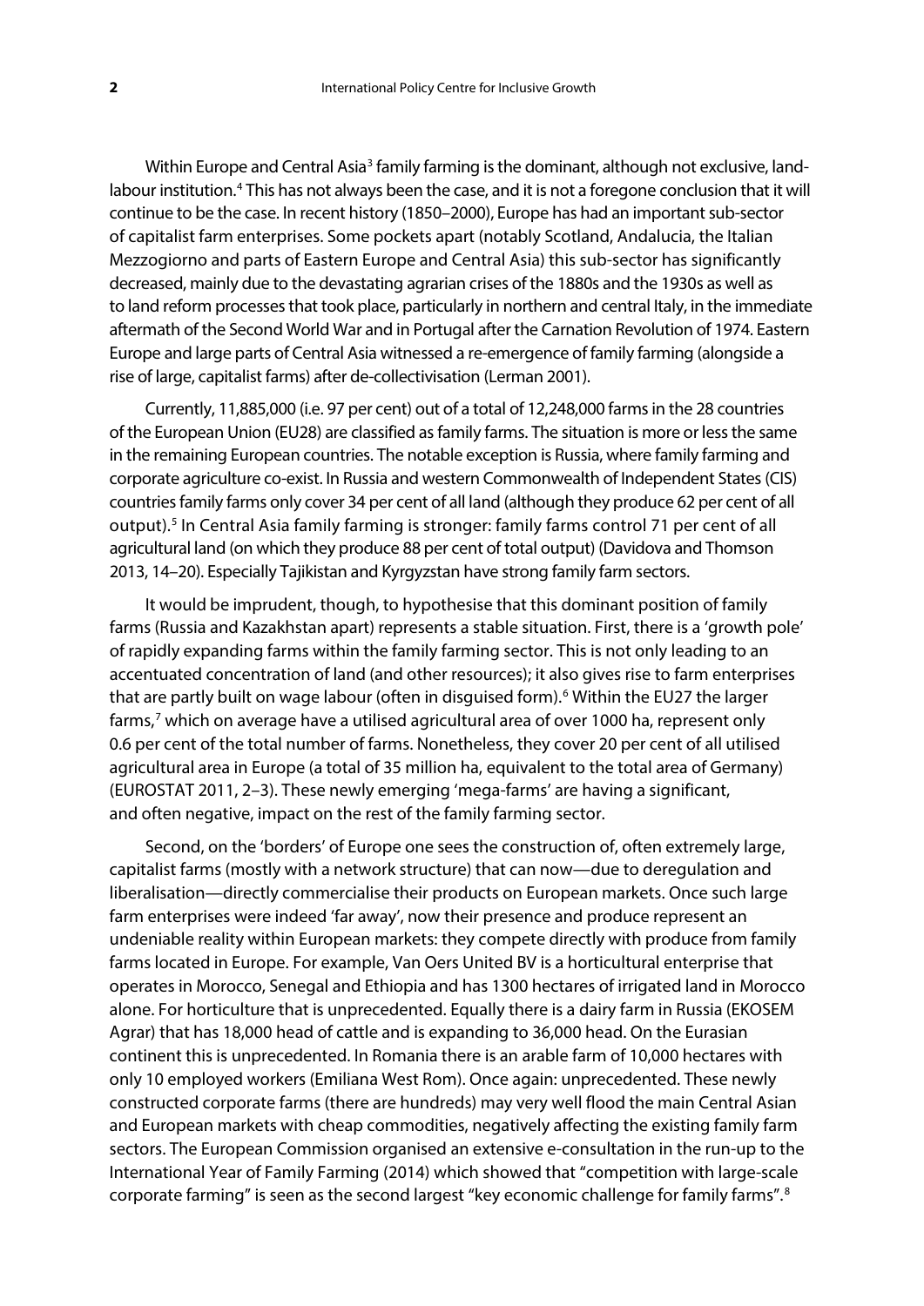Within Europe and Central Asia[3] family farming is the dominant, although not exclusive, land-labour institution.[4] This has not always been the case, and it is not a foregone conclusion that it will continue to be the case. In recent history (1850–2000), Europe has had an important sub-sector of capitalist farm enterprises. Some pockets apart (notably Scotland, Andalucia, the Italian Mezzogiorno and parts of Eastern Europe and Central Asia) this sub-sector has significantly decreased, mainly due to the devastating agrarian crises of the 1880s and the 1930s as well as to land reform processes that took place, particularly in northern and central Italy, in the immediate aftermath of the Second World War and in Portugal after the Carnation Revolution of 1974. Eastern Europe and large parts of Central Asia witnessed a re-emergence of family farming (alongside a rise of large, capitalist farms) after de-collectivisation (Lerman 2001).

Currently, 11,885,000 (i.e. 97 per cent) out of a total of 12,248,000 farms in the 28 countries of the European Union (EU28) are classified as family farms. The situation is more or less the same in the remaining European countries. The notable exception is Russia, where family farming and corporate agriculture co-exist. In Russia and western Commonwealth of Independent States (CIS) countries family farms only cover 34 per cent of all land (although they produce 62 per cent of all output).[5] In Central Asia family farming is stronger: family farms control 71 per cent of all agricultural land (on which they produce 88 per cent of total output) (Davidova and Thomson 2013, 14–20). Especially Tajikistan and Kyrgyzstan have strong family farm sectors.

It would be imprudent, though, to hypothesise that this dominant position of family farms (Russia and Kazakhstan apart) represents a stable situation. First, there is a 'growth pole' of rapidly expanding farms within the family farming sector. This is not only leading to an accentuated concentration of land (and other resources); it also gives rise to farm enterprises that are partly built on wage labour (often in disguised form).[6] Within the EU27 the larger farms,[7] which on average have a utilised agricultural area of over 1000 ha, represent only 0.6 per cent of the total number of farms. Nonetheless, they cover 20 per cent of all utilised agricultural area in Europe (a total of 35 million ha, equivalent to the total area of Germany) (EUROSTAT 2011, 2–3). These newly emerging 'mega-farms' are having a significant, and often negative, impact on the rest of the family farming sector.

Second, on the 'borders' of Europe one sees the construction of, often extremely large, capitalist farms (mostly with a network structure) that can now—due to deregulation and liberalisation—directly commercialise their products on European markets. Once such large farm enterprises were indeed 'far away', now their presence and produce represent an undeniable reality within European markets: they compete directly with produce from family farms located in Europe. For example, Van Oers United BV is a horticultural enterprise that operates in Morocco, Senegal and Ethiopia and has 1300 hectares of irrigated land in Morocco alone. For horticulture that is unprecedented. Equally there is a dairy farm in Russia (EKOSEM Agrar) that has 18,000 head of cattle and is expanding to 36,000 head. On the Eurasian continent this is unprecedented. In Romania there is an arable farm of 10,000 hectares with only 10 employed workers (Emiliana West Rom). Once again: unprecedented. These newly constructed corporate farms (there are hundreds) may very well flood the main Central Asian and European markets with cheap commodities, negatively affecting the existing family farm sectors. The European Commission organised an extensive e-consultation in the run-up to the International Year of Family Farming (2014) which showed that "competition with large-scale corporate farming" is seen as the second largest "key economic challenge for family farms".[8]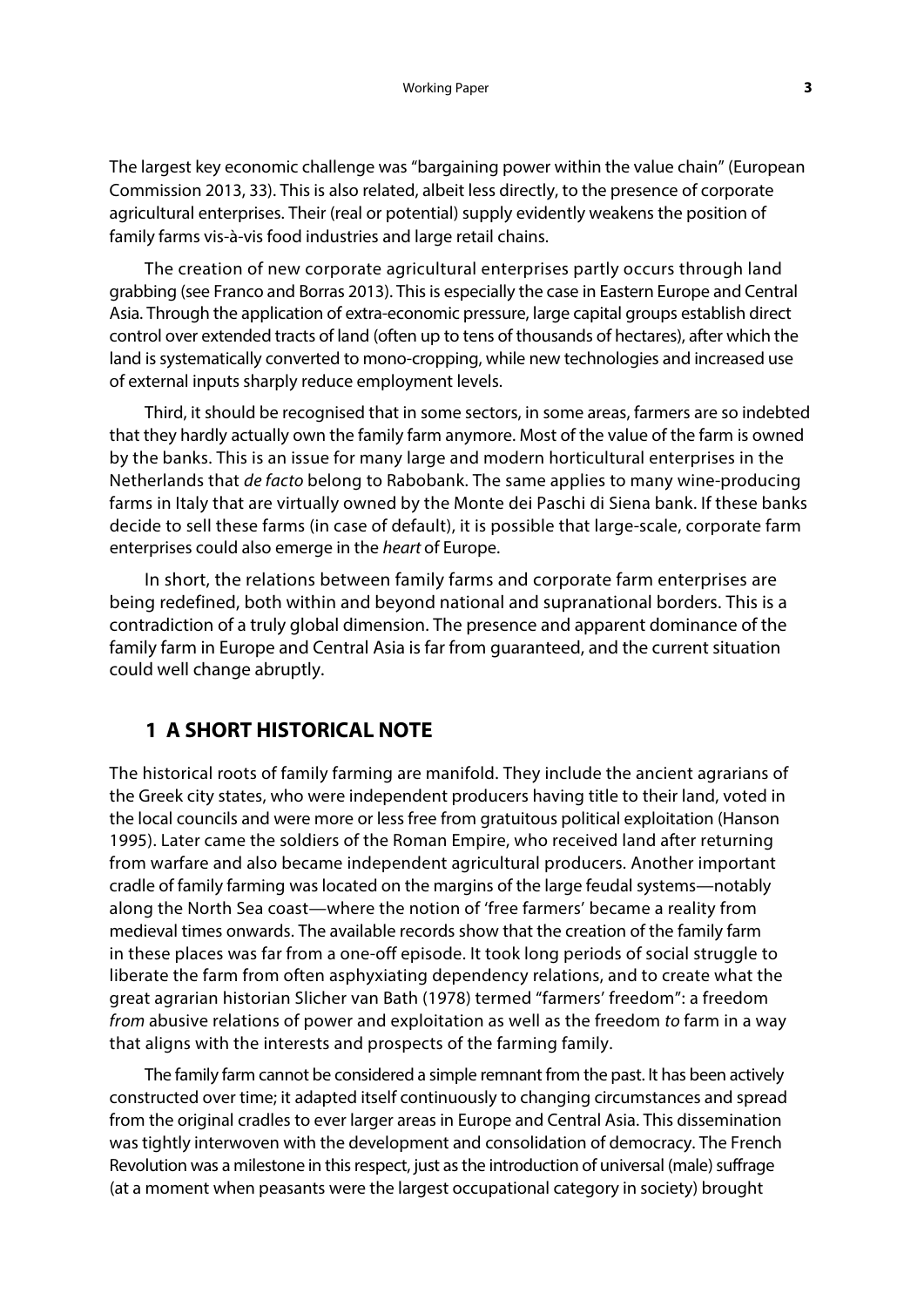The largest key economic challenge was "bargaining power within the value chain" (European Commission 2013, 33). This is also related, albeit less directly, to the presence of corporate agricultural enterprises. Their (real or potential) supply evidently weakens the position of family farms vis-à-vis food industries and large retail chains.

The creation of new corporate agricultural enterprises partly occurs through land grabbing (see Franco and Borras 2013). This is especially the case in Eastern Europe and Central Asia. Through the application of extra-economic pressure, large capital groups establish direct control over extended tracts of land (often up to tens of thousands of hectares), after which the land is systematically converted to mono-cropping, while new technologies and increased use of external inputs sharply reduce employment levels.

Third, it should be recognised that in some sectors, in some areas, farmers are so indebted that they hardly actually own the family farm anymore. Most of the value of the farm is owned by the banks. This is an issue for many large and modern horticultural enterprises in the Netherlands that *de facto* belong to Rabobank. The same applies to many wine-producing farms in Italy that are virtually owned by the Monte dei Paschi di Siena bank. If these banks decide to sell these farms (in case of default), it is possible that large-scale, corporate farm enterprises could also emerge in the *heart* of Europe.

In short, the relations between family farms and corporate farm enterprises are being redefined, both within and beyond national and supranational borders. This is a contradiction of a truly global dimension. The presence and apparent dominance of the family farm in Europe and Central Asia is far from guaranteed, and the current situation could well change abruptly.

## 1 A SHORT HISTORICAL NOTE

The historical roots of family farming are manifold. They include the ancient agrarians of the Greek city states, who were independent producers having title to their land, voted in the local councils and were more or less free from gratuitous political exploitation (Hanson 1995). Later came the soldiers of the Roman Empire, who received land after returning from warfare and also became independent agricultural producers. Another important cradle of family farming was located on the margins of the large feudal systems—notably along the North Sea coast—where the notion of 'free farmers' became a reality from medieval times onwards. The available records show that the creation of the family farm in these places was far from a one-off episode. It took long periods of social struggle to liberate the farm from often asphyxiating dependency relations, and to create what the great agrarian historian Slicher van Bath (1978) termed "farmers' freedom": a freedom *from* abusive relations of power and exploitation as well as the freedom *to* farm in a way that aligns with the interests and prospects of the farming family.

The family farm cannot be considered a simple remnant from the past. It has been actively constructed over time; it adapted itself continuously to changing circumstances and spread from the original cradles to ever larger areas in Europe and Central Asia. This dissemination was tightly interwoven with the development and consolidation of democracy. The French Revolution was a milestone in this respect, just as the introduction of universal (male) suffrage (at a moment when peasants were the largest occupational category in society) brought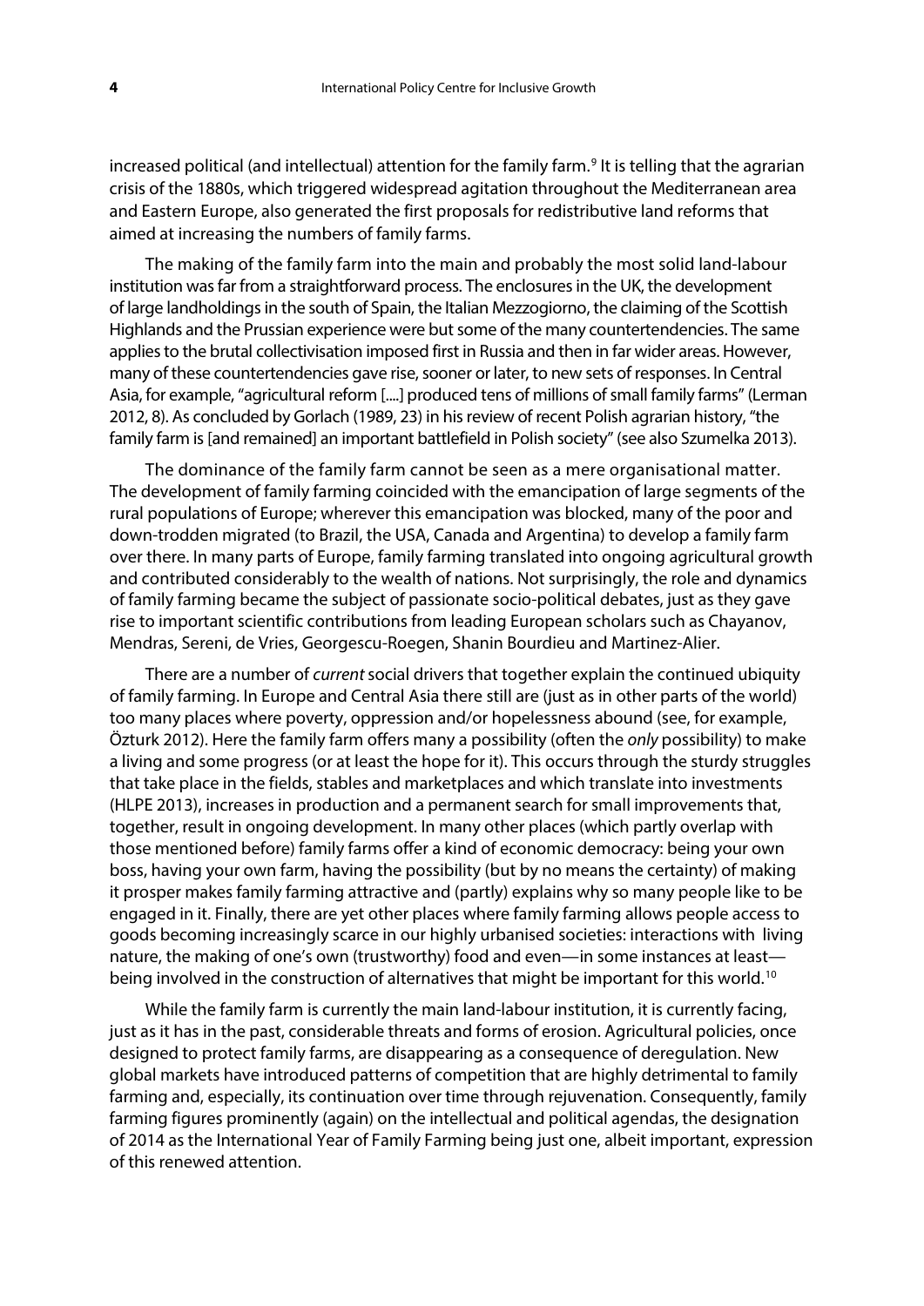increased political (and intellectual) attention for the family farm.[9] It is telling that the agrarian crisis of the 1880s, which triggered widespread agitation throughout the Mediterranean area and Eastern Europe, also generated the first proposals for redistributive land reforms that aimed at increasing the numbers of family farms.

The making of the family farm into the main and probably the most solid land-labour institution was far from a straightforward process. The enclosures in the UK, the development of large landholdings in the south of Spain, the Italian Mezzogiorno, the claiming of the Scottish Highlands and the Prussian experience were but some of the many countertendencies. The same applies to the brutal collectivisation imposed first in Russia and then in far wider areas. However, many of these countertendencies gave rise, sooner or later, to new sets of responses. In Central Asia, for example, "agricultural reform [....] produced tens of millions of small family farms" (Lerman 2012, 8). As concluded by Gorlach (1989, 23) in his review of recent Polish agrarian history, "the family farm is [and remained] an important battlefield in Polish society" (see also Szumelka 2013).

The dominance of the family farm cannot be seen as a mere organisational matter. The development of family farming coincided with the emancipation of large segments of the rural populations of Europe; wherever this emancipation was blocked, many of the poor and down-trodden migrated (to Brazil, the USA, Canada and Argentina) to develop a family farm over there. In many parts of Europe, family farming translated into ongoing agricultural growth and contributed considerably to the wealth of nations. Not surprisingly, the role and dynamics of family farming became the subject of passionate socio-political debates, just as they gave rise to important scientific contributions from leading European scholars such as Chayanov, Mendras, Sereni, de Vries, Georgescu-Roegen, Shanin Bourdieu and Martinez-Alier.

There are a number of *current* social drivers that together explain the continued ubiquity of family farming. In Europe and Central Asia there still are (just as in other parts of the world) too many places where poverty, oppression and/or hopelessness abound (see, for example, Özturk 2012). Here the family farm offers many a possibility (often the *only* possibility) to make a living and some progress (or at least the hope for it). This occurs through the sturdy struggles that take place in the fields, stables and marketplaces and which translate into investments (HLPE 2013), increases in production and a permanent search for small improvements that, together, result in ongoing development. In many other places (which partly overlap with those mentioned before) family farms offer a kind of economic democracy: being your own boss, having your own farm, having the possibility (but by no means the certainty) of making it prosper makes family farming attractive and (partly) explains why so many people like to be engaged in it. Finally, there are yet other places where family farming allows people access to goods becoming increasingly scarce in our highly urbanised societies: interactions with living nature, the making of one's own (trustworthy) food and even—in some instances at least—being involved in the construction of alternatives that might be important for this world.[10]

While the family farm is currently the main land-labour institution, it is currently facing, just as it has in the past, considerable threats and forms of erosion. Agricultural policies, once designed to protect family farms, are disappearing as a consequence of deregulation. New global markets have introduced patterns of competition that are highly detrimental to family farming and, especially, its continuation over time through rejuvenation. Consequently, family farming figures prominently (again) on the intellectual and political agendas, the designation of 2014 as the International Year of Family Farming being just one, albeit important, expression of this renewed attention.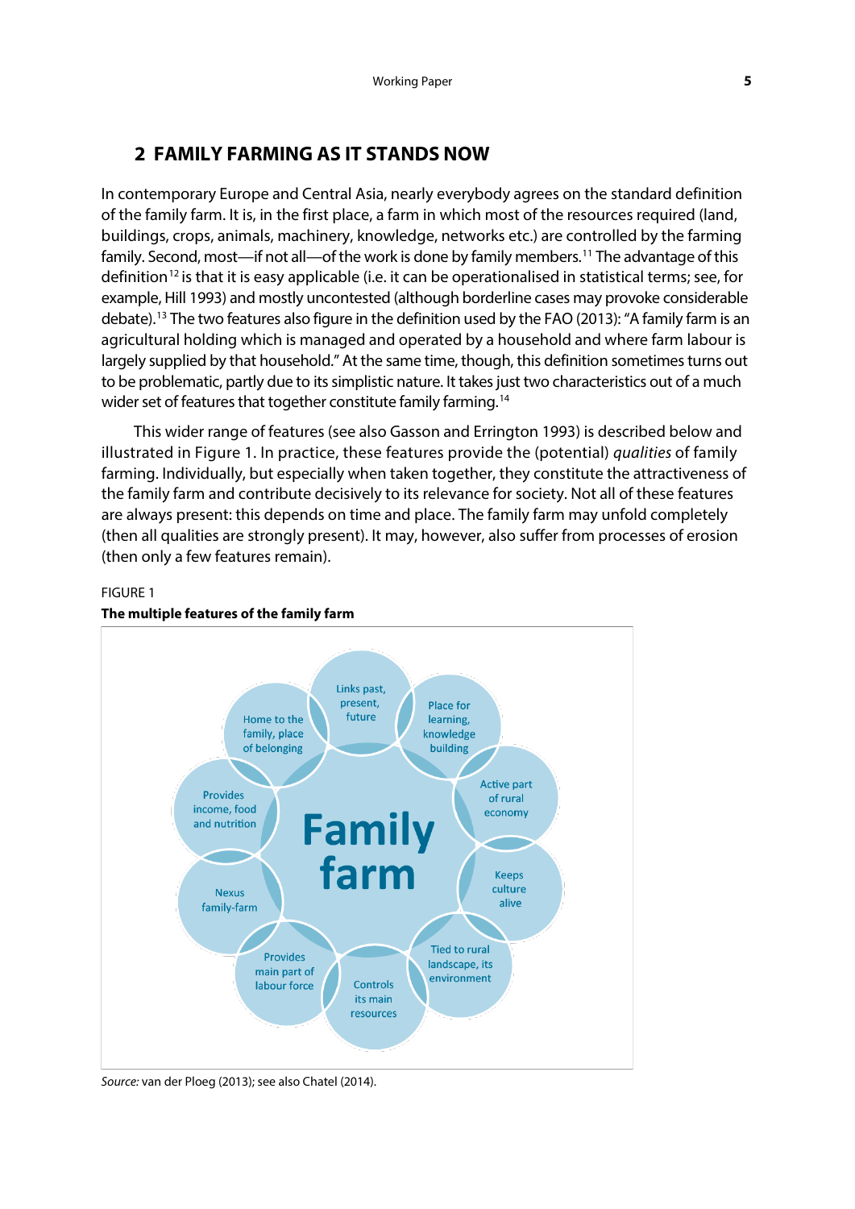## 2 FAMILY FARMING AS IT STANDS NOW

In contemporary Europe and Central Asia, nearly everybody agrees on the standard definition of the family farm. It is, in the first place, a farm in which most of the resources required (land, buildings, crops, animals, machinery, knowledge, networks etc.) are controlled by the farming family. Second, most—if not all—of the work is done by family members.[11] The advantage of this definition[12] is that it is easy applicable (i.e. it can be operationalised in statistical terms; see, for example, Hill 1993) and mostly uncontested (although borderline cases may provoke considerable debate).[13] The two features also figure in the definition used by the FAO (2013): "A family farm is an agricultural holding which is managed and operated by a household and where farm labour is largely supplied by that household." At the same time, though, this definition sometimes turns out to be problematic, partly due to its simplistic nature. It takes just two characteristics out of a much wider set of features that together constitute family farming.[14]

This wider range of features (see also Gasson and Errington 1993) is described below and illustrated in Figure 1. In practice, these features provide the (potential) *qualities* of family farming. Individually, but especially when taken together, they constitute the attractiveness of the family farm and contribute decisively to its relevance for society. Not all of these features are always present: this depends on time and place. The family farm may unfold completely (then all qualities are strongly present). It may, however, also suffer from processes of erosion (then only a few features remain).

FIGURE 1
**The multiple features of the family farm**

Family farm: Links past, present, future; Place for learning, knowledge building; Active part of rural economy; Keeps culture alive; Tied to rural landscape, its environment; Controls its main resources; Provides main part of labour force; Nexus family-farm; Provides income, food and nutrition; Home to the family, place of belonging

*Source:* van der Ploeg (2013); see also Chatel (2014).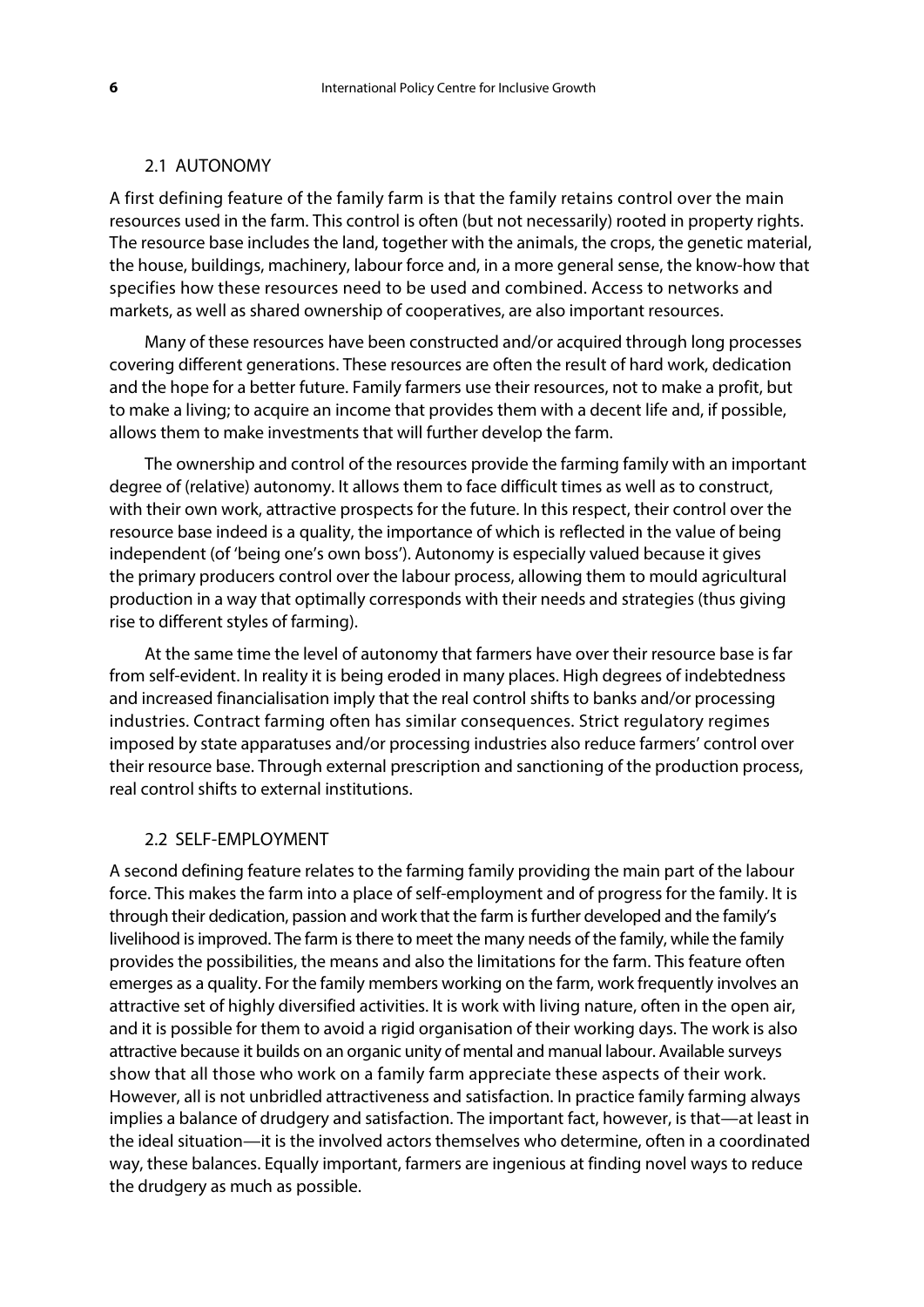### 2.1 AUTONOMY

A first defining feature of the family farm is that the family retains control over the main resources used in the farm. This control is often (but not necessarily) rooted in property rights. The resource base includes the land, together with the animals, the crops, the genetic material, the house, buildings, machinery, labour force and, in a more general sense, the know-how that specifies how these resources need to be used and combined. Access to networks and markets, as well as shared ownership of cooperatives, are also important resources.

Many of these resources have been constructed and/or acquired through long processes covering different generations. These resources are often the result of hard work, dedication and the hope for a better future. Family farmers use their resources, not to make a profit, but to make a living; to acquire an income that provides them with a decent life and, if possible, allows them to make investments that will further develop the farm.

The ownership and control of the resources provide the farming family with an important degree of (relative) autonomy. It allows them to face difficult times as well as to construct, with their own work, attractive prospects for the future. In this respect, their control over the resource base indeed is a quality, the importance of which is reflected in the value of being independent (of 'being one's own boss'). Autonomy is especially valued because it gives the primary producers control over the labour process, allowing them to mould agricultural production in a way that optimally corresponds with their needs and strategies (thus giving rise to different styles of farming).

At the same time the level of autonomy that farmers have over their resource base is far from self-evident. In reality it is being eroded in many places. High degrees of indebtedness and increased financialisation imply that the real control shifts to banks and/or processing industries. Contract farming often has similar consequences. Strict regulatory regimes imposed by state apparatuses and/or processing industries also reduce farmers' control over their resource base. Through external prescription and sanctioning of the production process, real control shifts to external institutions.

### 2.2 SELF-EMPLOYMENT

A second defining feature relates to the farming family providing the main part of the labour force. This makes the farm into a place of self-employment and of progress for the family. It is through their dedication, passion and work that the farm is further developed and the family's livelihood is improved. The farm is there to meet the many needs of the family, while the family provides the possibilities, the means and also the limitations for the farm. This feature often emerges as a quality. For the family members working on the farm, work frequently involves an attractive set of highly diversified activities. It is work with living nature, often in the open air, and it is possible for them to avoid a rigid organisation of their working days. The work is also attractive because it builds on an organic unity of mental and manual labour. Available surveys show that all those who work on a family farm appreciate these aspects of their work. However, all is not unbridled attractiveness and satisfaction. In practice family farming always implies a balance of drudgery and satisfaction. The important fact, however, is that—at least in the ideal situation—it is the involved actors themselves who determine, often in a coordinated way, these balances. Equally important, farmers are ingenious at finding novel ways to reduce the drudgery as much as possible.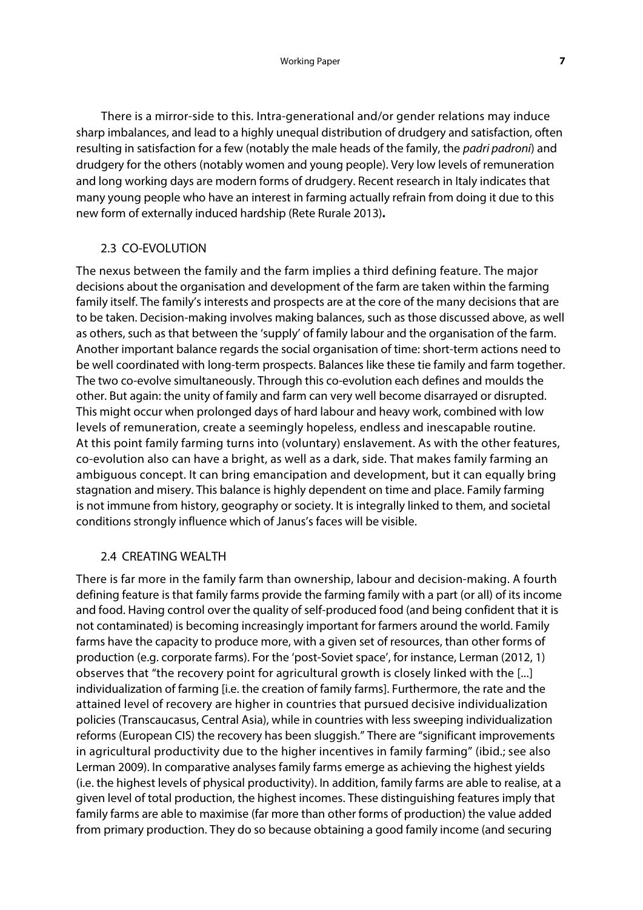There is a mirror-side to this. Intra-generational and/or gender relations may induce sharp imbalances, and lead to a highly unequal distribution of drudgery and satisfaction, often resulting in satisfaction for a few (notably the male heads of the family, the *padri padroni*) and drudgery for the others (notably women and young people). Very low levels of remuneration and long working days are modern forms of drudgery. Recent research in Italy indicates that many young people who have an interest in farming actually refrain from doing it due to this new form of externally induced hardship (Rete Rurale 2013)**.**

## 2.3 CO-EVOLUTION

The nexus between the family and the farm implies a third defining feature. The major decisions about the organisation and development of the farm are taken within the farming family itself. The family's interests and prospects are at the core of the many decisions that are to be taken. Decision-making involves making balances, such as those discussed above, as well as others, such as that between the 'supply' of family labour and the organisation of the farm. Another important balance regards the social organisation of time: short-term actions need to be well coordinated with long-term prospects. Balances like these tie family and farm together. The two co-evolve simultaneously. Through this co-evolution each defines and moulds the other. But again: the unity of family and farm can very well become disarrayed or disrupted. This might occur when prolonged days of hard labour and heavy work, combined with low levels of remuneration, create a seemingly hopeless, endless and inescapable routine. At this point family farming turns into (voluntary) enslavement. As with the other features, co-evolution also can have a bright, as well as a dark, side. That makes family farming an ambiguous concept. It can bring emancipation and development, but it can equally bring stagnation and misery. This balance is highly dependent on time and place. Family farming is not immune from history, geography or society. It is integrally linked to them, and societal conditions strongly influence which of Janus's faces will be visible.

## 2.4 CREATING WEALTH

There is far more in the family farm than ownership, labour and decision-making. A fourth defining feature is that family farms provide the farming family with a part (or all) of its income and food. Having control over the quality of self-produced food (and being confident that it is not contaminated) is becoming increasingly important for farmers around the world. Family farms have the capacity to produce more, with a given set of resources, than other forms of production (e.g. corporate farms). For the 'post-Soviet space', for instance, Lerman (2012, 1) observes that "the recovery point for agricultural growth is closely linked with the [...] individualization of farming [i.e. the creation of family farms]. Furthermore, the rate and the attained level of recovery are higher in countries that pursued decisive individualization policies (Transcaucasus, Central Asia), while in countries with less sweeping individualization reforms (European CIS) the recovery has been sluggish." There are "significant improvements in agricultural productivity due to the higher incentives in family farming" (ibid.; see also Lerman 2009). In comparative analyses family farms emerge as achieving the highest yields (i.e. the highest levels of physical productivity). In addition, family farms are able to realise, at a given level of total production, the highest incomes. These distinguishing features imply that family farms are able to maximise (far more than other forms of production) the value added from primary production. They do so because obtaining a good family income (and securing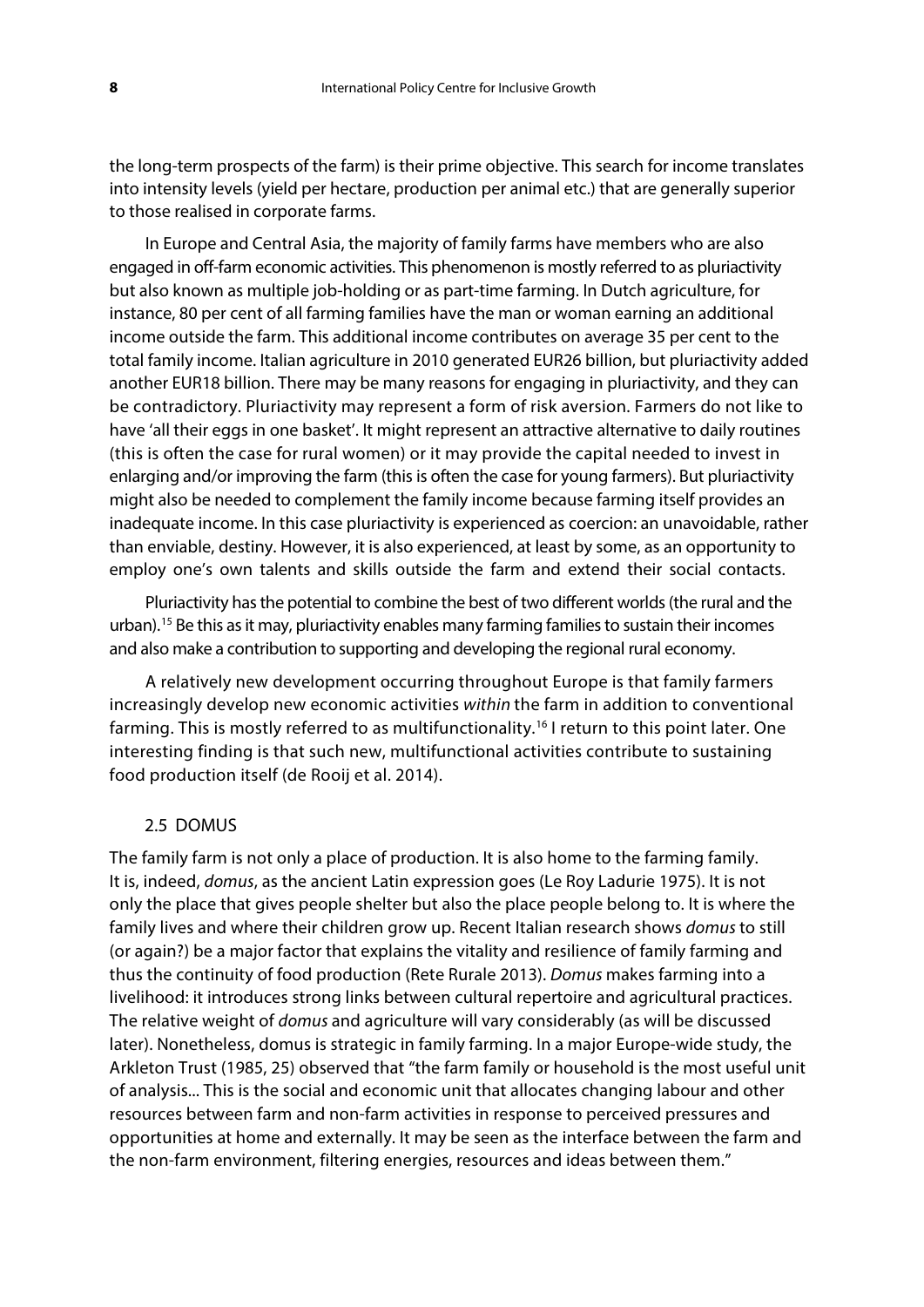the long-term prospects of the farm) is their prime objective. This search for income translates into intensity levels (yield per hectare, production per animal etc.) that are generally superior to those realised in corporate farms.

In Europe and Central Asia, the majority of family farms have members who are also engaged in off-farm economic activities. This phenomenon is mostly referred to as pluriactivity but also known as multiple job-holding or as part-time farming. In Dutch agriculture, for instance, 80 per cent of all farming families have the man or woman earning an additional income outside the farm. This additional income contributes on average 35 per cent to the total family income. Italian agriculture in 2010 generated EUR26 billion, but pluriactivity added another EUR18 billion. There may be many reasons for engaging in pluriactivity, and they can be contradictory. Pluriactivity may represent a form of risk aversion. Farmers do not like to have 'all their eggs in one basket'. It might represent an attractive alternative to daily routines (this is often the case for rural women) or it may provide the capital needed to invest in enlarging and/or improving the farm (this is often the case for young farmers). But pluriactivity might also be needed to complement the family income because farming itself provides an inadequate income. In this case pluriactivity is experienced as coercion: an unavoidable, rather than enviable, destiny. However, it is also experienced, at least by some, as an opportunity to employ one's own talents and skills outside the farm and extend their social contacts.

Pluriactivity has the potential to combine the best of two different worlds (the rural and the urban).[15] Be this as it may, pluriactivity enables many farming families to sustain their incomes and also make a contribution to supporting and developing the regional rural economy.

A relatively new development occurring throughout Europe is that family farmers increasingly develop new economic activities *within* the farm in addition to conventional farming. This is mostly referred to as multifunctionality.[16] I return to this point later. One interesting finding is that such new, multifunctional activities contribute to sustaining food production itself (de Rooij et al. 2014).

### 2.5 DOMUS

The family farm is not only a place of production. It is also home to the farming family. It is, indeed, *domus*, as the ancient Latin expression goes (Le Roy Ladurie 1975). It is not only the place that gives people shelter but also the place people belong to. It is where the family lives and where their children grow up. Recent Italian research shows *domus* to still (or again?) be a major factor that explains the vitality and resilience of family farming and thus the continuity of food production (Rete Rurale 2013). *Domus* makes farming into a livelihood: it introduces strong links between cultural repertoire and agricultural practices. The relative weight of *domus* and agriculture will vary considerably (as will be discussed later). Nonetheless, domus is strategic in family farming. In a major Europe-wide study, the Arkleton Trust (1985, 25) observed that "the farm family or household is the most useful unit of analysis... This is the social and economic unit that allocates changing labour and other resources between farm and non-farm activities in response to perceived pressures and opportunities at home and externally. It may be seen as the interface between the farm and the non-farm environment, filtering energies, resources and ideas between them."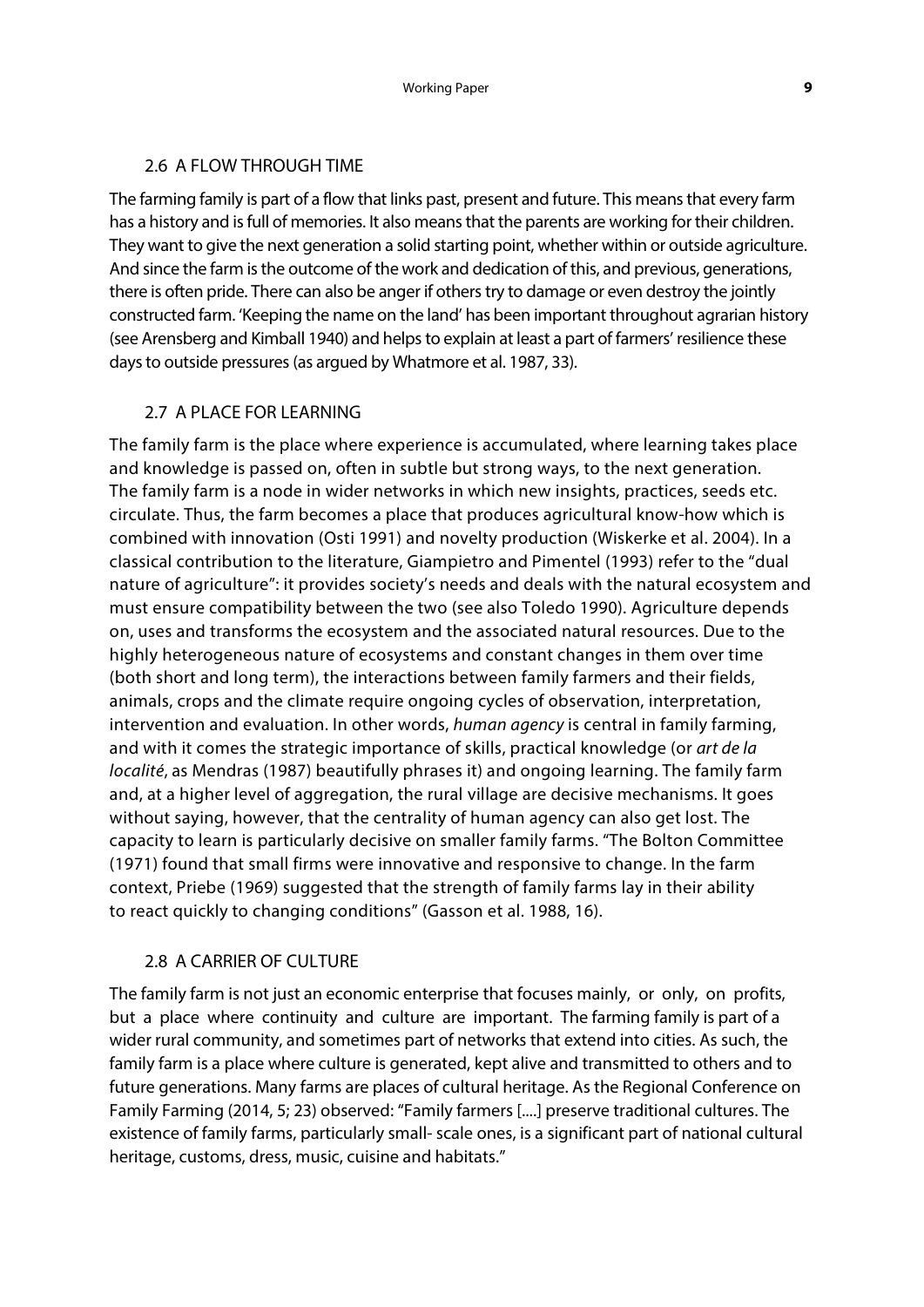## 2.6 A FLOW THROUGH TIME

The farming family is part of a flow that links past, present and future. This means that every farm has a history and is full of memories. It also means that the parents are working for their children. They want to give the next generation a solid starting point, whether within or outside agriculture. And since the farm is the outcome of the work and dedication of this, and previous, generations, there is often pride. There can also be anger if others try to damage or even destroy the jointly constructed farm. 'Keeping the name on the land' has been important throughout agrarian history (see Arensberg and Kimball 1940) and helps to explain at least a part of farmers' resilience these days to outside pressures (as argued by Whatmore et al. 1987, 33).

## 2.7 A PLACE FOR LEARNING

The family farm is the place where experience is accumulated, where learning takes place and knowledge is passed on, often in subtle but strong ways, to the next generation. The family farm is a node in wider networks in which new insights, practices, seeds etc. circulate. Thus, the farm becomes a place that produces agricultural know-how which is combined with innovation (Osti 1991) and novelty production (Wiskerke et al. 2004). In a classical contribution to the literature, Giampietro and Pimentel (1993) refer to the "dual nature of agriculture": it provides society's needs and deals with the natural ecosystem and must ensure compatibility between the two (see also Toledo 1990). Agriculture depends on, uses and transforms the ecosystem and the associated natural resources. Due to the highly heterogeneous nature of ecosystems and constant changes in them over time (both short and long term), the interactions between family farmers and their fields, animals, crops and the climate require ongoing cycles of observation, interpretation, intervention and evaluation. In other words, *human agency* is central in family farming, and with it comes the strategic importance of skills, practical knowledge (or *art de la localité*, as Mendras (1987) beautifully phrases it) and ongoing learning. The family farm and, at a higher level of aggregation, the rural village are decisive mechanisms. It goes without saying, however, that the centrality of human agency can also get lost. The capacity to learn is particularly decisive on smaller family farms. "The Bolton Committee (1971) found that small firms were innovative and responsive to change. In the farm context, Priebe (1969) suggested that the strength of family farms lay in their ability to react quickly to changing conditions" (Gasson et al. 1988, 16).

## 2.8 A CARRIER OF CULTURE

The family farm is not just an economic enterprise that focuses mainly, or only, on profits, but a place where continuity and culture are important. The farming family is part of a wider rural community, and sometimes part of networks that extend into cities. As such, the family farm is a place where culture is generated, kept alive and transmitted to others and to future generations. Many farms are places of cultural heritage. As the Regional Conference on Family Farming (2014, 5; 23) observed: "Family farmers [....] preserve traditional cultures. The existence of family farms, particularly small- scale ones, is a significant part of national cultural heritage, customs, dress, music, cuisine and habitats."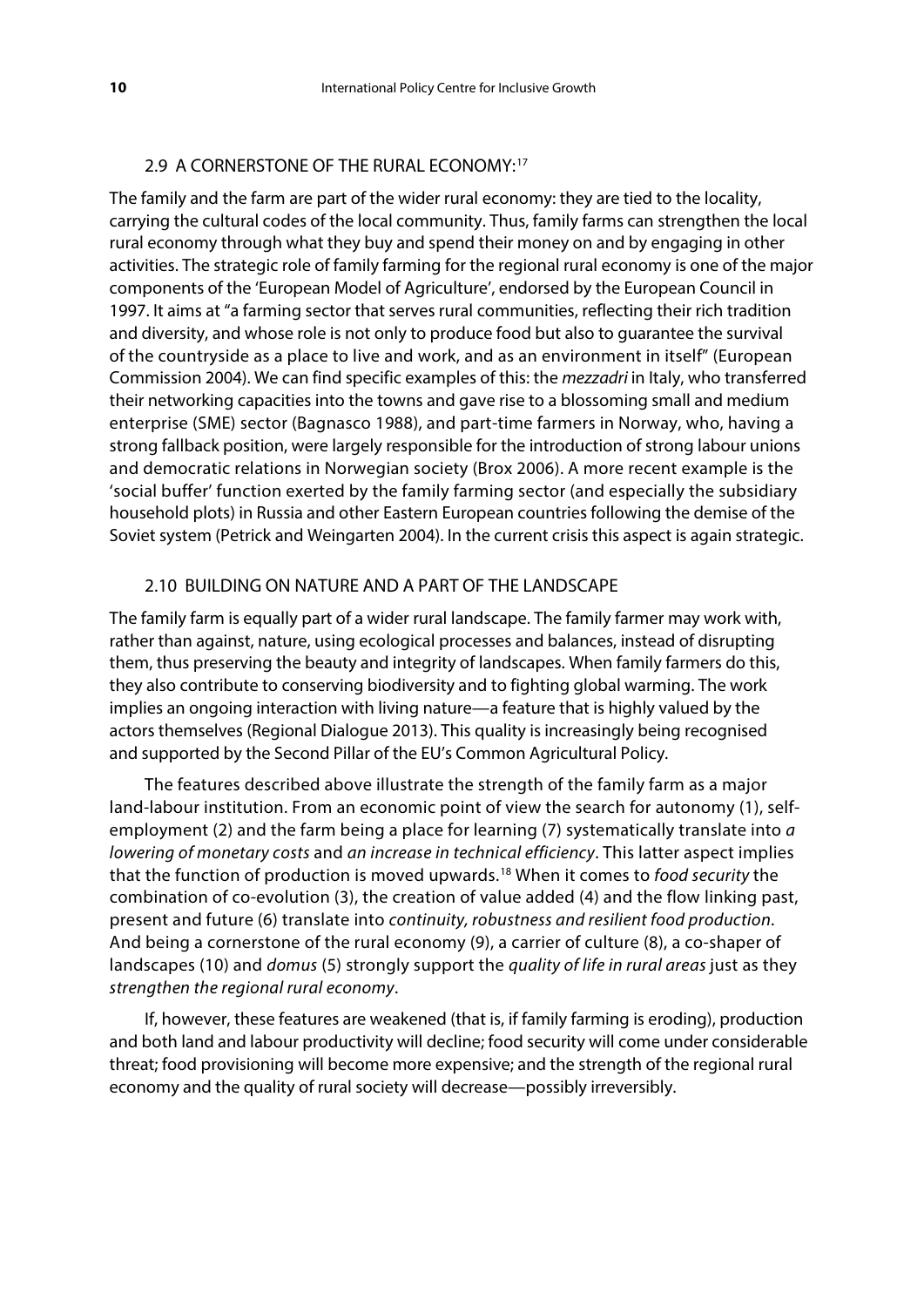### 2.9 A CORNERSTONE OF THE RURAL ECONOMY:[17]

The family and the farm are part of the wider rural economy: they are tied to the locality, carrying the cultural codes of the local community. Thus, family farms can strengthen the local rural economy through what they buy and spend their money on and by engaging in other activities. The strategic role of family farming for the regional rural economy is one of the major components of the 'European Model of Agriculture', endorsed by the European Council in 1997. It aims at "a farming sector that serves rural communities, reflecting their rich tradition and diversity, and whose role is not only to produce food but also to guarantee the survival of the countryside as a place to live and work, and as an environment in itself" (European Commission 2004). We can find specific examples of this: the *mezzadri* in Italy, who transferred their networking capacities into the towns and gave rise to a blossoming small and medium enterprise (SME) sector (Bagnasco 1988), and part-time farmers in Norway, who, having a strong fallback position, were largely responsible for the introduction of strong labour unions and democratic relations in Norwegian society (Brox 2006). A more recent example is the 'social buffer' function exerted by the family farming sector (and especially the subsidiary household plots) in Russia and other Eastern European countries following the demise of the Soviet system (Petrick and Weingarten 2004). In the current crisis this aspect is again strategic.

### 2.10 BUILDING ON NATURE AND A PART OF THE LANDSCAPE

The family farm is equally part of a wider rural landscape. The family farmer may work with, rather than against, nature, using ecological processes and balances, instead of disrupting them, thus preserving the beauty and integrity of landscapes. When family farmers do this, they also contribute to conserving biodiversity and to fighting global warming. The work implies an ongoing interaction with living nature—a feature that is highly valued by the actors themselves (Regional Dialogue 2013). This quality is increasingly being recognised and supported by the Second Pillar of the EU's Common Agricultural Policy.

The features described above illustrate the strength of the family farm as a major land-labour institution. From an economic point of view the search for autonomy (1), self-employment (2) and the farm being a place for learning (7) systematically translate into *a lowering of monetary costs* and *an increase in technical efficiency*. This latter aspect implies that the function of production is moved upwards.[18] When it comes to *food security* the combination of co-evolution (3), the creation of value added (4) and the flow linking past, present and future (6) translate into *continuity, robustness and resilient food production*. And being a cornerstone of the rural economy (9), a carrier of culture (8), a co-shaper of landscapes (10) and *domus* (5) strongly support the *quality of life in rural areas* just as they *strengthen the regional rural economy*.

If, however, these features are weakened (that is, if family farming is eroding), production and both land and labour productivity will decline; food security will come under considerable threat; food provisioning will become more expensive; and the strength of the regional rural economy and the quality of rural society will decrease—possibly irreversibly.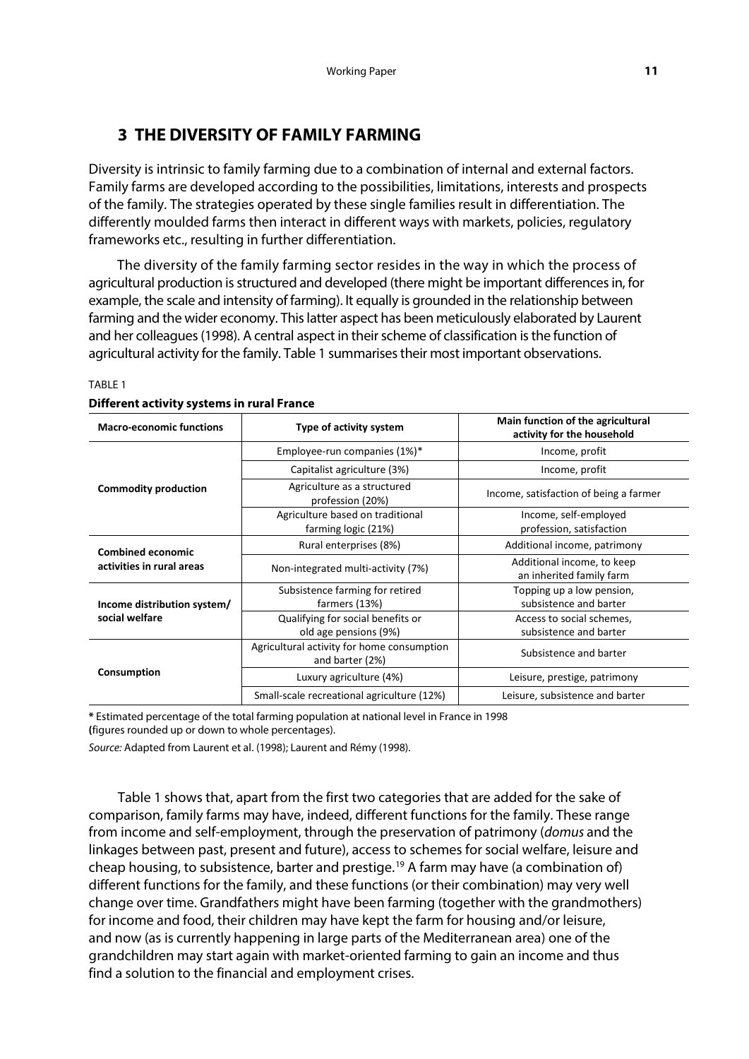## 3 THE DIVERSITY OF FAMILY FARMING

Diversity is intrinsic to family farming due to a combination of internal and external factors. Family farms are developed according to the possibilities, limitations, interests and prospects of the family. The strategies operated by these single families result in differentiation. The differently moulded farms then interact in different ways with markets, policies, regulatory frameworks etc., resulting in further differentiation.

The diversity of the family farming sector resides in the way in which the process of agricultural production is structured and developed (there might be important differences in, for example, the scale and intensity of farming). It equally is grounded in the relationship between farming and the wider economy. This latter aspect has been meticulously elaborated by Laurent and her colleagues (1998). A central aspect in their scheme of classification is the function of agricultural activity for the family. Table 1 summarises their most important observations.

TABLE 1

**Different activity systems in rural France**

| Macro-economic functions | Type of activity system | Main function of the agricultural activity for the household |
|---|---|---|
| **Commodity production** | Employee-run companies (1%)* | Income, profit |
| | Capitalist agriculture (3%) | Income, profit |
| | Agriculture as a structured profession (20%) | Income, satisfaction of being a farmer |
| | Agriculture based on traditional farming logic (21%) | Income, self-employed profession, satisfaction |
| **Combined economic activities in rural areas** | Rural enterprises (8%) | Additional income, patrimony |
| | Non-integrated multi-activity (7%) | Additional income, to keep an inherited family farm |
| **Income distribution system/ social welfare** | Subsistence farming for retired farmers (13%) | Topping up a low pension, subsistence and barter |
| | Qualifying for social benefits or old age pensions (9%) | Access to social schemes, subsistence and barter |
| **Consumption** | Agricultural activity for home consumption and barter (2%) | Subsistence and barter |
| | Luxury agriculture (4%) | Leisure, prestige, patrimony |
| | Small-scale recreational agriculture (12%) | Leisure, subsistence and barter |

**\*** Estimated percentage of the total farming population at national level in France in 1998 (figures rounded up or down to whole percentages).

*Source:* Adapted from Laurent et al. (1998); Laurent and Rémy (1998).

Table 1 shows that, apart from the first two categories that are added for the sake of comparison, family farms may have, indeed, different functions for the family. These range from income and self-employment, through the preservation of patrimony (*domus* and the linkages between past, present and future), access to schemes for social welfare, leisure and cheap housing, to subsistence, barter and prestige.[19] A farm may have (a combination of) different functions for the family, and these functions (or their combination) may very well change over time. Grandfathers might have been farming (together with the grandmothers) for income and food, their children may have kept the farm for housing and/or leisure, and now (as is currently happening in large parts of the Mediterranean area) one of the grandchildren may start again with market-oriented farming to gain an income and thus find a solution to the financial and employment crises.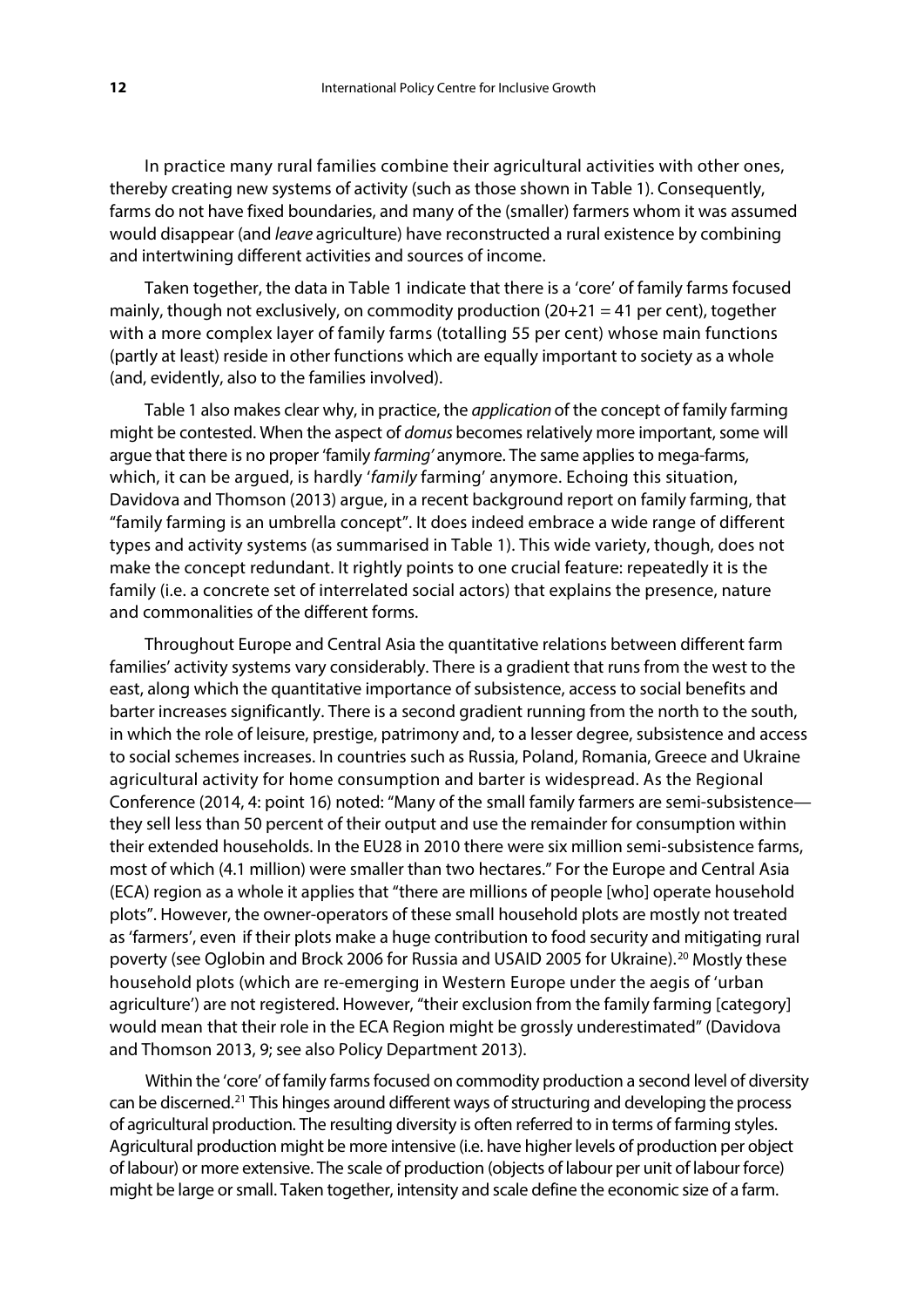In practice many rural families combine their agricultural activities with other ones, thereby creating new systems of activity (such as those shown in Table 1). Consequently, farms do not have fixed boundaries, and many of the (smaller) farmers whom it was assumed would disappear (and *leave* agriculture) have reconstructed a rural existence by combining and intertwining different activities and sources of income.

Taken together, the data in Table 1 indicate that there is a 'core' of family farms focused mainly, though not exclusively, on commodity production (20+21 = 41 per cent), together with a more complex layer of family farms (totalling 55 per cent) whose main functions (partly at least) reside in other functions which are equally important to society as a whole (and, evidently, also to the families involved).

Table 1 also makes clear why, in practice, the *application* of the concept of family farming might be contested. When the aspect of *domus* becomes relatively more important, some will argue that there is no proper 'family *farming'* anymore. The same applies to mega-farms, which, it can be argued, is hardly '*family* farming' anymore. Echoing this situation, Davidova and Thomson (2013) argue, in a recent background report on family farming, that "family farming is an umbrella concept". It does indeed embrace a wide range of different types and activity systems (as summarised in Table 1). This wide variety, though, does not make the concept redundant. It rightly points to one crucial feature: repeatedly it is the family (i.e. a concrete set of interrelated social actors) that explains the presence, nature and commonalities of the different forms.

Throughout Europe and Central Asia the quantitative relations between different farm families' activity systems vary considerably. There is a gradient that runs from the west to the east, along which the quantitative importance of subsistence, access to social benefits and barter increases significantly. There is a second gradient running from the north to the south, in which the role of leisure, prestige, patrimony and, to a lesser degree, subsistence and access to social schemes increases. In countries such as Russia, Poland, Romania, Greece and Ukraine agricultural activity for home consumption and barter is widespread. As the Regional Conference (2014, 4: point 16) noted: "Many of the small family farmers are semi-subsistence—they sell less than 50 percent of their output and use the remainder for consumption within their extended households. In the EU28 in 2010 there were six million semi-subsistence farms, most of which (4.1 million) were smaller than two hectares." For the Europe and Central Asia (ECA) region as a whole it applies that "there are millions of people [who] operate household plots". However, the owner-operators of these small household plots are mostly not treated as 'farmers', even if their plots make a huge contribution to food security and mitigating rural poverty (see Oglobin and Brock 2006 for Russia and USAID 2005 for Ukraine).[20] Mostly these household plots (which are re-emerging in Western Europe under the aegis of 'urban agriculture') are not registered. However, "their exclusion from the family farming [category] would mean that their role in the ECA Region might be grossly underestimated" (Davidova and Thomson 2013, 9; see also Policy Department 2013).

Within the 'core' of family farms focused on commodity production a second level of diversity can be discerned.[21] This hinges around different ways of structuring and developing the process of agricultural production. The resulting diversity is often referred to in terms of farming styles. Agricultural production might be more intensive (i.e. have higher levels of production per object of labour) or more extensive. The scale of production (objects of labour per unit of labour force) might be large or small. Taken together, intensity and scale define the economic size of a farm.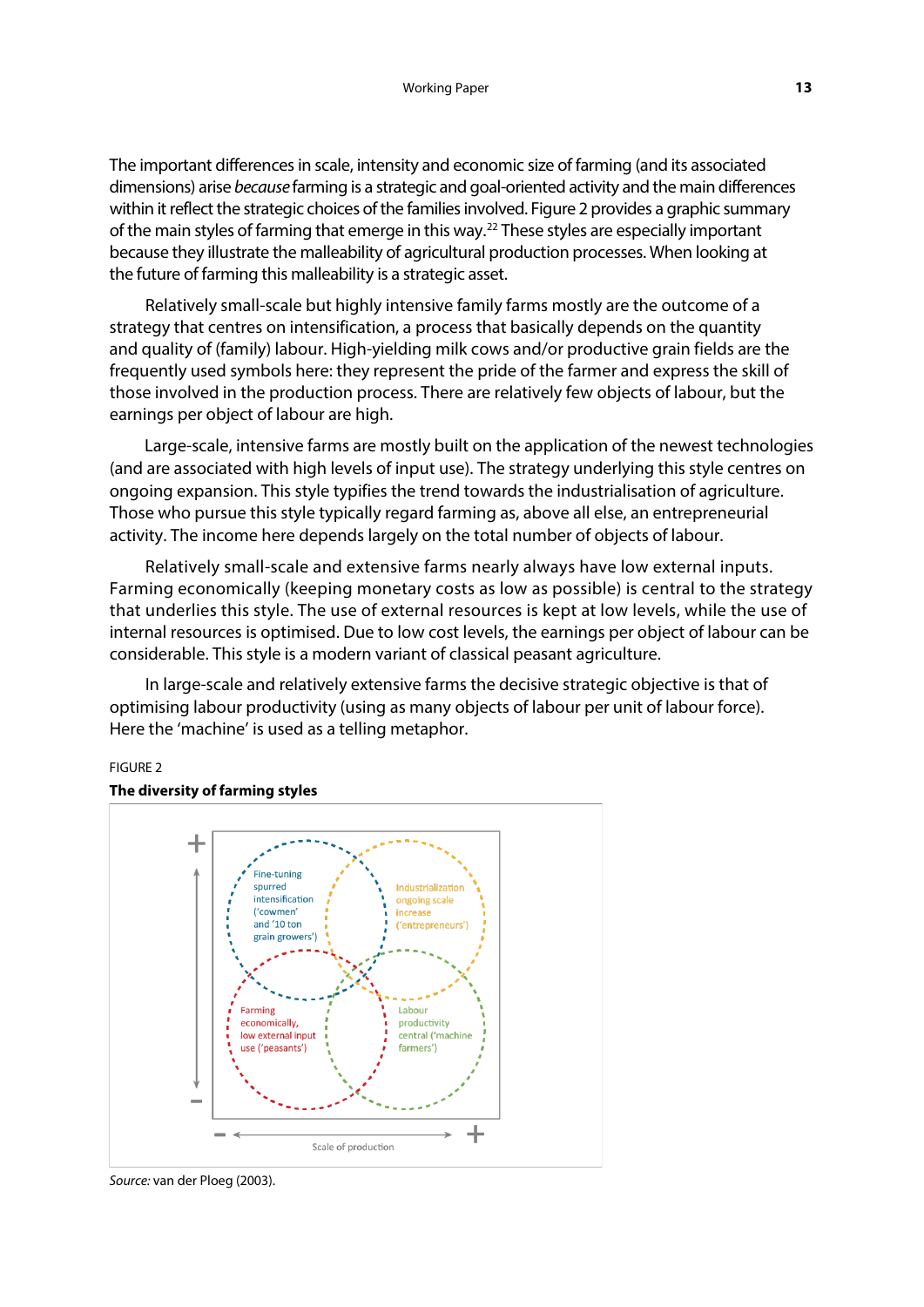The important differences in scale, intensity and economic size of farming (and its associated dimensions) arise *because* farming is a strategic and goal-oriented activity and the main differences within it reflect the strategic choices of the families involved. Figure 2 provides a graphic summary of the main styles of farming that emerge in this way.[22] These styles are especially important because they illustrate the malleability of agricultural production processes. When looking at the future of farming this malleability is a strategic asset.

Relatively small-scale but highly intensive family farms mostly are the outcome of a strategy that centres on intensification, a process that basically depends on the quantity and quality of (family) labour. High-yielding milk cows and/or productive grain fields are the frequently used symbols here: they represent the pride of the farmer and express the skill of those involved in the production process. There are relatively few objects of labour, but the earnings per object of labour are high.

Large-scale, intensive farms are mostly built on the application of the newest technologies (and are associated with high levels of input use). The strategy underlying this style centres on ongoing expansion. This style typifies the trend towards the industrialisation of agriculture. Those who pursue this style typically regard farming as, above all else, an entrepreneurial activity. The income here depends largely on the total number of objects of labour.

Relatively small-scale and extensive farms nearly always have low external inputs. Farming economically (keeping monetary costs as low as possible) is central to the strategy that underlies this style. The use of external resources is kept at low levels, while the use of internal resources is optimised. Due to low cost levels, the earnings per object of labour can be considerable. This style is a modern variant of classical peasant agriculture.

In large-scale and relatively extensive farms the decisive strategic objective is that of optimising labour productivity (using as many objects of labour per unit of labour force). Here the 'machine' is used as a telling metaphor.

FIGURE 2

**The diversity of farming styles**

- Fine-tuning spurred intensification ('cowmen' and '10 ton grain growers')
- Industrialization ongoing scale increase ('entrepreneurs')
- Farming economically, low external input use ('peasants')
- Labour productivity central ('machine farmers')

Vertical axis: – to +; Horizontal axis: Scale of production (– to +)

*Source:* van der Ploeg (2003).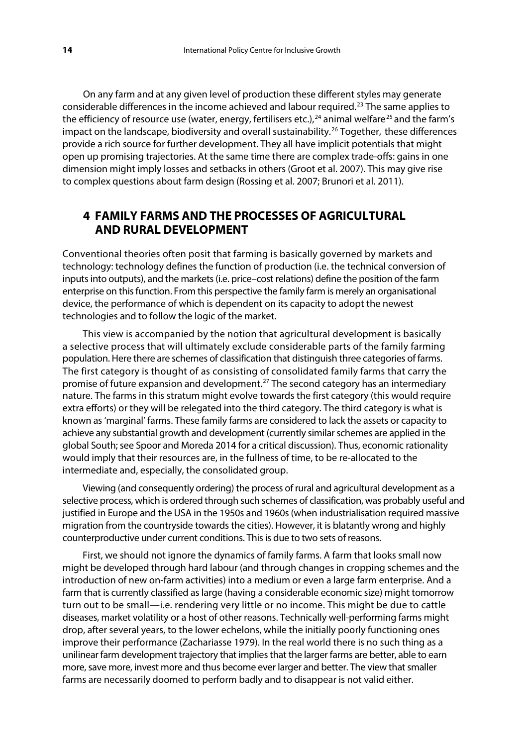On any farm and at any given level of production these different styles may generate considerable differences in the income achieved and labour required.[23] The same applies to the efficiency of resource use (water, energy, fertilisers etc.),[24] animal welfare[25] and the farm's impact on the landscape, biodiversity and overall sustainability.[26] Together, these differences provide a rich source for further development. They all have implicit potentials that might open up promising trajectories. At the same time there are complex trade-offs: gains in one dimension might imply losses and setbacks in others (Groot et al. 2007). This may give rise to complex questions about farm design (Rossing et al. 2007; Brunori et al. 2011).

## 4 FAMILY FARMS AND THE PROCESSES OF AGRICULTURAL AND RURAL DEVELOPMENT

Conventional theories often posit that farming is basically governed by markets and technology: technology defines the function of production (i.e. the technical conversion of inputs into outputs), and the markets (i.e. price–cost relations) define the position of the farm enterprise on this function. From this perspective the family farm is merely an organisational device, the performance of which is dependent on its capacity to adopt the newest technologies and to follow the logic of the market.

This view is accompanied by the notion that agricultural development is basically a selective process that will ultimately exclude considerable parts of the family farming population. Here there are schemes of classification that distinguish three categories of farms. The first category is thought of as consisting of consolidated family farms that carry the promise of future expansion and development.[27] The second category has an intermediary nature. The farms in this stratum might evolve towards the first category (this would require extra efforts) or they will be relegated into the third category. The third category is what is known as 'marginal' farms. These family farms are considered to lack the assets or capacity to achieve any substantial growth and development (currently similar schemes are applied in the global South; see Spoor and Moreda 2014 for a critical discussion). Thus, economic rationality would imply that their resources are, in the fullness of time, to be re-allocated to the intermediate and, especially, the consolidated group.

Viewing (and consequently ordering) the process of rural and agricultural development as a selective process, which is ordered through such schemes of classification, was probably useful and justified in Europe and the USA in the 1950s and 1960s (when industrialisation required massive migration from the countryside towards the cities). However, it is blatantly wrong and highly counterproductive under current conditions. This is due to two sets of reasons.

First, we should not ignore the dynamics of family farms. A farm that looks small now might be developed through hard labour (and through changes in cropping schemes and the introduction of new on-farm activities) into a medium or even a large farm enterprise. And a farm that is currently classified as large (having a considerable economic size) might tomorrow turn out to be small—i.e. rendering very little or no income. This might be due to cattle diseases, market volatility or a host of other reasons. Technically well-performing farms might drop, after several years, to the lower echelons, while the initially poorly functioning ones improve their performance (Zachariasse 1979). In the real world there is no such thing as a unilinear farm development trajectory that implies that the larger farms are better, able to earn more, save more, invest more and thus become ever larger and better. The view that smaller farms are necessarily doomed to perform badly and to disappear is not valid either.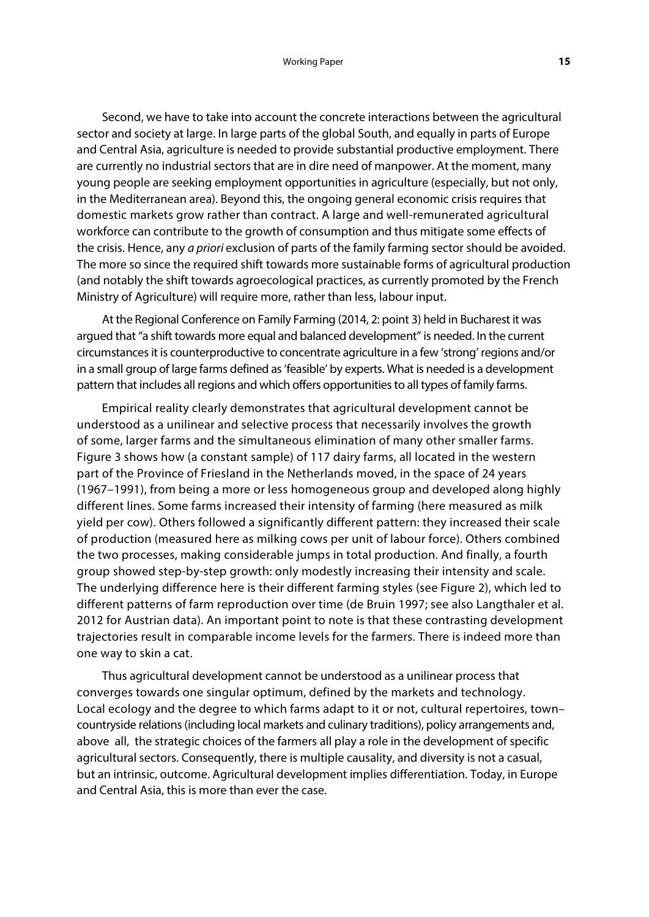Second, we have to take into account the concrete interactions between the agricultural sector and society at large. In large parts of the global South, and equally in parts of Europe and Central Asia, agriculture is needed to provide substantial productive employment. There are currently no industrial sectors that are in dire need of manpower. At the moment, many young people are seeking employment opportunities in agriculture (especially, but not only, in the Mediterranean area). Beyond this, the ongoing general economic crisis requires that domestic markets grow rather than contract. A large and well-remunerated agricultural workforce can contribute to the growth of consumption and thus mitigate some effects of the crisis. Hence, any *a priori* exclusion of parts of the family farming sector should be avoided. The more so since the required shift towards more sustainable forms of agricultural production (and notably the shift towards agroecological practices, as currently promoted by the French Ministry of Agriculture) will require more, rather than less, labour input.

At the Regional Conference on Family Farming (2014, 2: point 3) held in Bucharest it was argued that "a shift towards more equal and balanced development" is needed. In the current circumstances it is counterproductive to concentrate agriculture in a few 'strong' regions and/or in a small group of large farms defined as 'feasible' by experts. What is needed is a development pattern that includes all regions and which offers opportunities to all types of family farms.

Empirical reality clearly demonstrates that agricultural development cannot be understood as a unilinear and selective process that necessarily involves the growth of some, larger farms and the simultaneous elimination of many other smaller farms. Figure 3 shows how (a constant sample) of 117 dairy farms, all located in the western part of the Province of Friesland in the Netherlands moved, in the space of 24 years (1967–1991), from being a more or less homogeneous group and developed along highly different lines. Some farms increased their intensity of farming (here measured as milk yield per cow). Others followed a significantly different pattern: they increased their scale of production (measured here as milking cows per unit of labour force). Others combined the two processes, making considerable jumps in total production. And finally, a fourth group showed step-by-step growth: only modestly increasing their intensity and scale. The underlying difference here is their different farming styles (see Figure 2), which led to different patterns of farm reproduction over time (de Bruin 1997; see also Langthaler et al. 2012 for Austrian data). An important point to note is that these contrasting development trajectories result in comparable income levels for the farmers. There is indeed more than one way to skin a cat.

Thus agricultural development cannot be understood as a unilinear process that converges towards one singular optimum, defined by the markets and technology. Local ecology and the degree to which farms adapt to it or not, cultural repertoires, town–countryside relations (including local markets and culinary traditions), policy arrangements and, above all, the strategic choices of the farmers all play a role in the development of specific agricultural sectors. Consequently, there is multiple causality, and diversity is not a casual, but an intrinsic, outcome. Agricultural development implies differentiation. Today, in Europe and Central Asia, this is more than ever the case.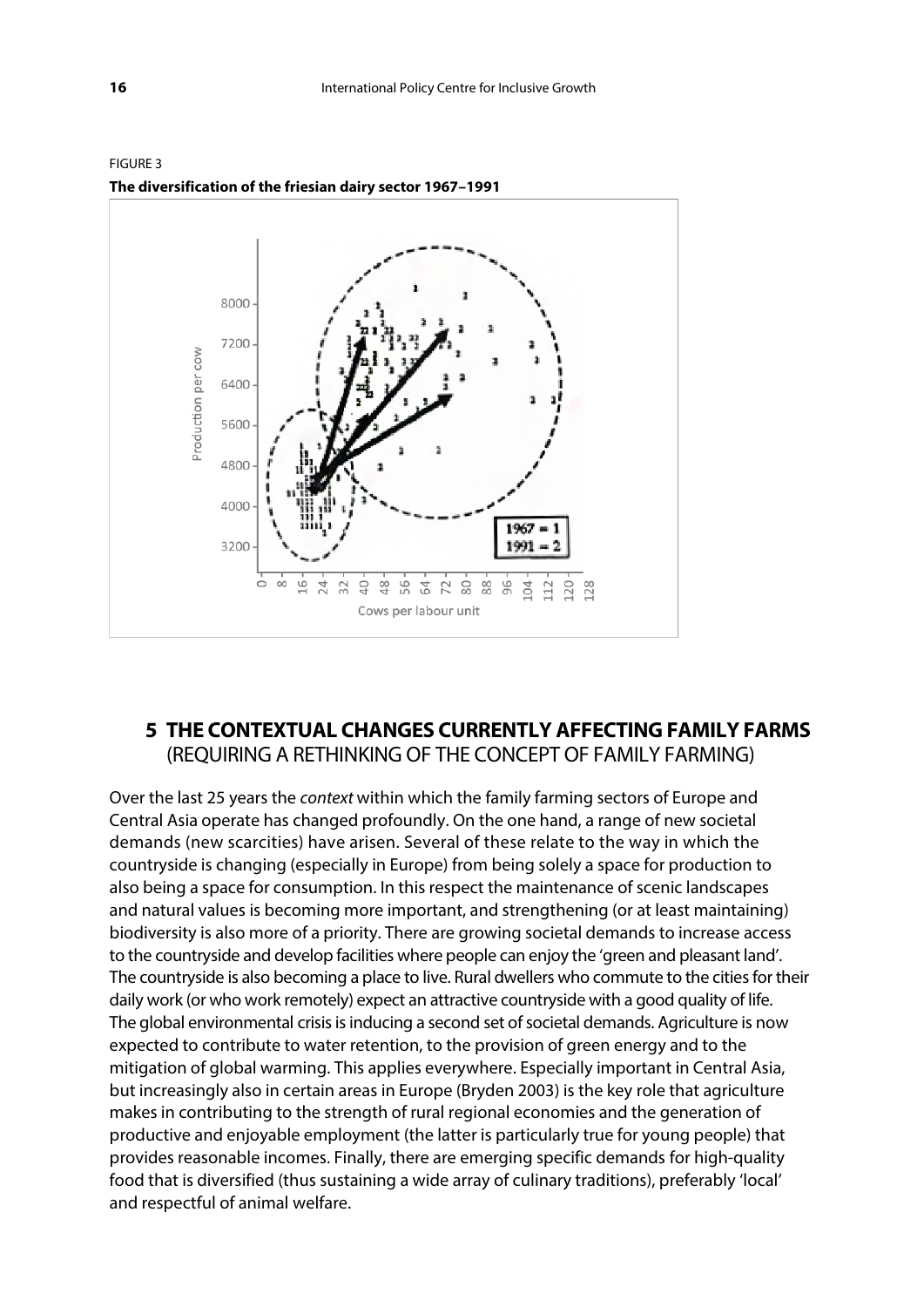FIGURE 3

**The diversification of the friesian dairy sector 1967–1991**

## 5 THE CONTEXTUAL CHANGES CURRENTLY AFFECTING FAMILY FARMS (REQUIRING A RETHINKING OF THE CONCEPT OF FAMILY FARMING)

Over the last 25 years the *context* within which the family farming sectors of Europe and Central Asia operate has changed profoundly. On the one hand, a range of new societal demands (new scarcities) have arisen. Several of these relate to the way in which the countryside is changing (especially in Europe) from being solely a space for production to also being a space for consumption. In this respect the maintenance of scenic landscapes and natural values is becoming more important, and strengthening (or at least maintaining) biodiversity is also more of a priority. There are growing societal demands to increase access to the countryside and develop facilities where people can enjoy the 'green and pleasant land'. The countryside is also becoming a place to live. Rural dwellers who commute to the cities for their daily work (or who work remotely) expect an attractive countryside with a good quality of life. The global environmental crisis is inducing a second set of societal demands. Agriculture is now expected to contribute to water retention, to the provision of green energy and to the mitigation of global warming. This applies everywhere. Especially important in Central Asia, but increasingly also in certain areas in Europe (Bryden 2003) is the key role that agriculture makes in contributing to the strength of rural regional economies and the generation of productive and enjoyable employment (the latter is particularly true for young people) that provides reasonable incomes. Finally, there are emerging specific demands for high-quality food that is diversified (thus sustaining a wide array of culinary traditions), preferably 'local' and respectful of animal welfare.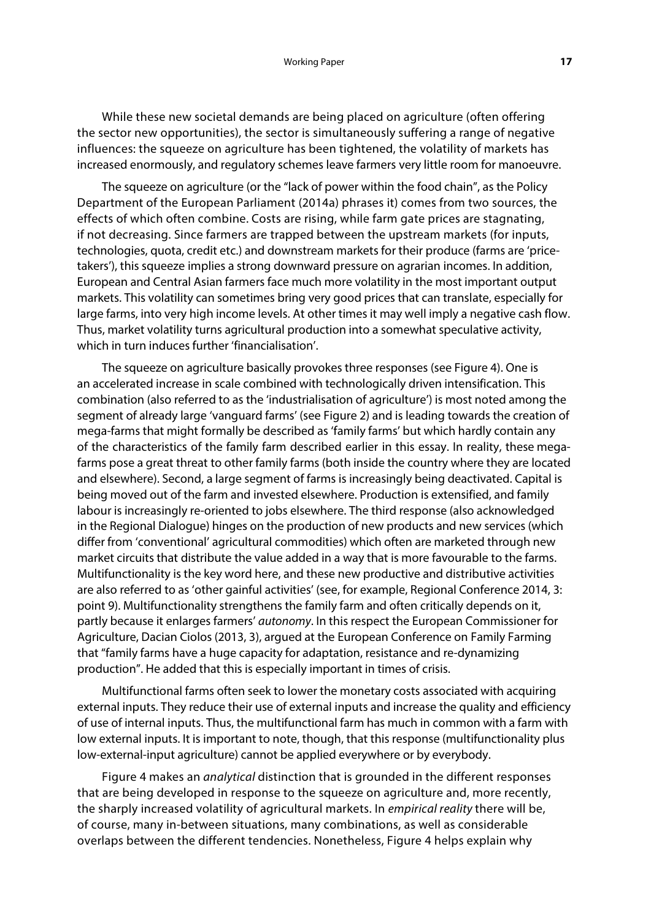While these new societal demands are being placed on agriculture (often offering the sector new opportunities), the sector is simultaneously suffering a range of negative influences: the squeeze on agriculture has been tightened, the volatility of markets has increased enormously, and regulatory schemes leave farmers very little room for manoeuvre.

The squeeze on agriculture (or the "lack of power within the food chain", as the Policy Department of the European Parliament (2014a) phrases it) comes from two sources, the effects of which often combine. Costs are rising, while farm gate prices are stagnating, if not decreasing. Since farmers are trapped between the upstream markets (for inputs, technologies, quota, credit etc.) and downstream markets for their produce (farms are 'price-takers'), this squeeze implies a strong downward pressure on agrarian incomes. In addition, European and Central Asian farmers face much more volatility in the most important output markets. This volatility can sometimes bring very good prices that can translate, especially for large farms, into very high income levels. At other times it may well imply a negative cash flow. Thus, market volatility turns agricultural production into a somewhat speculative activity, which in turn induces further 'financialisation'.

The squeeze on agriculture basically provokes three responses (see Figure 4). One is an accelerated increase in scale combined with technologically driven intensification. This combination (also referred to as the 'industrialisation of agriculture') is most noted among the segment of already large 'vanguard farms' (see Figure 2) and is leading towards the creation of mega-farms that might formally be described as 'family farms' but which hardly contain any of the characteristics of the family farm described earlier in this essay. In reality, these mega-farms pose a great threat to other family farms (both inside the country where they are located and elsewhere). Second, a large segment of farms is increasingly being deactivated. Capital is being moved out of the farm and invested elsewhere. Production is extensified, and family labour is increasingly re-oriented to jobs elsewhere. The third response (also acknowledged in the Regional Dialogue) hinges on the production of new products and new services (which differ from 'conventional' agricultural commodities) which often are marketed through new market circuits that distribute the value added in a way that is more favourable to the farms. Multifunctionality is the key word here, and these new productive and distributive activities are also referred to as 'other gainful activities' (see, for example, Regional Conference 2014, 3: point 9). Multifunctionality strengthens the family farm and often critically depends on it, partly because it enlarges farmers' *autonomy*. In this respect the European Commissioner for Agriculture, Dacian Ciolos (2013, 3), argued at the European Conference on Family Farming that "family farms have a huge capacity for adaptation, resistance and re-dynamizing production". He added that this is especially important in times of crisis.

Multifunctional farms often seek to lower the monetary costs associated with acquiring external inputs. They reduce their use of external inputs and increase the quality and efficiency of use of internal inputs. Thus, the multifunctional farm has much in common with a farm with low external inputs. It is important to note, though, that this response (multifunctionality plus low-external-input agriculture) cannot be applied everywhere or by everybody.

Figure 4 makes an *analytical* distinction that is grounded in the different responses that are being developed in response to the squeeze on agriculture and, more recently, the sharply increased volatility of agricultural markets. In *empirical reality* there will be, of course, many in-between situations, many combinations, as well as considerable overlaps between the different tendencies. Nonetheless, Figure 4 helps explain why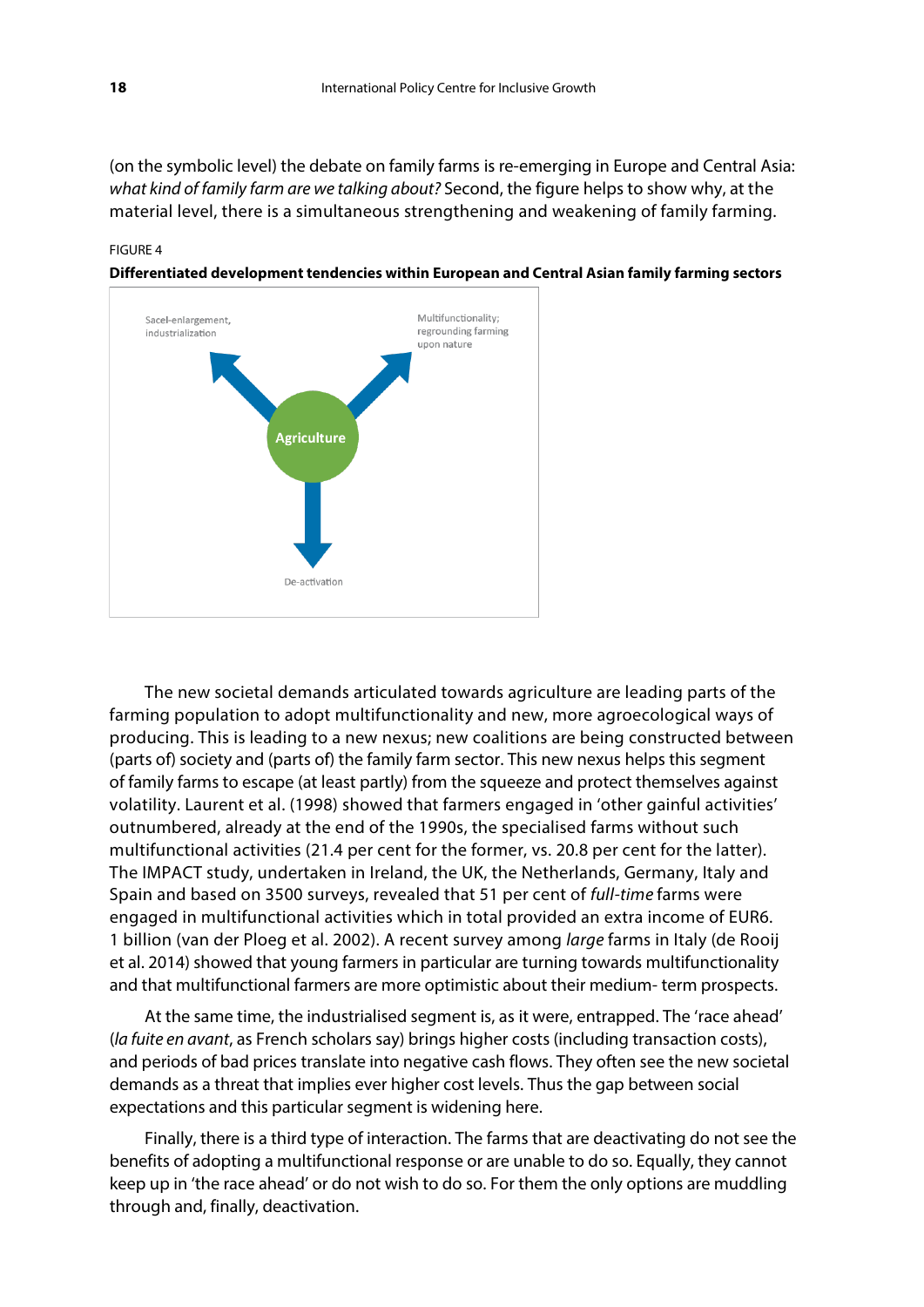(on the symbolic level) the debate on family farms is re-emerging in Europe and Central Asia: *what kind of family farm are we talking about?* Second, the figure helps to show why, at the material level, there is a simultaneous strengthening and weakening of family farming.

FIGURE 4

**Differentiated development tendencies within European and Central Asian family farming sectors**

Sacel-enlargement, industrialization

Multifunctionality; regrounding farming upon nature

Agriculture

De-activation

The new societal demands articulated towards agriculture are leading parts of the farming population to adopt multifunctionality and new, more agroecological ways of producing. This is leading to a new nexus; new coalitions are being constructed between (parts of) society and (parts of) the family farm sector. This new nexus helps this segment of family farms to escape (at least partly) from the squeeze and protect themselves against volatility. Laurent et al. (1998) showed that farmers engaged in 'other gainful activities' outnumbered, already at the end of the 1990s, the specialised farms without such multifunctional activities (21.4 per cent for the former, vs. 20.8 per cent for the latter). The IMPACT study, undertaken in Ireland, the UK, the Netherlands, Germany, Italy and Spain and based on 3500 surveys, revealed that 51 per cent of *full-time* farms were engaged in multifunctional activities which in total provided an extra income of EUR6. 1 billion (van der Ploeg et al. 2002). A recent survey among *large* farms in Italy (de Rooij et al. 2014) showed that young farmers in particular are turning towards multifunctionality and that multifunctional farmers are more optimistic about their medium- term prospects.

At the same time, the industrialised segment is, as it were, entrapped. The 'race ahead' (*la fuite en avant*, as French scholars say) brings higher costs (including transaction costs), and periods of bad prices translate into negative cash flows. They often see the new societal demands as a threat that implies ever higher cost levels. Thus the gap between social expectations and this particular segment is widening here.

Finally, there is a third type of interaction. The farms that are deactivating do not see the benefits of adopting a multifunctional response or are unable to do so. Equally, they cannot keep up in 'the race ahead' or do not wish to do so. For them the only options are muddling through and, finally, deactivation.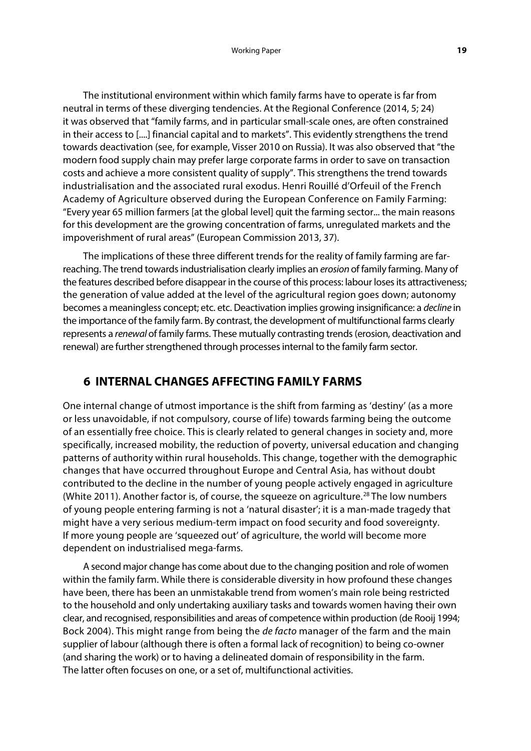The institutional environment within which family farms have to operate is far from neutral in terms of these diverging tendencies. At the Regional Conference (2014, 5; 24) it was observed that "family farms, and in particular small-scale ones, are often constrained in their access to [....] financial capital and to markets". This evidently strengthens the trend towards deactivation (see, for example, Visser 2010 on Russia). It was also observed that "the modern food supply chain may prefer large corporate farms in order to save on transaction costs and achieve a more consistent quality of supply". This strengthens the trend towards industrialisation and the associated rural exodus. Henri Rouillé d'Orfeuil of the French Academy of Agriculture observed during the European Conference on Family Farming: "Every year 65 million farmers [at the global level] quit the farming sector... the main reasons for this development are the growing concentration of farms, unregulated markets and the impoverishment of rural areas" (European Commission 2013, 37).

The implications of these three different trends for the reality of family farming are far-reaching. The trend towards industrialisation clearly implies an *erosion* of family farming. Many of the features described before disappear in the course of this process: labour loses its attractiveness; the generation of value added at the level of the agricultural region goes down; autonomy becomes a meaningless concept; etc. etc. Deactivation implies growing insignificance: a *decline* in the importance of the family farm. By contrast, the development of multifunctional farms clearly represents a *renewal* of family farms. These mutually contrasting trends (erosion, deactivation and renewal) are further strengthened through processes internal to the family farm sector.

## 6 INTERNAL CHANGES AFFECTING FAMILY FARMS

One internal change of utmost importance is the shift from farming as 'destiny' (as a more or less unavoidable, if not compulsory, course of life) towards farming being the outcome of an essentially free choice. This is clearly related to general changes in society and, more specifically, increased mobility, the reduction of poverty, universal education and changing patterns of authority within rural households. This change, together with the demographic changes that have occurred throughout Europe and Central Asia, has without doubt contributed to the decline in the number of young people actively engaged in agriculture (White 2011). Another factor is, of course, the squeeze on agriculture.[28] The low numbers of young people entering farming is not a 'natural disaster'; it is a man-made tragedy that might have a very serious medium-term impact on food security and food sovereignty. If more young people are 'squeezed out' of agriculture, the world will become more dependent on industrialised mega-farms.

A second major change has come about due to the changing position and role of women within the family farm. While there is considerable diversity in how profound these changes have been, there has been an unmistakable trend from women's main role being restricted to the household and only undertaking auxiliary tasks and towards women having their own clear, and recognised, responsibilities and areas of competence within production (de Rooij 1994; Bock 2004). This might range from being the *de facto* manager of the farm and the main supplier of labour (although there is often a formal lack of recognition) to being co-owner (and sharing the work) or to having a delineated domain of responsibility in the farm. The latter often focuses on one, or a set of, multifunctional activities.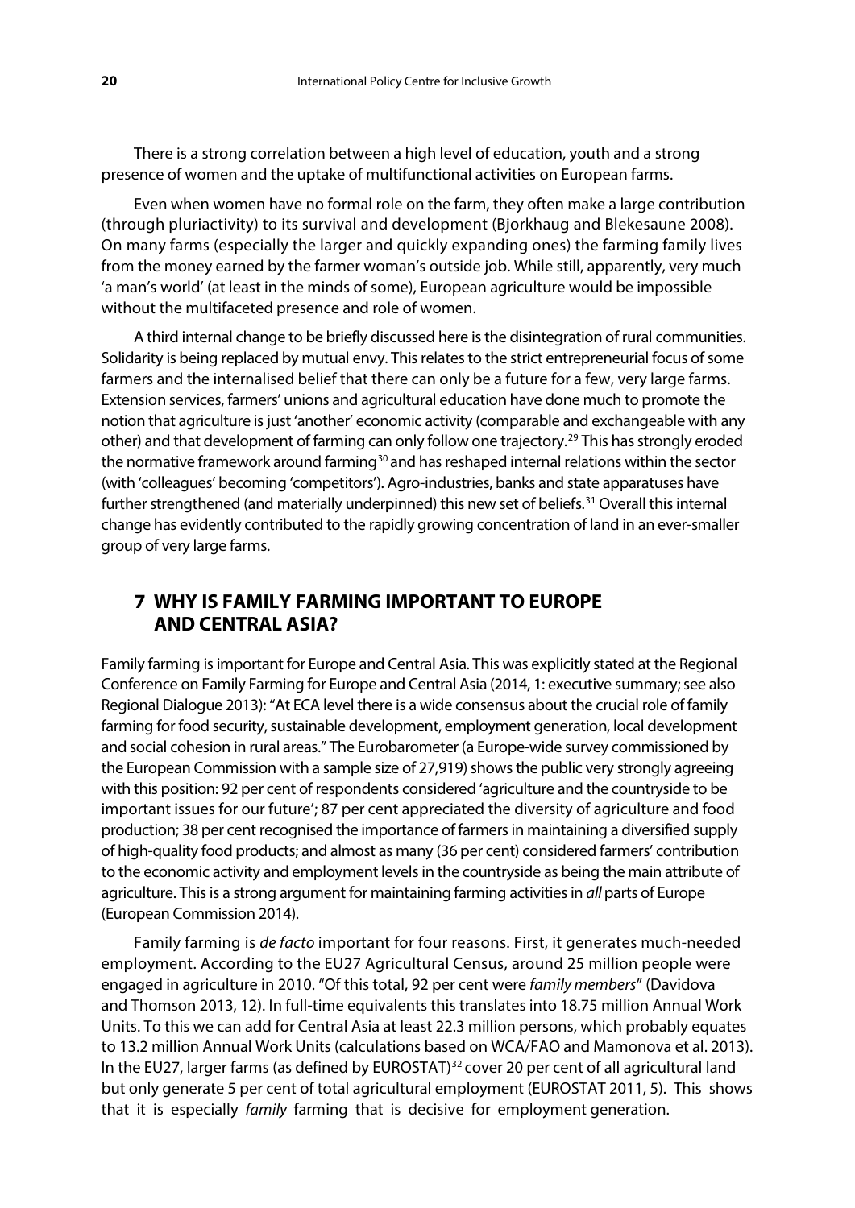There is a strong correlation between a high level of education, youth and a strong presence of women and the uptake of multifunctional activities on European farms.

Even when women have no formal role on the farm, they often make a large contribution (through pluriactivity) to its survival and development (Bjorkhaug and Blekesaune 2008). On many farms (especially the larger and quickly expanding ones) the farming family lives from the money earned by the farmer woman's outside job. While still, apparently, very much 'a man's world' (at least in the minds of some), European agriculture would be impossible without the multifaceted presence and role of women.

A third internal change to be briefly discussed here is the disintegration of rural communities. Solidarity is being replaced by mutual envy. This relates to the strict entrepreneurial focus of some farmers and the internalised belief that there can only be a future for a few, very large farms. Extension services, farmers' unions and agricultural education have done much to promote the notion that agriculture is just 'another' economic activity (comparable and exchangeable with any other) and that development of farming can only follow one trajectory.[29] This has strongly eroded the normative framework around farming[30] and has reshaped internal relations within the sector (with 'colleagues' becoming 'competitors'). Agro-industries, banks and state apparatuses have further strengthened (and materially underpinned) this new set of beliefs.[31] Overall this internal change has evidently contributed to the rapidly growing concentration of land in an ever-smaller group of very large farms.

## 7 WHY IS FAMILY FARMING IMPORTANT TO EUROPE AND CENTRAL ASIA?

Family farming is important for Europe and Central Asia. This was explicitly stated at the Regional Conference on Family Farming for Europe and Central Asia (2014, 1: executive summary; see also Regional Dialogue 2013): "At ECA level there is a wide consensus about the crucial role of family farming for food security, sustainable development, employment generation, local development and social cohesion in rural areas." The Eurobarometer (a Europe-wide survey commissioned by the European Commission with a sample size of 27,919) shows the public very strongly agreeing with this position: 92 per cent of respondents considered 'agriculture and the countryside to be important issues for our future'; 87 per cent appreciated the diversity of agriculture and food production; 38 per cent recognised the importance of farmers in maintaining a diversified supply of high-quality food products; and almost as many (36 per cent) considered farmers' contribution to the economic activity and employment levels in the countryside as being the main attribute of agriculture. This is a strong argument for maintaining farming activities in *all* parts of Europe (European Commission 2014).

Family farming is *de facto* important for four reasons. First, it generates much-needed employment. According to the EU27 Agricultural Census, around 25 million people were engaged in agriculture in 2010. "Of this total, 92 per cent were *family members*" (Davidova and Thomson 2013, 12). In full-time equivalents this translates into 18.75 million Annual Work Units. To this we can add for Central Asia at least 22.3 million persons, which probably equates to 13.2 million Annual Work Units (calculations based on WCA/FAO and Mamonova et al. 2013). In the EU27, larger farms (as defined by EUROSTAT)[32] cover 20 per cent of all agricultural land but only generate 5 per cent of total agricultural employment (EUROSTAT 2011, 5). This shows that it is especially *family* farming that is decisive for employment generation.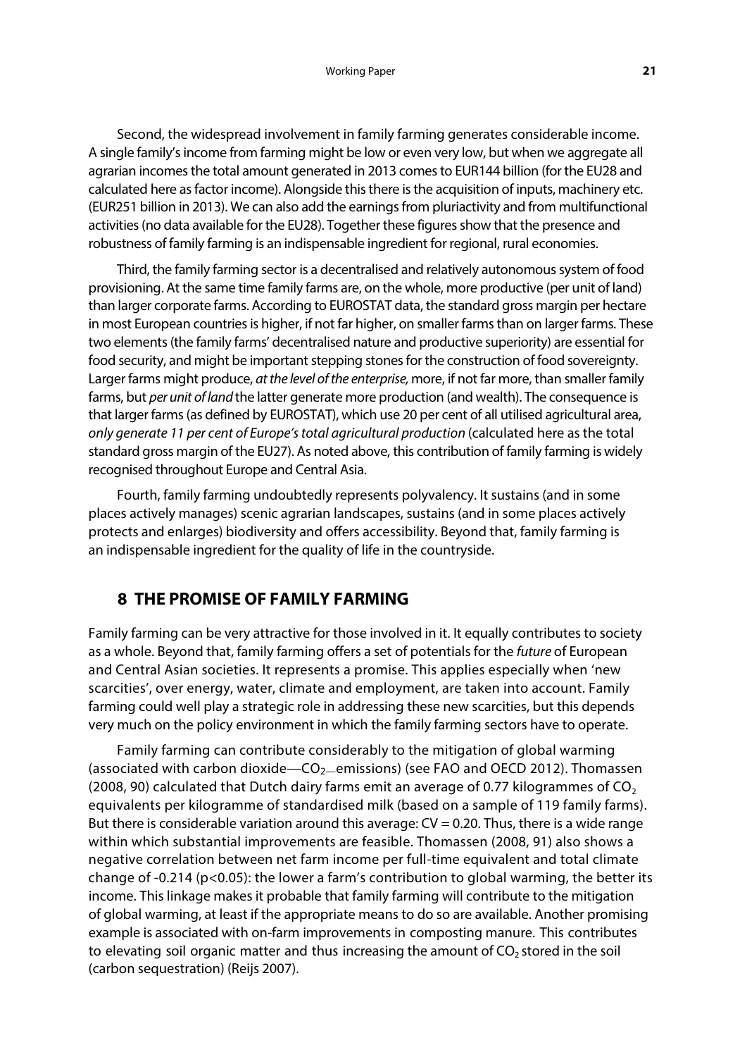Second, the widespread involvement in family farming generates considerable income. A single family's income from farming might be low or even very low, but when we aggregate all agrarian incomes the total amount generated in 2013 comes to EUR144 billion (for the EU28 and calculated here as factor income). Alongside this there is the acquisition of inputs, machinery etc. (EUR251 billion in 2013). We can also add the earnings from pluriactivity and from multifunctional activities (no data available for the EU28). Together these figures show that the presence and robustness of family farming is an indispensable ingredient for regional, rural economies.

Third, the family farming sector is a decentralised and relatively autonomous system of food provisioning. At the same time family farms are, on the whole, more productive (per unit of land) than larger corporate farms. According to EUROSTAT data, the standard gross margin per hectare in most European countries is higher, if not far higher, on smaller farms than on larger farms. These two elements (the family farms' decentralised nature and productive superiority) are essential for food security, and might be important stepping stones for the construction of food sovereignty. Larger farms might produce, *at the level of the enterprise,* more, if not far more, than smaller family farms, but *per unit of land* the latter generate more production (and wealth). The consequence is that larger farms (as defined by EUROSTAT), which use 20 per cent of all utilised agricultural area, *only generate 11 per cent of Europe's total agricultural production* (calculated here as the total standard gross margin of the EU27). As noted above, this contribution of family farming is widely recognised throughout Europe and Central Asia.

Fourth, family farming undoubtedly represents polyvalency. It sustains (and in some places actively manages) scenic agrarian landscapes, sustains (and in some places actively protects and enlarges) biodiversity and offers accessibility. Beyond that, family farming is an indispensable ingredient for the quality of life in the countryside.

## 8 THE PROMISE OF FAMILY FARMING

Family farming can be very attractive for those involved in it. It equally contributes to society as a whole. Beyond that, family farming offers a set of potentials for the *future* of European and Central Asian societies. It represents a promise. This applies especially when 'new scarcities', over energy, water, climate and employment, are taken into account. Family farming could well play a strategic role in addressing these new scarcities, but this depends very much on the policy environment in which the family farming sectors have to operate.

Family farming can contribute considerably to the mitigation of global warming (associated with carbon dioxide—$CO_2$—emissions) (see FAO and OECD 2012). Thomassen (2008, 90) calculated that Dutch dairy farms emit an average of 0.77 kilogrammes of $CO_2$ equivalents per kilogramme of standardised milk (based on a sample of 119 family farms). But there is considerable variation around this average: $CV = 0.20$. Thus, there is a wide range within which substantial improvements are feasible. Thomassen (2008, 91) also shows a negative correlation between net farm income per full-time equivalent and total climate change of -0.214 ($p<0.05$): the lower a farm's contribution to global warming, the better its income. This linkage makes it probable that family farming will contribute to the mitigation of global warming, at least if the appropriate means to do so are available. Another promising example is associated with on-farm improvements in composting manure. This contributes to elevating soil organic matter and thus increasing the amount of $CO_2$ stored in the soil (carbon sequestration) (Reijs 2007).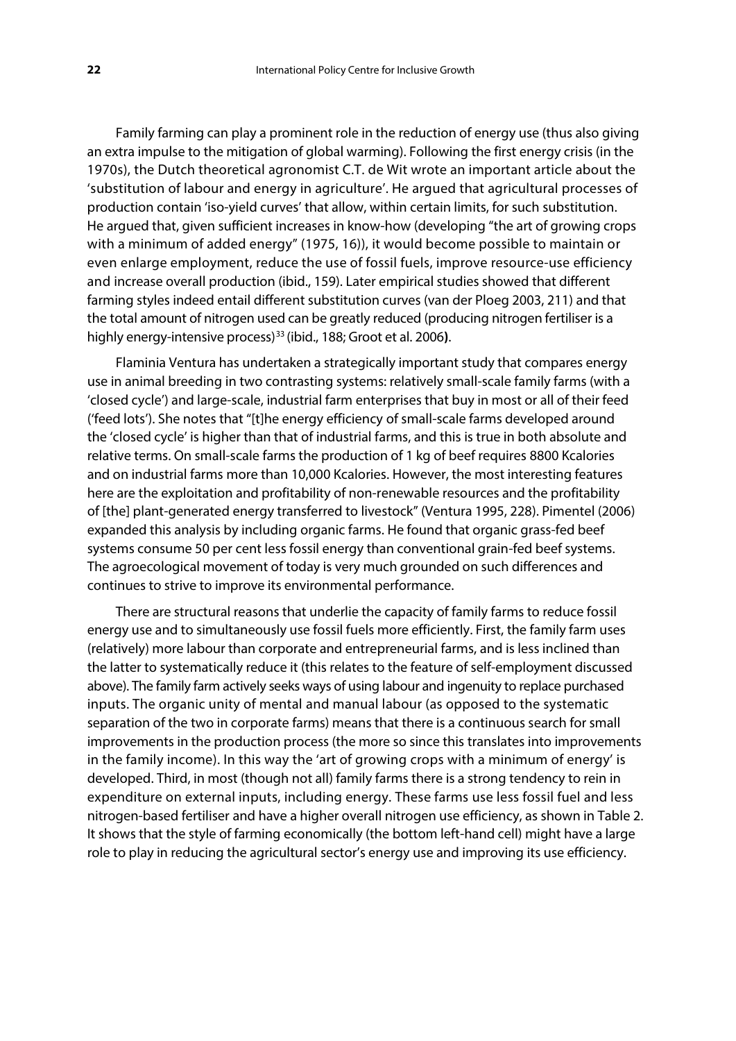Family farming can play a prominent role in the reduction of energy use (thus also giving an extra impulse to the mitigation of global warming). Following the first energy crisis (in the 1970s), the Dutch theoretical agronomist C.T. de Wit wrote an important article about the 'substitution of labour and energy in agriculture'. He argued that agricultural processes of production contain 'iso-yield curves' that allow, within certain limits, for such substitution. He argued that, given sufficient increases in know-how (developing "the art of growing crops with a minimum of added energy" (1975, 16)), it would become possible to maintain or even enlarge employment, reduce the use of fossil fuels, improve resource-use efficiency and increase overall production (ibid., 159). Later empirical studies showed that different farming styles indeed entail different substitution curves (van der Ploeg 2003, 211) and that the total amount of nitrogen used can be greatly reduced (producing nitrogen fertiliser is a highly energy-intensive process)[33] (ibid., 188; Groot et al. 2006).

Flaminia Ventura has undertaken a strategically important study that compares energy use in animal breeding in two contrasting systems: relatively small-scale family farms (with a 'closed cycle') and large-scale, industrial farm enterprises that buy in most or all of their feed ('feed lots'). She notes that "[t]he energy efficiency of small-scale farms developed around the 'closed cycle' is higher than that of industrial farms, and this is true in both absolute and relative terms. On small-scale farms the production of 1 kg of beef requires 8800 Kcalories and on industrial farms more than 10,000 Kcalories. However, the most interesting features here are the exploitation and profitability of non-renewable resources and the profitability of [the] plant-generated energy transferred to livestock" (Ventura 1995, 228). Pimentel (2006) expanded this analysis by including organic farms. He found that organic grass-fed beef systems consume 50 per cent less fossil energy than conventional grain-fed beef systems. The agroecological movement of today is very much grounded on such differences and continues to strive to improve its environmental performance.

There are structural reasons that underlie the capacity of family farms to reduce fossil energy use and to simultaneously use fossil fuels more efficiently. First, the family farm uses (relatively) more labour than corporate and entrepreneurial farms, and is less inclined than the latter to systematically reduce it (this relates to the feature of self-employment discussed above). The family farm actively seeks ways of using labour and ingenuity to replace purchased inputs. The organic unity of mental and manual labour (as opposed to the systematic separation of the two in corporate farms) means that there is a continuous search for small improvements in the production process (the more so since this translates into improvements in the family income). In this way the 'art of growing crops with a minimum of energy' is developed. Third, in most (though not all) family farms there is a strong tendency to rein in expenditure on external inputs, including energy. These farms use less fossil fuel and less nitrogen-based fertiliser and have a higher overall nitrogen use efficiency, as shown in Table 2. It shows that the style of farming economically (the bottom left-hand cell) might have a large role to play in reducing the agricultural sector's energy use and improving its use efficiency.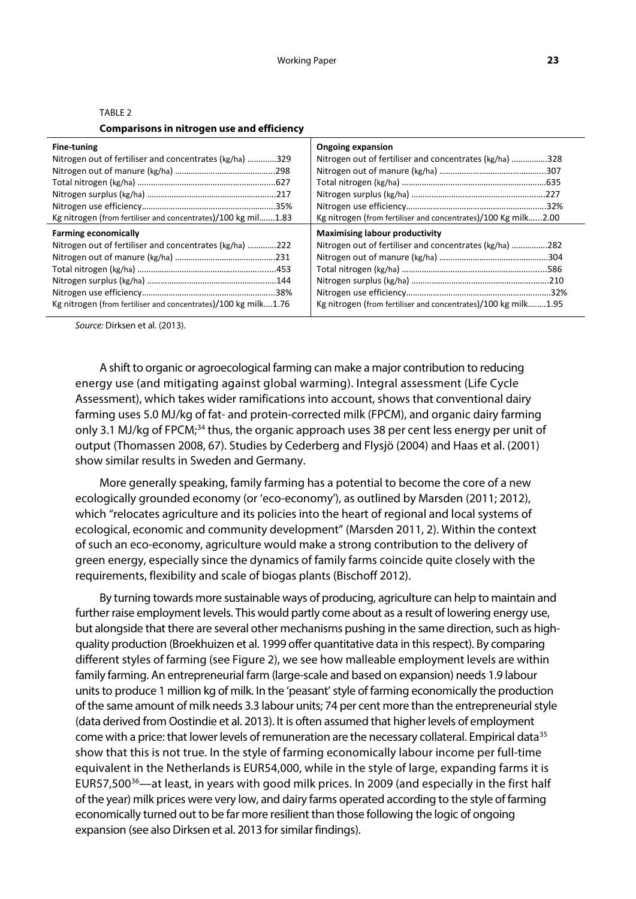TABLE 2

**Comparisons in nitrogen use and efficiency**

| **Fine-tuning** | | **Ongoing expansion** | |
|---|---|---|---|
| Nitrogen out of fertiliser and concentrates (kg/ha) | 329 | Nitrogen out of fertiliser and concentrates (kg/ha) | 328 |
| Nitrogen out of manure (kg/ha) | 298 | Nitrogen out of manure (kg/ha) | 307 |
| Total nitrogen (kg/ha) | 627 | Total nitrogen (kg/ha) | 635 |
| Nitrogen surplus (kg/ha) | 217 | Nitrogen surplus (kg/ha) | 227 |
| Nitrogen use efficiency | 35% | Nitrogen use efficiency | 32% |
| Kg nitrogen (from fertiliser and concentrates)/100 kg mil | 1.83 | Kg nitrogen (from fertiliser and concentrates)/100 Kg milk | 2.00 |
| **Farming economically** | | **Maximising labour productivity** | |
| Nitrogen out of fertiliser and concentrates (kg/ha) | 222 | Nitrogen out of fertiliser and concentrates (kg/ha) | 282 |
| Nitrogen out of manure (kg/ha) | 231 | Nitrogen out of manure (kg/ha) | 304 |
| Total nitrogen (kg/ha) | 453 | Total nitrogen (kg/ha) | 586 |
| Nitrogen surplus (kg/ha) | 144 | Nitrogen surplus (kg/ha) | 210 |
| Nitrogen use efficiency | 38% | Nitrogen use efficiency | 32% |
| Kg nitrogen (from fertiliser and concentrates)/100 kg milk | 1.76 | Kg nitrogen (from fertiliser and concentrates)/100 kg milk | 1.95 |

*Source:* Dirksen et al. (2013).

A shift to organic or agroecological farming can make a major contribution to reducing energy use (and mitigating against global warming). Integral assessment (Life Cycle Assessment), which takes wider ramifications into account, shows that conventional dairy farming uses 5.0 MJ/kg of fat- and protein-corrected milk (FPCM), and organic dairy farming only 3.1 MJ/kg of FPCM;[34] thus, the organic approach uses 38 per cent less energy per unit of output (Thomassen 2008, 67). Studies by Cederberg and Flysjö (2004) and Haas et al. (2001) show similar results in Sweden and Germany.

More generally speaking, family farming has a potential to become the core of a new ecologically grounded economy (or 'eco-economy'), as outlined by Marsden (2011; 2012), which "relocates agriculture and its policies into the heart of regional and local systems of ecological, economic and community development" (Marsden 2011, 2). Within the context of such an eco-economy, agriculture would make a strong contribution to the delivery of green energy, especially since the dynamics of family farms coincide quite closely with the requirements, flexibility and scale of biogas plants (Bischoff 2012).

By turning towards more sustainable ways of producing, agriculture can help to maintain and further raise employment levels. This would partly come about as a result of lowering energy use, but alongside that there are several other mechanisms pushing in the same direction, such as high-quality production (Broekhuizen et al. 1999 offer quantitative data in this respect). By comparing different styles of farming (see Figure 2), we see how malleable employment levels are within family farming. An entrepreneurial farm (large-scale and based on expansion) needs 1.9 labour units to produce 1 million kg of milk. In the 'peasant' style of farming economically the production of the same amount of milk needs 3.3 labour units; 74 per cent more than the entrepreneurial style (data derived from Oostindie et al. 2013). It is often assumed that higher levels of employment come with a price: that lower levels of remuneration are the necessary collateral. Empirical data[35] show that this is not true. In the style of farming economically labour income per full-time equivalent in the Netherlands is EUR54,000, while in the style of large, expanding farms it is EUR57,500[36]—at least, in years with good milk prices. In 2009 (and especially in the first half of the year) milk prices were very low, and dairy farms operated according to the style of farming economically turned out to be far more resilient than those following the logic of ongoing expansion (see also Dirksen et al. 2013 for similar findings).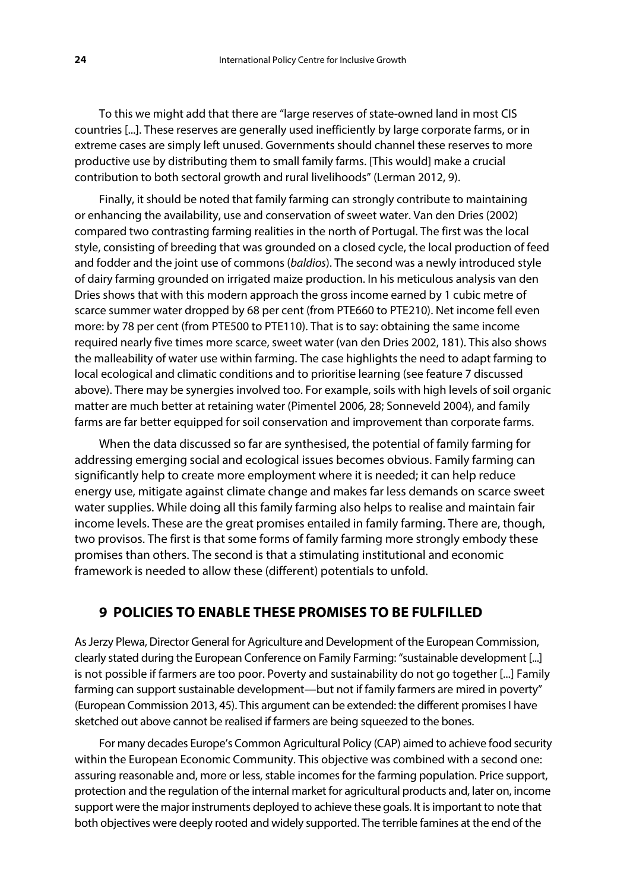To this we might add that there are "large reserves of state-owned land in most CIS countries [...]. These reserves are generally used inefficiently by large corporate farms, or in extreme cases are simply left unused. Governments should channel these reserves to more productive use by distributing them to small family farms. [This would] make a crucial contribution to both sectoral growth and rural livelihoods" (Lerman 2012, 9).

Finally, it should be noted that family farming can strongly contribute to maintaining or enhancing the availability, use and conservation of sweet water. Van den Dries (2002) compared two contrasting farming realities in the north of Portugal. The first was the local style, consisting of breeding that was grounded on a closed cycle, the local production of feed and fodder and the joint use of commons (*baldios*). The second was a newly introduced style of dairy farming grounded on irrigated maize production. In his meticulous analysis van den Dries shows that with this modern approach the gross income earned by 1 cubic metre of scarce summer water dropped by 68 per cent (from PTE660 to PTE210). Net income fell even more: by 78 per cent (from PTE500 to PTE110). That is to say: obtaining the same income required nearly five times more scarce, sweet water (van den Dries 2002, 181). This also shows the malleability of water use within farming. The case highlights the need to adapt farming to local ecological and climatic conditions and to prioritise learning (see feature 7 discussed above). There may be synergies involved too. For example, soils with high levels of soil organic matter are much better at retaining water (Pimentel 2006, 28; Sonneveld 2004), and family farms are far better equipped for soil conservation and improvement than corporate farms.

When the data discussed so far are synthesised, the potential of family farming for addressing emerging social and ecological issues becomes obvious. Family farming can significantly help to create more employment where it is needed; it can help reduce energy use, mitigate against climate change and makes far less demands on scarce sweet water supplies. While doing all this family farming also helps to realise and maintain fair income levels. These are the great promises entailed in family farming. There are, though, two provisos. The first is that some forms of family farming more strongly embody these promises than others. The second is that a stimulating institutional and economic framework is needed to allow these (different) potentials to unfold.

## 9 POLICIES TO ENABLE THESE PROMISES TO BE FULFILLED

As Jerzy Plewa, Director General for Agriculture and Development of the European Commission, clearly stated during the European Conference on Family Farming: "sustainable development [...] is not possible if farmers are too poor. Poverty and sustainability do not go together [...] Family farming can support sustainable development—but not if family farmers are mired in poverty" (European Commission 2013, 45). This argument can be extended: the different promises I have sketched out above cannot be realised if farmers are being squeezed to the bones.

For many decades Europe's Common Agricultural Policy (CAP) aimed to achieve food security within the European Economic Community. This objective was combined with a second one: assuring reasonable and, more or less, stable incomes for the farming population. Price support, protection and the regulation of the internal market for agricultural products and, later on, income support were the major instruments deployed to achieve these goals. It is important to note that both objectives were deeply rooted and widely supported. The terrible famines at the end of the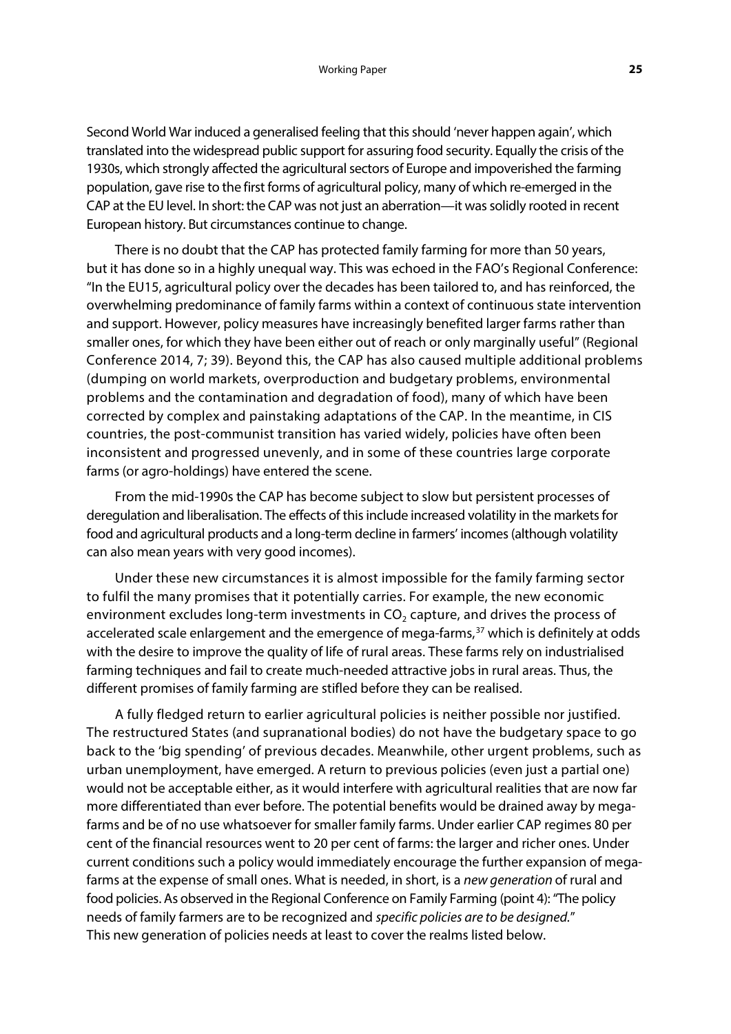Second World War induced a generalised feeling that this should 'never happen again', which translated into the widespread public support for assuring food security. Equally the crisis of the 1930s, which strongly affected the agricultural sectors of Europe and impoverished the farming population, gave rise to the first forms of agricultural policy, many of which re-emerged in the CAP at the EU level. In short: the CAP was not just an aberration—it was solidly rooted in recent European history. But circumstances continue to change.

There is no doubt that the CAP has protected family farming for more than 50 years, but it has done so in a highly unequal way. This was echoed in the FAO's Regional Conference: "In the EU15, agricultural policy over the decades has been tailored to, and has reinforced, the overwhelming predominance of family farms within a context of continuous state intervention and support. However, policy measures have increasingly benefited larger farms rather than smaller ones, for which they have been either out of reach or only marginally useful" (Regional Conference 2014, 7; 39). Beyond this, the CAP has also caused multiple additional problems (dumping on world markets, overproduction and budgetary problems, environmental problems and the contamination and degradation of food), many of which have been corrected by complex and painstaking adaptations of the CAP. In the meantime, in CIS countries, the post-communist transition has varied widely, policies have often been inconsistent and progressed unevenly, and in some of these countries large corporate farms (or agro-holdings) have entered the scene.

From the mid-1990s the CAP has become subject to slow but persistent processes of deregulation and liberalisation. The effects of this include increased volatility in the markets for food and agricultural products and a long-term decline in farmers' incomes (although volatility can also mean years with very good incomes).

Under these new circumstances it is almost impossible for the family farming sector to fulfil the many promises that it potentially carries. For example, the new economic environment excludes long-term investments in $CO_2$ capture, and drives the process of accelerated scale enlargement and the emergence of mega-farms,[37] which is definitely at odds with the desire to improve the quality of life of rural areas. These farms rely on industrialised farming techniques and fail to create much-needed attractive jobs in rural areas. Thus, the different promises of family farming are stifled before they can be realised.

A fully fledged return to earlier agricultural policies is neither possible nor justified. The restructured States (and supranational bodies) do not have the budgetary space to go back to the 'big spending' of previous decades. Meanwhile, other urgent problems, such as urban unemployment, have emerged. A return to previous policies (even just a partial one) would not be acceptable either, as it would interfere with agricultural realities that are now far more differentiated than ever before. The potential benefits would be drained away by mega-farms and be of no use whatsoever for smaller family farms. Under earlier CAP regimes 80 per cent of the financial resources went to 20 per cent of farms: the larger and richer ones. Under current conditions such a policy would immediately encourage the further expansion of mega-farms at the expense of small ones. What is needed, in short, is a *new generation* of rural and food policies. As observed in the Regional Conference on Family Farming (point 4): "The policy needs of family farmers are to be recognized and *specific policies are to be designed*." This new generation of policies needs at least to cover the realms listed below.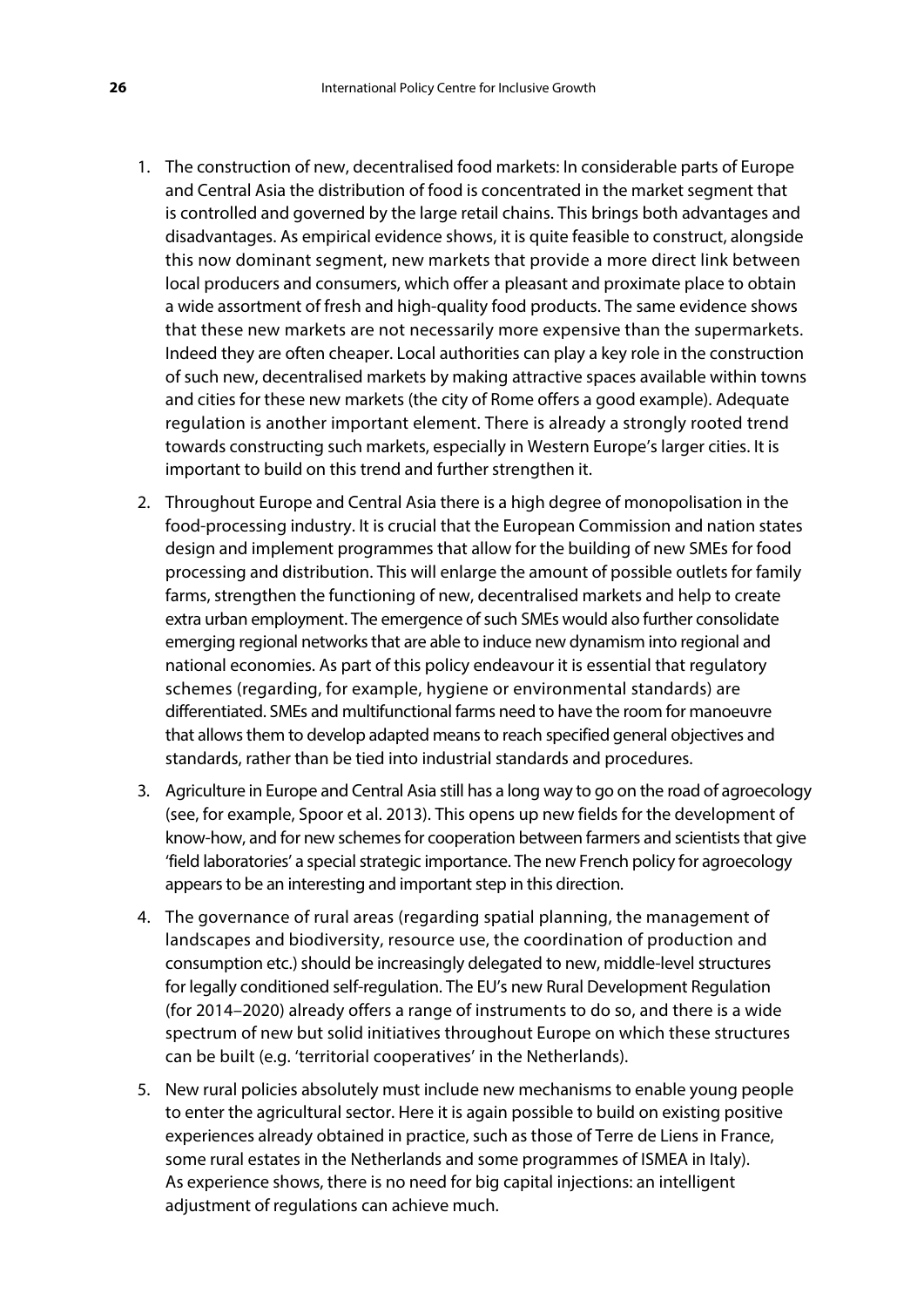1. The construction of new, decentralised food markets: In considerable parts of Europe and Central Asia the distribution of food is concentrated in the market segment that is controlled and governed by the large retail chains. This brings both advantages and disadvantages. As empirical evidence shows, it is quite feasible to construct, alongside this now dominant segment, new markets that provide a more direct link between local producers and consumers, which offer a pleasant and proximate place to obtain a wide assortment of fresh and high-quality food products. The same evidence shows that these new markets are not necessarily more expensive than the supermarkets. Indeed they are often cheaper. Local authorities can play a key role in the construction of such new, decentralised markets by making attractive spaces available within towns and cities for these new markets (the city of Rome offers a good example). Adequate regulation is another important element. There is already a strongly rooted trend towards constructing such markets, especially in Western Europe's larger cities. It is important to build on this trend and further strengthen it.

2. Throughout Europe and Central Asia there is a high degree of monopolisation in the food-processing industry. It is crucial that the European Commission and nation states design and implement programmes that allow for the building of new SMEs for food processing and distribution. This will enlarge the amount of possible outlets for family farms, strengthen the functioning of new, decentralised markets and help to create extra urban employment. The emergence of such SMEs would also further consolidate emerging regional networks that are able to induce new dynamism into regional and national economies. As part of this policy endeavour it is essential that regulatory schemes (regarding, for example, hygiene or environmental standards) are differentiated. SMEs and multifunctional farms need to have the room for manoeuvre that allows them to develop adapted means to reach specified general objectives and standards, rather than be tied into industrial standards and procedures.

3. Agriculture in Europe and Central Asia still has a long way to go on the road of agroecology (see, for example, Spoor et al. 2013). This opens up new fields for the development of know-how, and for new schemes for cooperation between farmers and scientists that give 'field laboratories' a special strategic importance. The new French policy for agroecology appears to be an interesting and important step in this direction.

4. The governance of rural areas (regarding spatial planning, the management of landscapes and biodiversity, resource use, the coordination of production and consumption etc.) should be increasingly delegated to new, middle-level structures for legally conditioned self-regulation. The EU's new Rural Development Regulation (for 2014–2020) already offers a range of instruments to do so, and there is a wide spectrum of new but solid initiatives throughout Europe on which these structures can be built (e.g. 'territorial cooperatives' in the Netherlands).

5. New rural policies absolutely must include new mechanisms to enable young people to enter the agricultural sector. Here it is again possible to build on existing positive experiences already obtained in practice, such as those of Terre de Liens in France, some rural estates in the Netherlands and some programmes of ISMEA in Italy). As experience shows, there is no need for big capital injections: an intelligent adjustment of regulations can achieve much.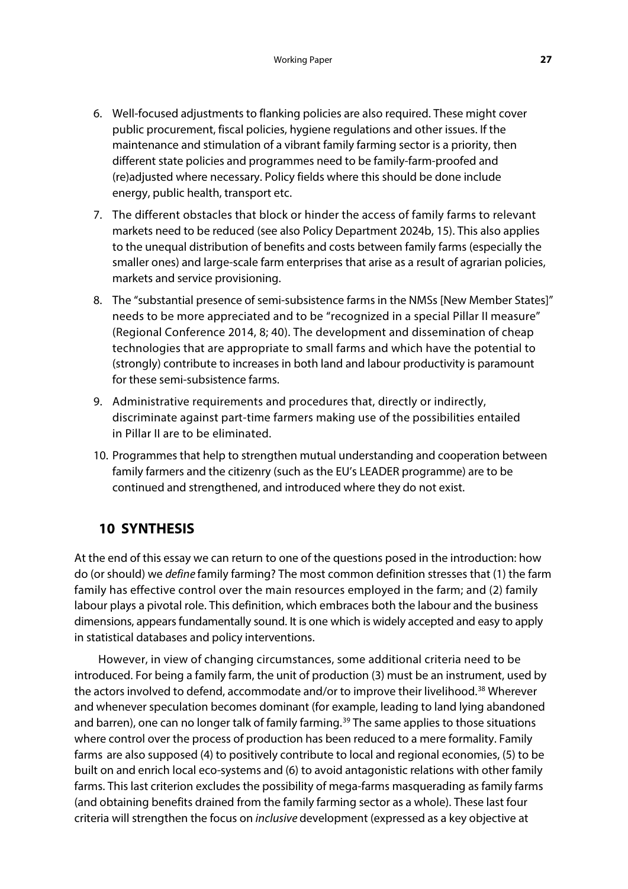6. Well-focused adjustments to flanking policies are also required. These might cover public procurement, fiscal policies, hygiene regulations and other issues. If the maintenance and stimulation of a vibrant family farming sector is a priority, then different state policies and programmes need to be family-farm-proofed and (re)adjusted where necessary. Policy fields where this should be done include energy, public health, transport etc.
7. The different obstacles that block or hinder the access of family farms to relevant markets need to be reduced (see also Policy Department 2024b, 15). This also applies to the unequal distribution of benefits and costs between family farms (especially the smaller ones) and large-scale farm enterprises that arise as a result of agrarian policies, markets and service provisioning.
8. The "substantial presence of semi-subsistence farms in the NMSs [New Member States]" needs to be more appreciated and to be "recognized in a special Pillar II measure" (Regional Conference 2014, 8; 40). The development and dissemination of cheap technologies that are appropriate to small farms and which have the potential to (strongly) contribute to increases in both land and labour productivity is paramount for these semi-subsistence farms.
9. Administrative requirements and procedures that, directly or indirectly, discriminate against part-time farmers making use of the possibilities entailed in Pillar II are to be eliminated.
10. Programmes that help to strengthen mutual understanding and cooperation between family farmers and the citizenry (such as the EU's LEADER programme) are to be continued and strengthened, and introduced where they do not exist.

## 10 SYNTHESIS

At the end of this essay we can return to one of the questions posed in the introduction: how do (or should) we *define* family farming? The most common definition stresses that (1) the farm family has effective control over the main resources employed in the farm; and (2) family labour plays a pivotal role. This definition, which embraces both the labour and the business dimensions, appears fundamentally sound. It is one which is widely accepted and easy to apply in statistical databases and policy interventions.

However, in view of changing circumstances, some additional criteria need to be introduced. For being a family farm, the unit of production (3) must be an instrument, used by the actors involved to defend, accommodate and/or to improve their livelihood.[38] Wherever and whenever speculation becomes dominant (for example, leading to land lying abandoned and barren), one can no longer talk of family farming.[39] The same applies to those situations where control over the process of production has been reduced to a mere formality. Family farms are also supposed (4) to positively contribute to local and regional economies, (5) to be built on and enrich local eco-systems and (6) to avoid antagonistic relations with other family farms. This last criterion excludes the possibility of mega-farms masquerading as family farms (and obtaining benefits drained from the family farming sector as a whole). These last four criteria will strengthen the focus on *inclusive* development (expressed as a key objective at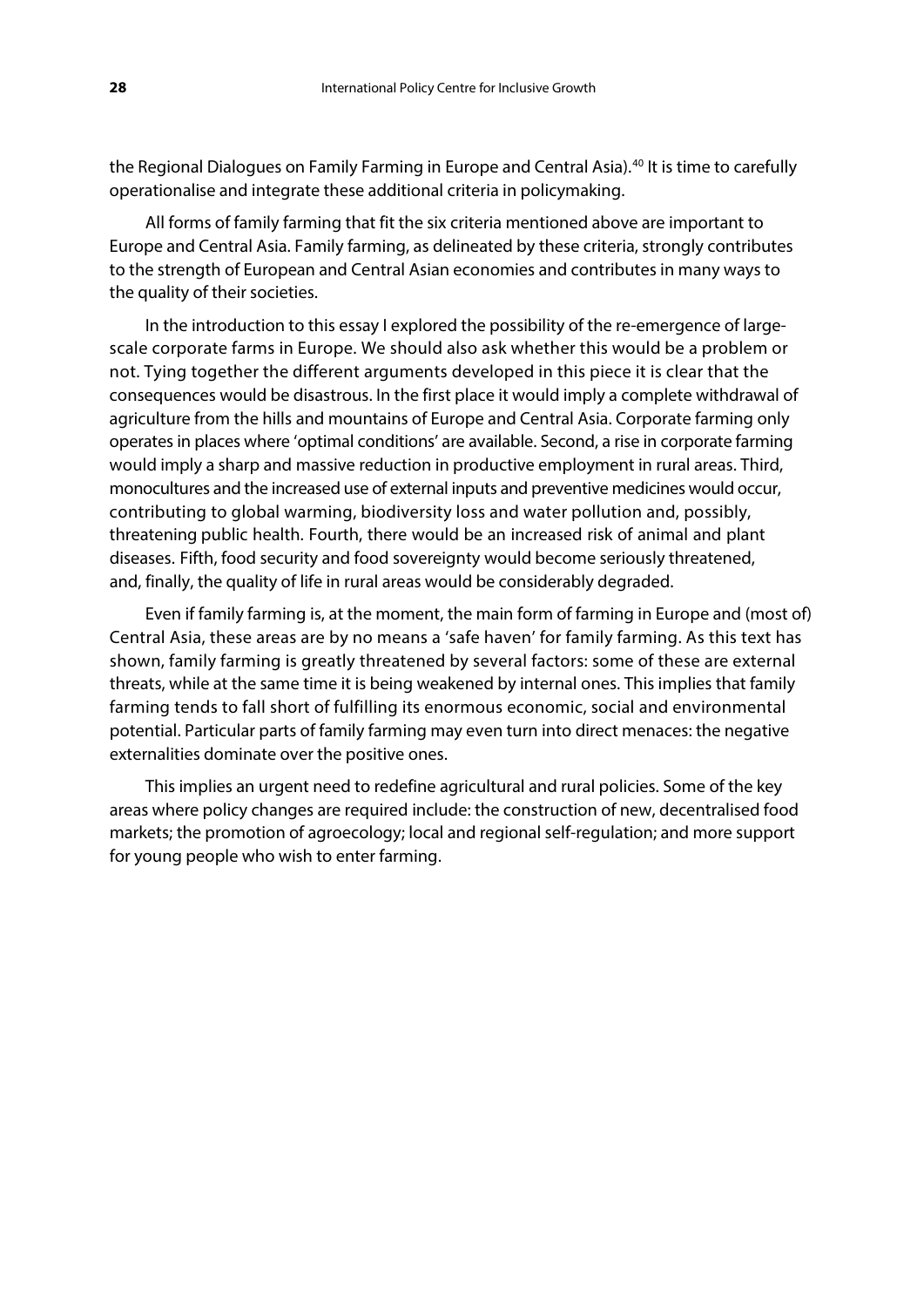the Regional Dialogues on Family Farming in Europe and Central Asia).[40] It is time to carefully operationalise and integrate these additional criteria in policymaking.

All forms of family farming that fit the six criteria mentioned above are important to Europe and Central Asia. Family farming, as delineated by these criteria, strongly contributes to the strength of European and Central Asian economies and contributes in many ways to the quality of their societies.

In the introduction to this essay I explored the possibility of the re-emergence of large-scale corporate farms in Europe. We should also ask whether this would be a problem or not. Tying together the different arguments developed in this piece it is clear that the consequences would be disastrous. In the first place it would imply a complete withdrawal of agriculture from the hills and mountains of Europe and Central Asia. Corporate farming only operates in places where 'optimal conditions' are available. Second, a rise in corporate farming would imply a sharp and massive reduction in productive employment in rural areas. Third, monocultures and the increased use of external inputs and preventive medicines would occur, contributing to global warming, biodiversity loss and water pollution and, possibly, threatening public health. Fourth, there would be an increased risk of animal and plant diseases. Fifth, food security and food sovereignty would become seriously threatened, and, finally, the quality of life in rural areas would be considerably degraded.

Even if family farming is, at the moment, the main form of farming in Europe and (most of) Central Asia, these areas are by no means a 'safe haven' for family farming. As this text has shown, family farming is greatly threatened by several factors: some of these are external threats, while at the same time it is being weakened by internal ones. This implies that family farming tends to fall short of fulfilling its enormous economic, social and environmental potential. Particular parts of family farming may even turn into direct menaces: the negative externalities dominate over the positive ones.

This implies an urgent need to redefine agricultural and rural policies. Some of the key areas where policy changes are required include: the construction of new, decentralised food markets; the promotion of agroecology; local and regional self-regulation; and more support for young people who wish to enter farming.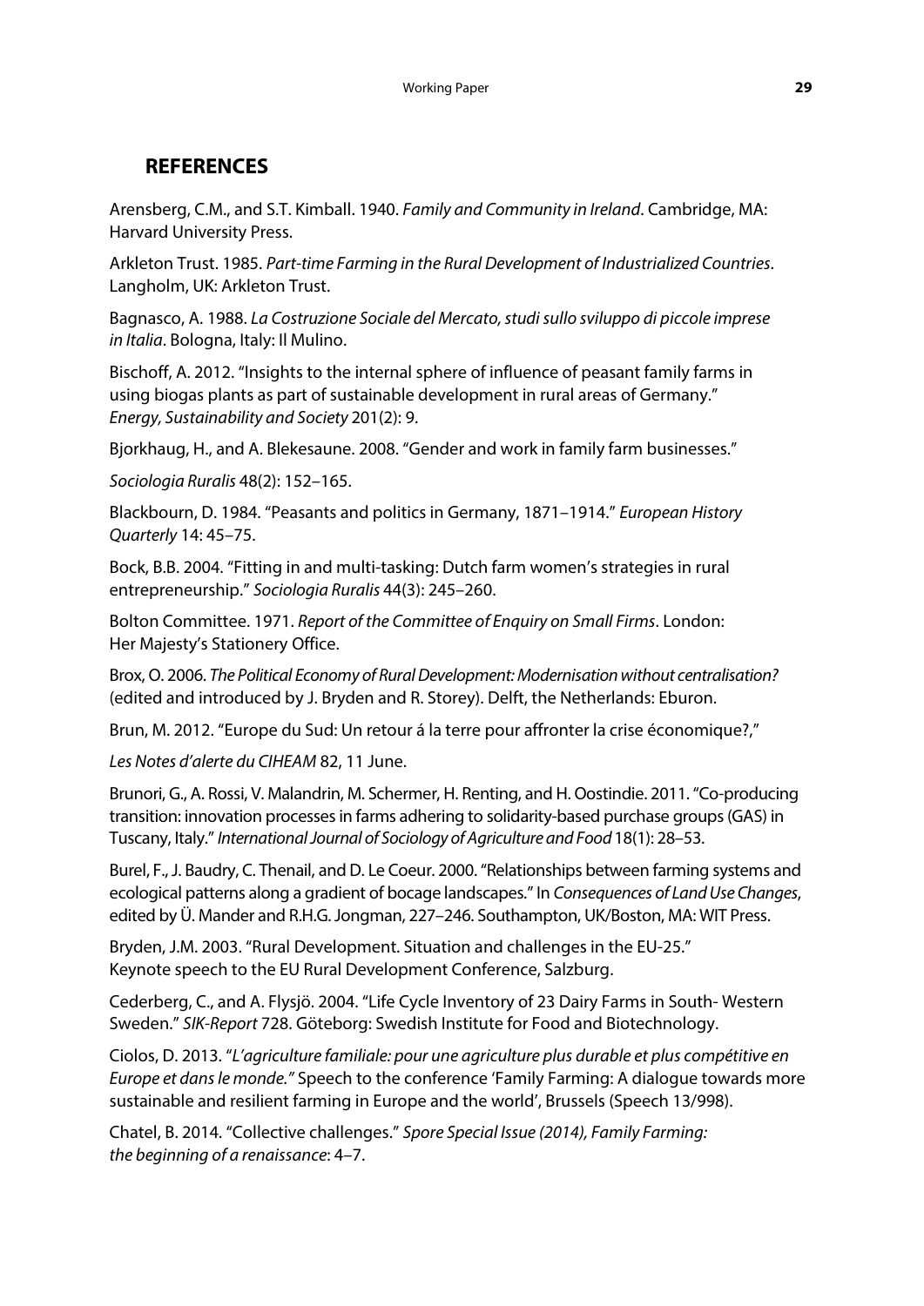## REFERENCES

Arensberg, C.M., and S.T. Kimball. 1940. *Family and Community in Ireland*. Cambridge, MA: Harvard University Press.

Arkleton Trust. 1985. *Part-time Farming in the Rural Development of Industrialized Countries*. Langholm, UK: Arkleton Trust.

Bagnasco, A. 1988. *La Costruzione Sociale del Mercato, studi sullo sviluppo di piccole imprese in Italia*. Bologna, Italy: Il Mulino.

Bischoff, A. 2012. "Insights to the internal sphere of influence of peasant family farms in using biogas plants as part of sustainable development in rural areas of Germany." *Energy, Sustainability and Society* 201(2): 9.

Bjorkhaug, H., and A. Blekesaune. 2008. "Gender and work in family farm businesses."

*Sociologia Ruralis* 48(2): 152–165.

Blackbourn, D. 1984. "Peasants and politics in Germany, 1871–1914." *European History Quarterly* 14: 45–75.

Bock, B.B. 2004. "Fitting in and multi-tasking: Dutch farm women's strategies in rural entrepreneurship." *Sociologia Ruralis* 44(3): 245–260.

Bolton Committee. 1971. *Report of the Committee of Enquiry on Small Firms*. London: Her Majesty's Stationery Office.

Brox, O. 2006. *The Political Economy of Rural Development: Modernisation without centralisation?* (edited and introduced by J. Bryden and R. Storey). Delft, the Netherlands: Eburon.

Brun, M. 2012. "Europe du Sud: Un retour á la terre pour affronter la crise économique?,"

*Les Notes d'alerte du CIHEAM* 82, 11 June.

Brunori, G., A. Rossi, V. Malandrin, M. Schermer, H. Renting, and H. Oostindie. 2011. "Co-producing transition: innovation processes in farms adhering to solidarity-based purchase groups (GAS) in Tuscany, Italy." *International Journal of Sociology of Agriculture and Food* 18(1): 28–53.

Burel, F., J. Baudry, C. Thenail, and D. Le Coeur. 2000. "Relationships between farming systems and ecological patterns along a gradient of bocage landscapes." In *Consequences of Land Use Changes*, edited by Ü. Mander and R.H.G. Jongman, 227–246. Southampton, UK/Boston, MA: WIT Press.

Bryden, J.M. 2003. "Rural Development. Situation and challenges in the EU-25." Keynote speech to the EU Rural Development Conference, Salzburg.

Cederberg, C., and A. Flysjö. 2004. "Life Cycle Inventory of 23 Dairy Farms in South- Western Sweden." *SIK-Report* 728. Göteborg: Swedish Institute for Food and Biotechnology.

Ciolos, D. 2013. "*L'agriculture familiale: pour une agriculture plus durable et plus compétitive en Europe et dans le monde.*" Speech to the conference 'Family Farming: A dialogue towards more sustainable and resilient farming in Europe and the world', Brussels (Speech 13/998).

Chatel, B. 2014. "Collective challenges." *Spore Special Issue (2014), Family Farming: the beginning of a renaissance*: 4–7.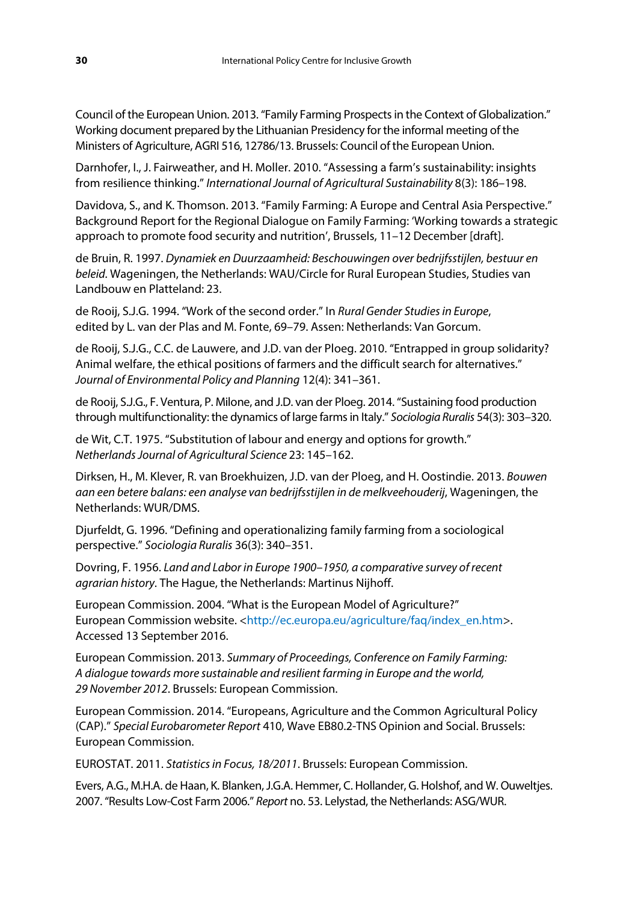Council of the European Union. 2013. "Family Farming Prospects in the Context of Globalization." Working document prepared by the Lithuanian Presidency for the informal meeting of the Ministers of Agriculture, AGRI 516, 12786/13. Brussels: Council of the European Union.

Darnhofer, I., J. Fairweather, and H. Moller. 2010. "Assessing a farm's sustainability: insights from resilience thinking." *International Journal of Agricultural Sustainability* 8(3): 186–198.

Davidova, S., and K. Thomson. 2013. "Family Farming: A Europe and Central Asia Perspective." Background Report for the Regional Dialogue on Family Farming: 'Working towards a strategic approach to promote food security and nutrition', Brussels, 11–12 December [draft].

de Bruin, R. 1997. *Dynamiek en Duurzaamheid: Beschouwingen over bedrijfsstijlen, bestuur en beleid*. Wageningen, the Netherlands: WAU/Circle for Rural European Studies, Studies van Landbouw en Platteland: 23.

de Rooij, S.J.G. 1994. "Work of the second order." In *Rural Gender Studies in Europe*, edited by L. van der Plas and M. Fonte, 69–79. Assen: Netherlands: Van Gorcum.

de Rooij, S.J.G., C.C. de Lauwere, and J.D. van der Ploeg. 2010. "Entrapped in group solidarity? Animal welfare, the ethical positions of farmers and the difficult search for alternatives." *Journal of Environmental Policy and Planning* 12(4): 341–361.

de Rooij, S.J.G., F. Ventura, P. Milone, and J.D. van der Ploeg. 2014. "Sustaining food production through multifunctionality: the dynamics of large farms in Italy." *Sociologia Ruralis* 54(3): 303–320.

de Wit, C.T. 1975. "Substitution of labour and energy and options for growth." *Netherlands Journal of Agricultural Science* 23: 145–162.

Dirksen, H., M. Klever, R. van Broekhuizen, J.D. van der Ploeg, and H. Oostindie. 2013. *Bouwen aan een betere balans: een analyse van bedrijfsstijlen in de melkveehouderij*, Wageningen, the Netherlands: WUR/DMS.

Djurfeldt, G. 1996. "Defining and operationalizing family farming from a sociological perspective." *Sociologia Ruralis* 36(3): 340–351.

Dovring, F. 1956. *Land and Labor in Europe 1900–1950, a comparative survey of recent agrarian history*. The Hague, the Netherlands: Martinus Nijhoff.

European Commission. 2004. "What is the European Model of Agriculture?" European Commission website. <http://ec.europa.eu/agriculture/faq/index_en.htm>. Accessed 13 September 2016.

European Commission. 2013. *Summary of Proceedings, Conference on Family Farming: A dialogue towards more sustainable and resilient farming in Europe and the world, 29 November 2012*. Brussels: European Commission.

European Commission. 2014. "Europeans, Agriculture and the Common Agricultural Policy (CAP)." *Special Eurobarometer Report* 410, Wave EB80.2-TNS Opinion and Social. Brussels: European Commission.

EUROSTAT. 2011. *Statistics in Focus, 18/2011*. Brussels: European Commission.

Evers, A.G., M.H.A. de Haan, K. Blanken, J.G.A. Hemmer, C. Hollander, G. Holshof, and W. Ouweltjes. 2007. "Results Low-Cost Farm 2006." *Report* no. 53. Lelystad, the Netherlands: ASG/WUR.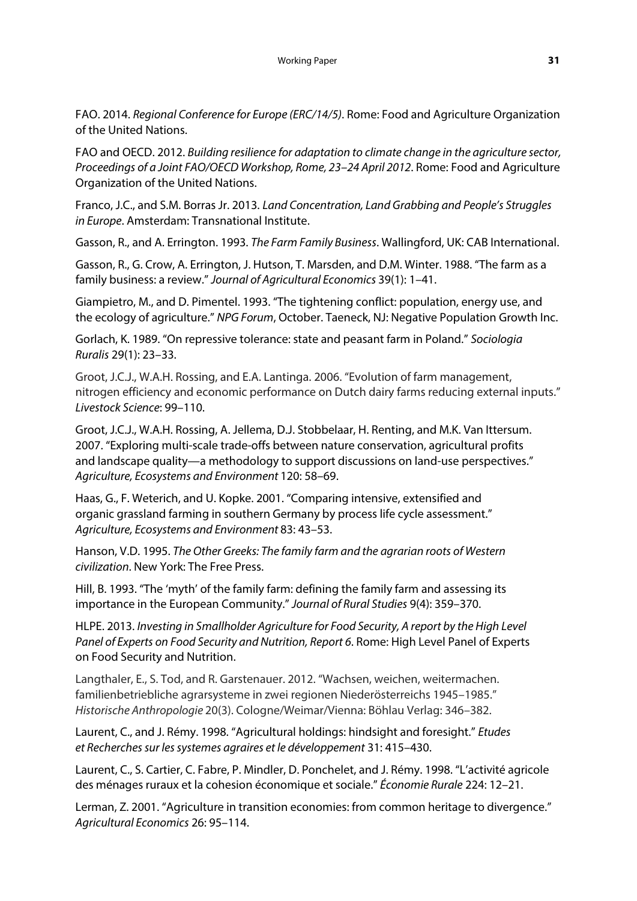FAO. 2014. *Regional Conference for Europe (ERC/14/5)*. Rome: Food and Agriculture Organization of the United Nations.

FAO and OECD. 2012. *Building resilience for adaptation to climate change in the agriculture sector, Proceedings of a Joint FAO/OECD Workshop, Rome, 23–24 April 2012*. Rome: Food and Agriculture Organization of the United Nations.

Franco, J.C., and S.M. Borras Jr. 2013. *Land Concentration, Land Grabbing and People's Struggles in Europe*. Amsterdam: Transnational Institute.

Gasson, R., and A. Errington. 1993. *The Farm Family Business*. Wallingford, UK: CAB International.

Gasson, R., G. Crow, A. Errington, J. Hutson, T. Marsden, and D.M. Winter. 1988. "The farm as a family business: a review." *Journal of Agricultural Economics* 39(1): 1–41.

Giampietro, M., and D. Pimentel. 1993. "The tightening conflict: population, energy use, and the ecology of agriculture." *NPG Forum*, October. Taeneck, NJ: Negative Population Growth Inc.

Gorlach, K. 1989. "On repressive tolerance: state and peasant farm in Poland." *Sociologia Ruralis* 29(1): 23–33.

Groot, J.C.J., W.A.H. Rossing, and E.A. Lantinga. 2006. "Evolution of farm management, nitrogen efficiency and economic performance on Dutch dairy farms reducing external inputs." *Livestock Science*: 99–110.

Groot, J.C.J., W.A.H. Rossing, A. Jellema, D.J. Stobbelaar, H. Renting, and M.K. Van Ittersum. 2007. "Exploring multi-scale trade-offs between nature conservation, agricultural profits and landscape quality—a methodology to support discussions on land-use perspectives." *Agriculture, Ecosystems and Environment* 120: 58–69.

Haas, G., F. Weterich, and U. Kopke. 2001. "Comparing intensive, extensified and organic grassland farming in southern Germany by process life cycle assessment." *Agriculture, Ecosystems and Environment* 83: 43–53.

Hanson, V.D. 1995. *The Other Greeks: The family farm and the agrarian roots of Western civilization*. New York: The Free Press.

Hill, B. 1993. "The 'myth' of the family farm: defining the family farm and assessing its importance in the European Community." *Journal of Rural Studies* 9(4): 359–370.

HLPE. 2013. *Investing in Smallholder Agriculture for Food Security, A report by the High Level Panel of Experts on Food Security and Nutrition, Report 6*. Rome: High Level Panel of Experts on Food Security and Nutrition.

Langthaler, E., S. Tod, and R. Garstenauer. 2012. "Wachsen, weichen, weitermachen. familienbetriebliche agrarsysteme in zwei regionen Niederösterreichs 1945–1985." *Historische Anthropologie* 20(3). Cologne/Weimar/Vienna: Böhlau Verlag: 346–382.

Laurent, C., and J. Rémy. 1998. "Agricultural holdings: hindsight and foresight." *Etudes et Recherches sur les systemes agraires et le développement* 31: 415–430.

Laurent, C., S. Cartier, C. Fabre, P. Mindler, D. Ponchelet, and J. Rémy. 1998. "L'activité agricole des ménages ruraux et la cohesion économique et sociale." *Économie Rurale* 224: 12–21.

Lerman, Z. 2001. "Agriculture in transition economies: from common heritage to divergence." *Agricultural Economics* 26: 95–114.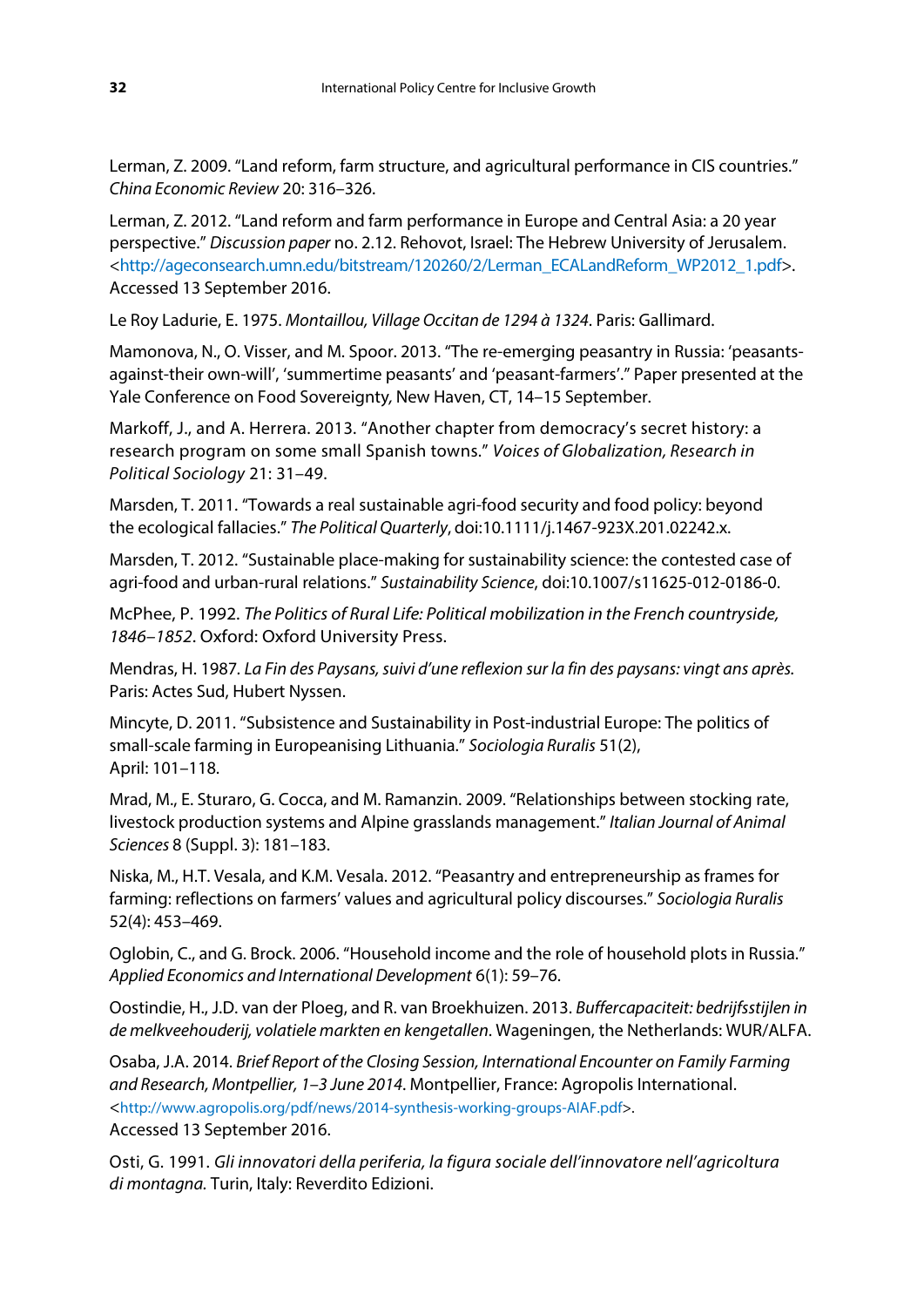Lerman, Z. 2009. "Land reform, farm structure, and agricultural performance in CIS countries." *China Economic Review* 20: 316–326.

Lerman, Z. 2012. "Land reform and farm performance in Europe and Central Asia: a 20 year perspective." *Discussion paper* no. 2.12. Rehovot, Israel: The Hebrew University of Jerusalem. <http://ageconsearch.umn.edu/bitstream/120260/2/Lerman_ECALandReform_WP2012_1.pdf>. Accessed 13 September 2016.

Le Roy Ladurie, E. 1975. *Montaillou, Village Occitan de 1294 à 1324*. Paris: Gallimard.

Mamonova, N., O. Visser, and M. Spoor. 2013. "The re-emerging peasantry in Russia: 'peasants-against-their own-will', 'summertime peasants' and 'peasant-farmers'." Paper presented at the Yale Conference on Food Sovereignty, New Haven, CT, 14–15 September.

Markoff, J., and A. Herrera. 2013. "Another chapter from democracy's secret history: a research program on some small Spanish towns." *Voices of Globalization, Research in Political Sociology* 21: 31–49.

Marsden, T. 2011. "Towards a real sustainable agri-food security and food policy: beyond the ecological fallacies." *The Political Quarterly*, doi:10.1111/j.1467-923X.201.02242.x.

Marsden, T. 2012. "Sustainable place-making for sustainability science: the contested case of agri-food and urban-rural relations." *Sustainability Science*, doi:10.1007/s11625-012-0186-0.

McPhee, P. 1992. *The Politics of Rural Life: Political mobilization in the French countryside, 1846–1852*. Oxford: Oxford University Press.

Mendras, H. 1987. *La Fin des Paysans, suivi d'une reflexion sur la fin des paysans: vingt ans après.* Paris: Actes Sud, Hubert Nyssen.

Mincyte, D. 2011. "Subsistence and Sustainability in Post-industrial Europe: The politics of small-scale farming in Europeanising Lithuania." *Sociologia Ruralis* 51(2), April: 101–118.

Mrad, M., E. Sturaro, G. Cocca, and M. Ramanzin. 2009. "Relationships between stocking rate, livestock production systems and Alpine grasslands management." *Italian Journal of Animal Sciences* 8 (Suppl. 3): 181–183.

Niska, M., H.T. Vesala, and K.M. Vesala. 2012. "Peasantry and entrepreneurship as frames for farming: reflections on farmers' values and agricultural policy discourses." *Sociologia Ruralis* 52(4): 453–469.

Oglobin, C., and G. Brock. 2006. "Household income and the role of household plots in Russia." *Applied Economics and International Development* 6(1): 59–76.

Oostindie, H., J.D. van der Ploeg, and R. van Broekhuizen. 2013. *Buffercapaciteit: bedrijfsstijlen in de melkveehouderij, volatiele markten en kengetallen*. Wageningen, the Netherlands: WUR/ALFA.

Osaba, J.A. 2014. *Brief Report of the Closing Session, International Encounter on Family Farming and Research, Montpellier, 1–3 June 2014*. Montpellier, France: Agropolis International. <http://www.agropolis.org/pdf/news/2014-synthesis-working-groups-AIAF.pdf>. Accessed 13 September 2016.

Osti, G. 1991. *Gli innovatori della periferia, la figura sociale dell'innovatore nell'agricoltura di montagna.* Turin, Italy: Reverdito Edizioni.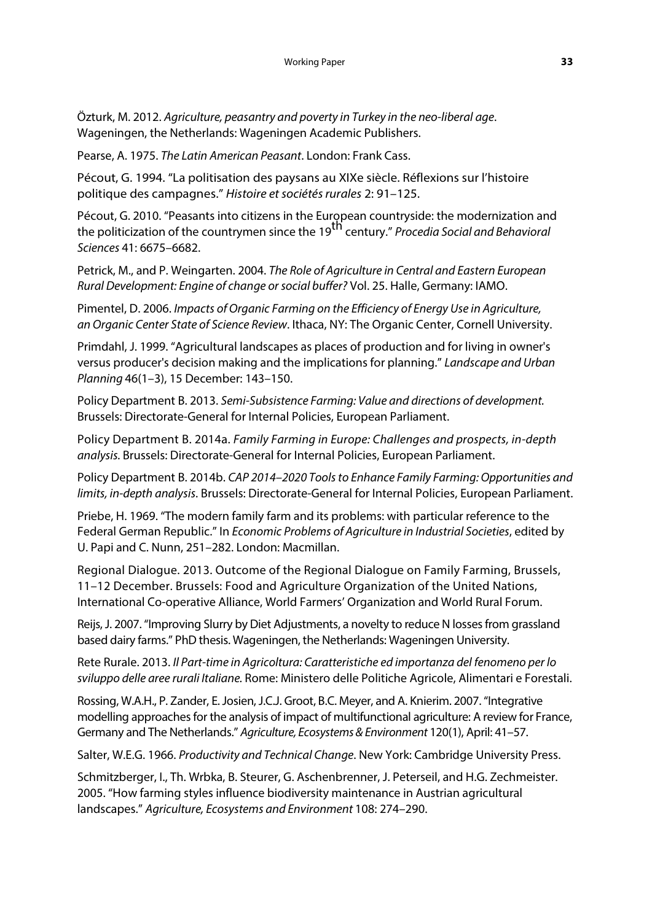Özturk, M. 2012. *Agriculture, peasantry and poverty in Turkey in the neo-liberal age*. Wageningen, the Netherlands: Wageningen Academic Publishers.

Pearse, A. 1975. *The Latin American Peasant*. London: Frank Cass.

Pécout, G. 1994. "La politisation des paysans au XIXe siècle. Réflexions sur l'histoire politique des campagnes." *Histoire et sociétés rurales* 2: 91–125.

Pécout, G. 2010. "Peasants into citizens in the European countryside: the modernization and the politicization of the countrymen since the 19th century." *Procedia Social and Behavioral Sciences* 41: 6675–6682.

Petrick, M., and P. Weingarten. 2004. *The Role of Agriculture in Central and Eastern European Rural Development: Engine of change or social buffer?* Vol. 25. Halle, Germany: IAMO.

Pimentel, D. 2006. *Impacts of Organic Farming on the Efficiency of Energy Use in Agriculture, an Organic Center State of Science Review*. Ithaca, NY: The Organic Center, Cornell University.

Primdahl, J. 1999. "Agricultural landscapes as places of production and for living in owner's versus producer's decision making and the implications for planning." *Landscape and Urban Planning* 46(1–3), 15 December: 143–150.

Policy Department B. 2013. *Semi-Subsistence Farming: Value and directions of development.* Brussels: Directorate-General for Internal Policies, European Parliament.

Policy Department B. 2014a. *Family Farming in Europe: Challenges and prospects, in-depth analysis*. Brussels: Directorate-General for Internal Policies, European Parliament.

Policy Department B. 2014b. *CAP 2014–2020 Tools to Enhance Family Farming: Opportunities and limits, in-depth analysis*. Brussels: Directorate-General for Internal Policies, European Parliament.

Priebe, H. 1969. "The modern family farm and its problems: with particular reference to the Federal German Republic." In *Economic Problems of Agriculture in Industrial Societies*, edited by U. Papi and C. Nunn, 251–282. London: Macmillan.

Regional Dialogue. 2013. Outcome of the Regional Dialogue on Family Farming, Brussels, 11–12 December. Brussels: Food and Agriculture Organization of the United Nations, International Co-operative Alliance, World Farmers' Organization and World Rural Forum.

Reijs, J. 2007. "Improving Slurry by Diet Adjustments, a novelty to reduce N losses from grassland based dairy farms." PhD thesis. Wageningen, the Netherlands: Wageningen University.

Rete Rurale. 2013. *Il Part-time in Agricoltura: Caratteristiche ed importanza del fenomeno per lo sviluppo delle aree rurali Italiane.* Rome: Ministero delle Politiche Agricole, Alimentari e Forestali.

Rossing, W.A.H., P. Zander, E. Josien, J.C.J. Groot, B.C. Meyer, and A. Knierim. 2007. "Integrative modelling approaches for the analysis of impact of multifunctional agriculture: A review for France, Germany and The Netherlands." *Agriculture, Ecosystems & Environment* 120(1), April: 41–57.

Salter, W.E.G. 1966. *Productivity and Technical Change*. New York: Cambridge University Press.

Schmitzberger, I., Th. Wrbka, B. Steurer, G. Aschenbrenner, J. Peterseil, and H.G. Zechmeister. 2005. "How farming styles influence biodiversity maintenance in Austrian agricultural landscapes." *Agriculture, Ecosystems and Environment* 108: 274–290.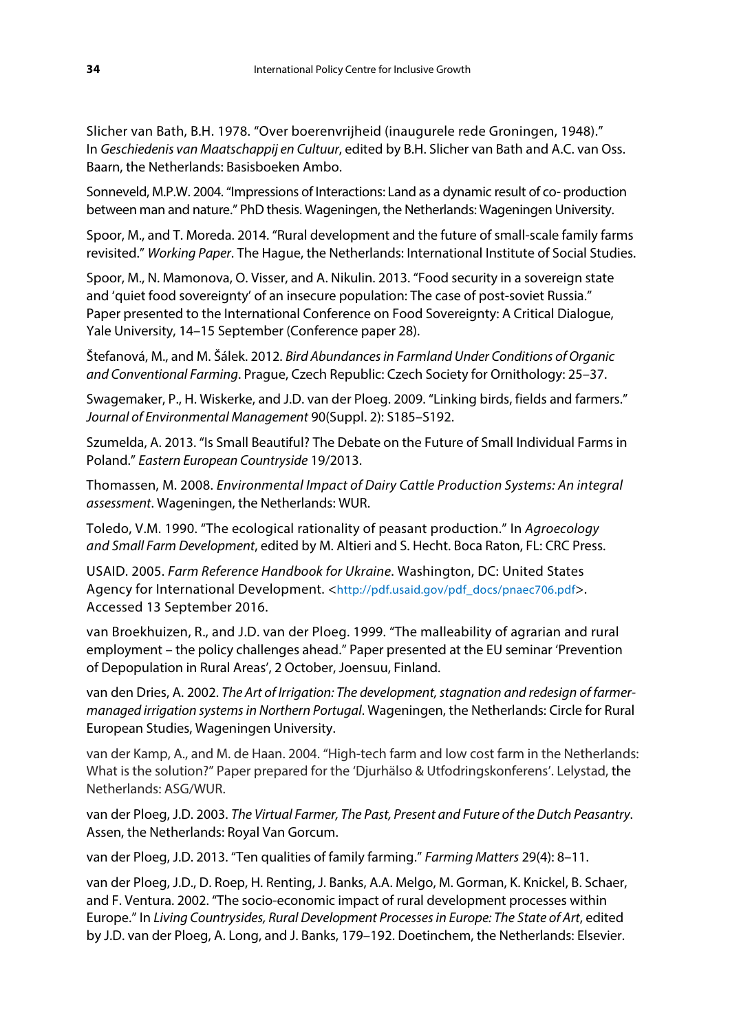Slicher van Bath, B.H. 1978. “Over boerenvrijheid (inaugurele rede Groningen, 1948).” In *Geschiedenis van Maatschappij en Cultuur*, edited by B.H. Slicher van Bath and A.C. van Oss. Baarn, the Netherlands: Basisboeken Ambo.

Sonneveld, M.P.W. 2004. “Impressions of Interactions: Land as a dynamic result of co- production between man and nature.” PhD thesis. Wageningen, the Netherlands: Wageningen University.

Spoor, M., and T. Moreda. 2014. “Rural development and the future of small-scale family farms revisited.” *Working Paper*. The Hague, the Netherlands: International Institute of Social Studies.

Spoor, M., N. Mamonova, O. Visser, and A. Nikulin. 2013. “Food security in a sovereign state and ‘quiet food sovereignty’ of an insecure population: The case of post-soviet Russia.” Paper presented to the International Conference on Food Sovereignty: A Critical Dialogue, Yale University, 14–15 September (Conference paper 28).

Štefanová, M., and M. Šálek. 2012. *Bird Abundances in Farmland Under Conditions of Organic and Conventional Farming*. Prague, Czech Republic: Czech Society for Ornithology: 25–37.

Swagemaker, P., H. Wiskerke, and J.D. van der Ploeg. 2009. “Linking birds, fields and farmers.” *Journal of Environmental Management* 90(Suppl. 2): S185–S192.

Szumelda, A. 2013. “Is Small Beautiful? The Debate on the Future of Small Individual Farms in Poland.” *Eastern European Countryside* 19/2013.

Thomassen, M. 2008. *Environmental Impact of Dairy Cattle Production Systems: An integral assessment*. Wageningen, the Netherlands: WUR.

Toledo, V.M. 1990. “The ecological rationality of peasant production.” In *Agroecology and Small Farm Development*, edited by M. Altieri and S. Hecht. Boca Raton, FL: CRC Press.

USAID. 2005. *Farm Reference Handbook for Ukraine*. Washington, DC: United States Agency for International Development. <http://pdf.usaid.gov/pdf_docs/pnaec706.pdf>. Accessed 13 September 2016.

van Broekhuizen, R., and J.D. van der Ploeg. 1999. “The malleability of agrarian and rural employment – the policy challenges ahead.” Paper presented at the EU seminar ‘Prevention of Depopulation in Rural Areas’, 2 October, Joensuu, Finland.

van den Dries, A. 2002. *The Art of Irrigation: The development, stagnation and redesign of farmer-managed irrigation systems in Northern Portugal*. Wageningen, the Netherlands: Circle for Rural European Studies, Wageningen University.

van der Kamp, A., and M. de Haan. 2004. “High-tech farm and low cost farm in the Netherlands: What is the solution?” Paper prepared for the ‘Djurhälso & Utfodringskonferens’. Lelystad, the Netherlands: ASG/WUR.

van der Ploeg, J.D. 2003. *The Virtual Farmer, The Past, Present and Future of the Dutch Peasantry*. Assen, the Netherlands: Royal Van Gorcum.

van der Ploeg, J.D. 2013. “Ten qualities of family farming.” *Farming Matters* 29(4): 8–11.

van der Ploeg, J.D., D. Roep, H. Renting, J. Banks, A.A. Melgo, M. Gorman, K. Knickel, B. Schaer, and F. Ventura. 2002. “The socio-economic impact of rural development processes within Europe.” In *Living Countrysides, Rural Development Processes in Europe: The State of Art*, edited by J.D. van der Ploeg, A. Long, and J. Banks, 179–192. Doetinchem, the Netherlands: Elsevier.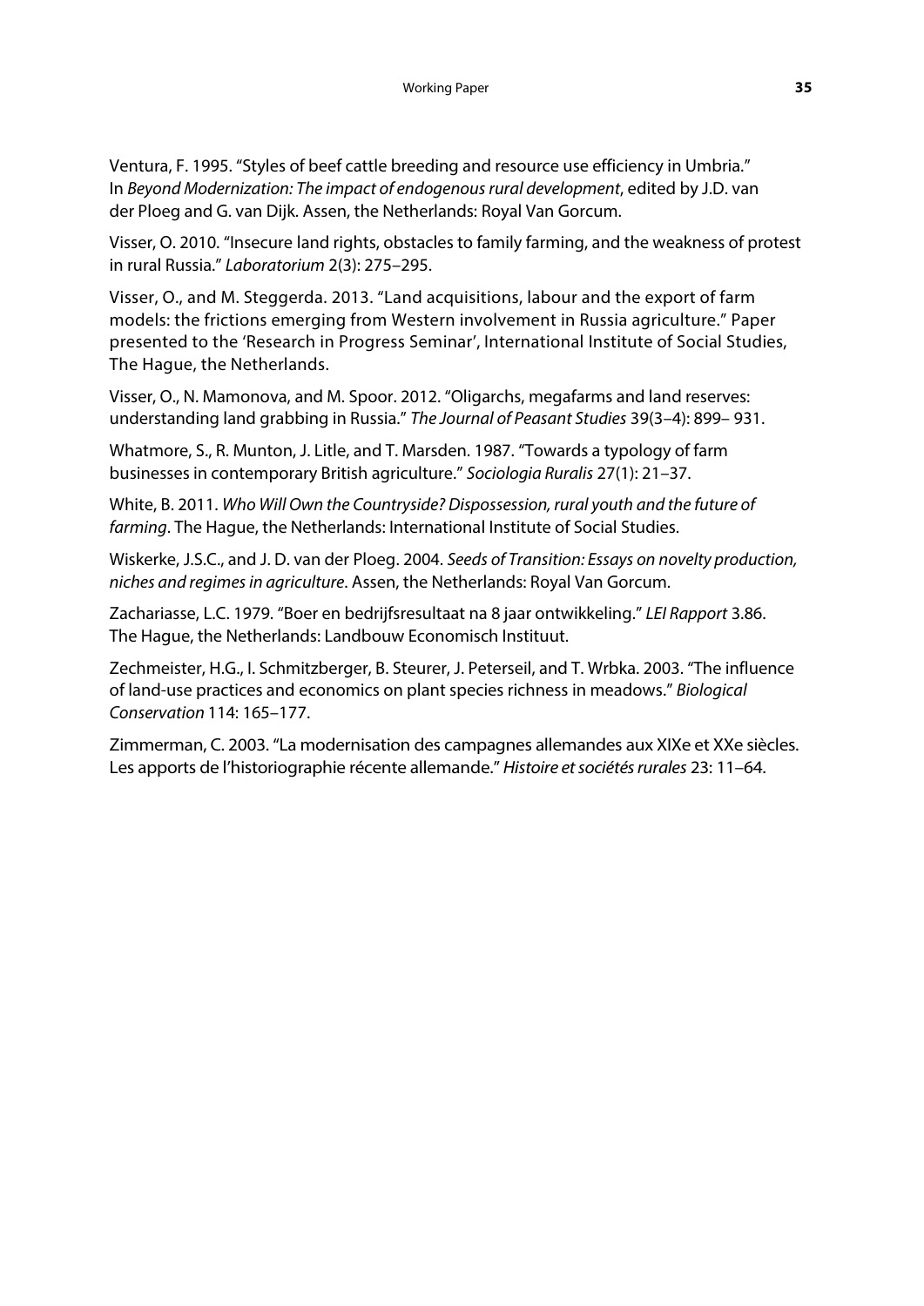Ventura, F. 1995. "Styles of beef cattle breeding and resource use efficiency in Umbria." In *Beyond Modernization: The impact of endogenous rural development*, edited by J.D. van der Ploeg and G. van Dijk. Assen, the Netherlands: Royal Van Gorcum.

Visser, O. 2010. "Insecure land rights, obstacles to family farming, and the weakness of protest in rural Russia." *Laboratorium* 2(3): 275–295.

Visser, O., and M. Steggerda. 2013. "Land acquisitions, labour and the export of farm models: the frictions emerging from Western involvement in Russia agriculture." Paper presented to the 'Research in Progress Seminar', International Institute of Social Studies, The Hague, the Netherlands.

Visser, O., N. Mamonova, and M. Spoor. 2012. "Oligarchs, megafarms and land reserves: understanding land grabbing in Russia." *The Journal of Peasant Studies* 39(3–4): 899– 931.

Whatmore, S., R. Munton, J. Litle, and T. Marsden. 1987. "Towards a typology of farm businesses in contemporary British agriculture." *Sociologia Ruralis* 27(1): 21–37.

White, B. 2011. *Who Will Own the Countryside? Dispossession, rural youth and the future of farming*. The Hague, the Netherlands: International Institute of Social Studies.

Wiskerke, J.S.C., and J. D. van der Ploeg. 2004. *Seeds of Transition: Essays on novelty production, niches and regimes in agriculture*. Assen, the Netherlands: Royal Van Gorcum.

Zachariasse, L.C. 1979. "Boer en bedrijfsresultaat na 8 jaar ontwikkeling." *LEI Rapport* 3.86. The Hague, the Netherlands: Landbouw Economisch Instituut.

Zechmeister, H.G., I. Schmitzberger, B. Steurer, J. Peterseil, and T. Wrbka. 2003. "The influence of land-use practices and economics on plant species richness in meadows." *Biological Conservation* 114: 165–177.

Zimmerman, C. 2003. "La modernisation des campagnes allemandes aux XIXe et XXe siècles. Les apports de l'historiographie récente allemande." *Histoire et sociétés rurales* 23: 11–64.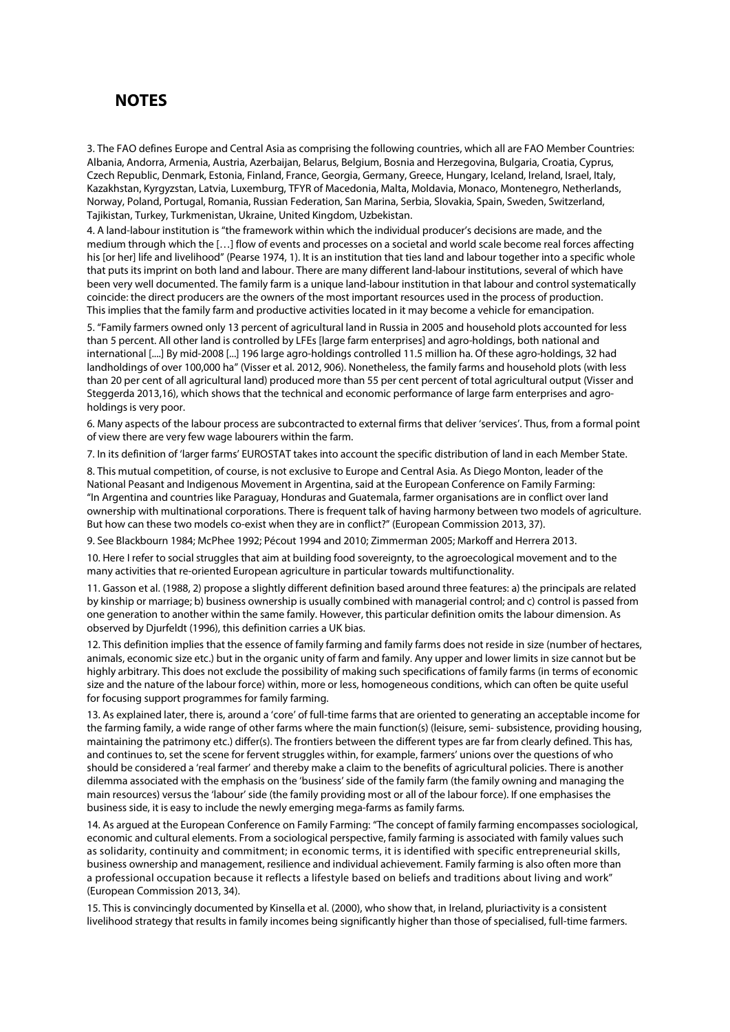## NOTES

3. The FAO defines Europe and Central Asia as comprising the following countries, which all are FAO Member Countries: Albania, Andorra, Armenia, Austria, Azerbaijan, Belarus, Belgium, Bosnia and Herzegovina, Bulgaria, Croatia, Cyprus, Czech Republic, Denmark, Estonia, Finland, France, Georgia, Germany, Greece, Hungary, Iceland, Ireland, Israel, Italy, Kazakhstan, Kyrgyzstan, Latvia, Luxemburg, TFYR of Macedonia, Malta, Moldavia, Monaco, Montenegro, Netherlands, Norway, Poland, Portugal, Romania, Russian Federation, San Marina, Serbia, Slovakia, Spain, Sweden, Switzerland, Tajikistan, Turkey, Turkmenistan, Ukraine, United Kingdom, Uzbekistan.

4. A land-labour institution is "the framework within which the individual producer's decisions are made, and the medium through which the […] flow of events and processes on a societal and world scale become real forces affecting his [or her] life and livelihood" (Pearse 1974, 1). It is an institution that ties land and labour together into a specific whole that puts its imprint on both land and labour. There are many different land-labour institutions, several of which have been very well documented. The family farm is a unique land-labour institution in that labour and control systematically coincide: the direct producers are the owners of the most important resources used in the process of production. This implies that the family farm and productive activities located in it may become a vehicle for emancipation.

5. "Family farmers owned only 13 percent of agricultural land in Russia in 2005 and household plots accounted for less than 5 percent. All other land is controlled by LFEs [large farm enterprises] and agro-holdings, both national and international [....] By mid-2008 [...] 196 large agro-holdings controlled 11.5 million ha. Of these agro-holdings, 32 had landholdings of over 100,000 ha" (Visser et al. 2012, 906). Nonetheless, the family farms and household plots (with less than 20 per cent of all agricultural land) produced more than 55 per cent percent of total agricultural output (Visser and Steggerda 2013,16), which shows that the technical and economic performance of large farm enterprises and agro-holdings is very poor.

6. Many aspects of the labour process are subcontracted to external firms that deliver 'services'. Thus, from a formal point of view there are very few wage labourers within the farm.

7. In its definition of 'larger farms' EUROSTAT takes into account the specific distribution of land in each Member State.

8. This mutual competition, of course, is not exclusive to Europe and Central Asia. As Diego Monton, leader of the National Peasant and Indigenous Movement in Argentina, said at the European Conference on Family Farming: "In Argentina and countries like Paraguay, Honduras and Guatemala, farmer organisations are in conflict over land ownership with multinational corporations. There is frequent talk of having harmony between two models of agriculture. But how can these two models co-exist when they are in conflict?" (European Commission 2013, 37).

9. See Blackbourn 1984; McPhee 1992; Pécout 1994 and 2010; Zimmerman 2005; Markoff and Herrera 2013.

10. Here I refer to social struggles that aim at building food sovereignty, to the agroecological movement and to the many activities that re-oriented European agriculture in particular towards multifunctionality.

11. Gasson et al. (1988, 2) propose a slightly different definition based around three features: a) the principals are related by kinship or marriage; b) business ownership is usually combined with managerial control; and c) control is passed from one generation to another within the same family. However, this particular definition omits the labour dimension. As observed by Djurfeldt (1996), this definition carries a UK bias.

12. This definition implies that the essence of family farming and family farms does not reside in size (number of hectares, animals, economic size etc.) but in the organic unity of farm and family. Any upper and lower limits in size cannot but be highly arbitrary. This does not exclude the possibility of making such specifications of family farms (in terms of economic size and the nature of the labour force) within, more or less, homogeneous conditions, which can often be quite useful for focusing support programmes for family farming.

13. As explained later, there is, around a 'core' of full-time farms that are oriented to generating an acceptable income for the farming family, a wide range of other farms where the main function(s) (leisure, semi- subsistence, providing housing, maintaining the patrimony etc.) differ(s). The frontiers between the different types are far from clearly defined. This has, and continues to, set the scene for fervent struggles within, for example, farmers' unions over the questions of who should be considered a 'real farmer' and thereby make a claim to the benefits of agricultural policies. There is another dilemma associated with the emphasis on the 'business' side of the family farm (the family owning and managing the main resources) versus the 'labour' side (the family providing most or all of the labour force). If one emphasises the business side, it is easy to include the newly emerging mega-farms as family farms.

14. As argued at the European Conference on Family Farming: "The concept of family farming encompasses sociological, economic and cultural elements. From a sociological perspective, family farming is associated with family values such as solidarity, continuity and commitment; in economic terms, it is identified with specific entrepreneurial skills, business ownership and management, resilience and individual achievement. Family farming is also often more than a professional occupation because it reflects a lifestyle based on beliefs and traditions about living and work" (European Commission 2013, 34).

15. This is convincingly documented by Kinsella et al. (2000), who show that, in Ireland, pluriactivity is a consistent livelihood strategy that results in family incomes being significantly higher than those of specialised, full-time farmers.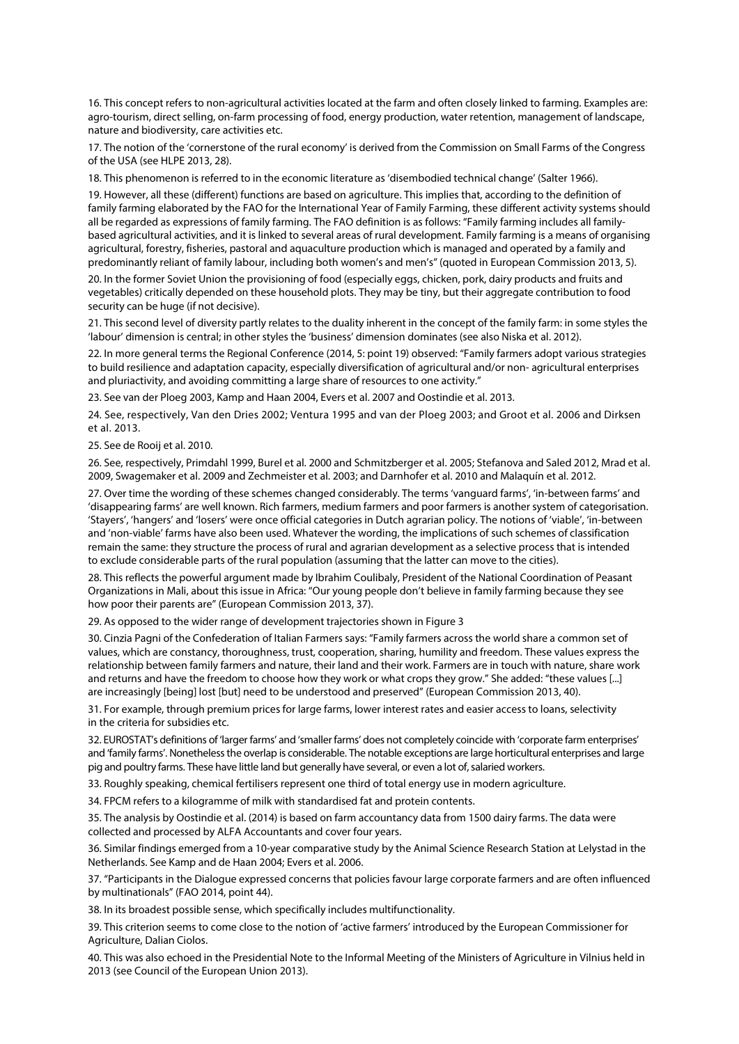16. This concept refers to non-agricultural activities located at the farm and often closely linked to farming. Examples are: agro-tourism, direct selling, on-farm processing of food, energy production, water retention, management of landscape, nature and biodiversity, care activities etc.

17. The notion of the 'cornerstone of the rural economy' is derived from the Commission on Small Farms of the Congress of the USA (see HLPE 2013, 28).

18. This phenomenon is referred to in the economic literature as 'disembodied technical change' (Salter 1966).

19. However, all these (different) functions are based on agriculture. This implies that, according to the definition of family farming elaborated by the FAO for the International Year of Family Farming, these different activity systems should all be regarded as expressions of family farming. The FAO definition is as follows: "Family farming includes all family-based agricultural activities, and it is linked to several areas of rural development. Family farming is a means of organising agricultural, forestry, fisheries, pastoral and aquaculture production which is managed and operated by a family and predominantly reliant of family labour, including both women's and men's" (quoted in European Commission 2013, 5).

20. In the former Soviet Union the provisioning of food (especially eggs, chicken, pork, dairy products and fruits and vegetables) critically depended on these household plots. They may be tiny, but their aggregate contribution to food security can be huge (if not decisive).

21. This second level of diversity partly relates to the duality inherent in the concept of the family farm: in some styles the 'labour' dimension is central; in other styles the 'business' dimension dominates (see also Niska et al. 2012).

22. In more general terms the Regional Conference (2014, 5: point 19) observed: "Family farmers adopt various strategies to build resilience and adaptation capacity, especially diversification of agricultural and/or non- agricultural enterprises and pluriactivity, and avoiding committing a large share of resources to one activity."

23. See van der Ploeg 2003, Kamp and Haan 2004, Evers et al. 2007 and Oostindie et al. 2013.

24. See, respectively, Van den Dries 2002; Ventura 1995 and van der Ploeg 2003; and Groot et al. 2006 and Dirksen et al. 2013.

25. See de Rooij et al. 2010.

26. See, respectively, Primdahl 1999, Burel et al. 2000 and Schmitzberger et al. 2005; Stefanova and Saled 2012, Mrad et al. 2009, Swagemaker et al. 2009 and Zechmeister et al. 2003; and Darnhofer et al. 2010 and Malaquín et al. 2012.

27. Over time the wording of these schemes changed considerably. The terms 'vanguard farms', 'in-between farms' and 'disappearing farms' are well known. Rich farmers, medium farmers and poor farmers is another system of categorisation. 'Stayers', 'hangers' and 'losers' were once official categories in Dutch agrarian policy. The notions of 'viable', 'in-between and 'non-viable' farms have also been used. Whatever the wording, the implications of such schemes of classification remain the same: they structure the process of rural and agrarian development as a selective process that is intended to exclude considerable parts of the rural population (assuming that the latter can move to the cities).

28. This reflects the powerful argument made by Ibrahim Coulibaly, President of the National Coordination of Peasant Organizations in Mali, about this issue in Africa: "Our young people don't believe in family farming because they see how poor their parents are" (European Commission 2013, 37).

29. As opposed to the wider range of development trajectories shown in Figure 3

30. Cinzia Pagni of the Confederation of Italian Farmers says: "Family farmers across the world share a common set of values, which are constancy, thoroughness, trust, cooperation, sharing, humility and freedom. These values express the relationship between family farmers and nature, their land and their work. Farmers are in touch with nature, share work and returns and have the freedom to choose how they work or what crops they grow." She added: "these values [...] are increasingly [being] lost [but] need to be understood and preserved" (European Commission 2013, 40).

31. For example, through premium prices for large farms, lower interest rates and easier access to loans, selectivity in the criteria for subsidies etc.

32. EUROSTAT's definitions of 'larger farms' and 'smaller farms' does not completely coincide with 'corporate farm enterprises' and 'family farms'. Nonetheless the overlap is considerable. The notable exceptions are large horticultural enterprises and large pig and poultry farms. These have little land but generally have several, or even a lot of, salaried workers.

33. Roughly speaking, chemical fertilisers represent one third of total energy use in modern agriculture.

34. FPCM refers to a kilogramme of milk with standardised fat and protein contents.

35. The analysis by Oostindie et al. (2014) is based on farm accountancy data from 1500 dairy farms. The data were collected and processed by ALFA Accountants and cover four years.

36. Similar findings emerged from a 10-year comparative study by the Animal Science Research Station at Lelystad in the Netherlands. See Kamp and de Haan 2004; Evers et al. 2006.

37. "Participants in the Dialogue expressed concerns that policies favour large corporate farmers and are often influenced by multinationals" (FAO 2014, point 44).

38. In its broadest possible sense, which specifically includes multifunctionality.

39. This criterion seems to come close to the notion of 'active farmers' introduced by the European Commissioner for Agriculture, Dalian Ciolos.

40. This was also echoed in the Presidential Note to the Informal Meeting of the Ministers of Agriculture in Vilnius held in 2013 (see Council of the European Union 2013).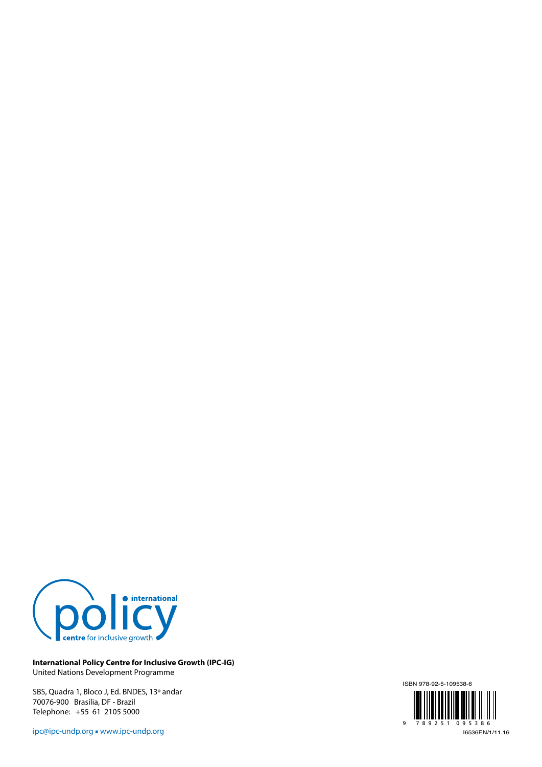international
policy
centre for inclusive growth

**International Policy Centre for Inclusive Growth (IPC-IG)**
United Nations Development Programme

SBS, Quadra 1, Bloco J, Ed. BNDES, 13º andar
70076-900 Brasília, DF - Brazil
Telephone: +55 61 2105 5000

ipc@ipc-undp.org ▪ www.ipc-undp.org

ISBN 978-92-5-109538-6

9 789251 095386

I6536EN/1/11.16